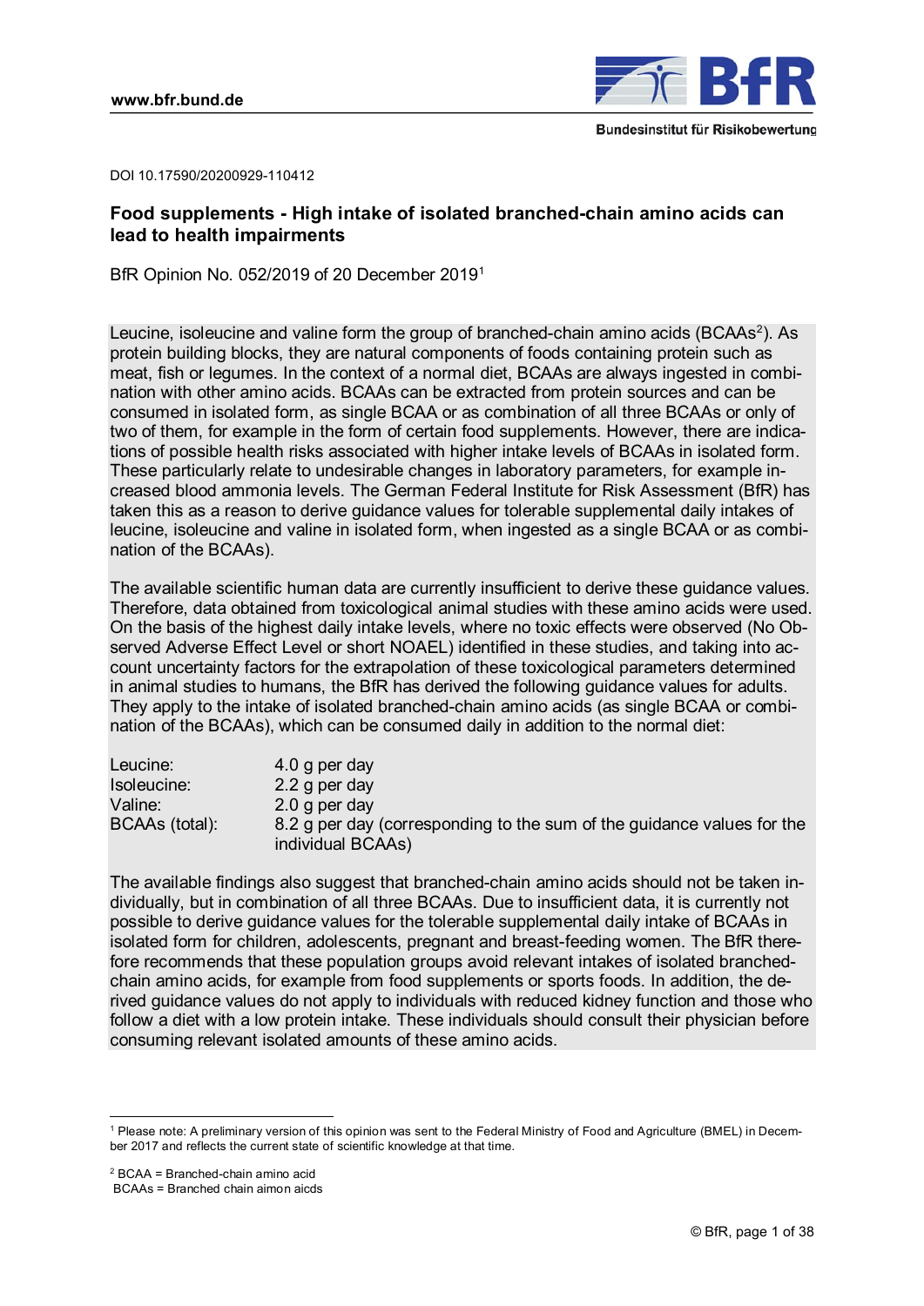DOI 10.17590/20200929-110412

# Food supplements - High intake of isolated branched-chain amino acids can lead to health impairments

BfR Opinion No. 052/2019 of 20 December 2019[1]

Leucine, isoleucine and valine form the group of branched-chain amino acids (BCAAs[2]). As protein building blocks, they are natural components of foods containing protein such as meat, fish or legumes. In the context of a normal diet, BCAAs are always ingested in combination with other amino acids. BCAAs can be extracted from protein sources and can be consumed in isolated form, as single BCAA or as combination of all three BCAAs or only of two of them, for example in the form of certain food supplements. However, there are indications of possible health risks associated with higher intake levels of BCAAs in isolated form. These particularly relate to undesirable changes in laboratory parameters, for example increased blood ammonia levels. The German Federal Institute for Risk Assessment (BfR) has taken this as a reason to derive guidance values for tolerable supplemental daily intakes of leucine, isoleucine and valine in isolated form, when ingested as a single BCAA or as combination of the BCAAs).

The available scientific human data are currently insufficient to derive these guidance values. Therefore, data obtained from toxicological animal studies with these amino acids were used. On the basis of the highest daily intake levels, where no toxic effects were observed (No Observed Adverse Effect Level or short NOAEL) identified in these studies, and taking into account uncertainty factors for the extrapolation of these toxicological parameters determined in animal studies to humans, the BfR has derived the following guidance values for adults. They apply to the intake of isolated branched-chain amino acids (as single BCAA or combination of the BCAAs), which can be consumed daily in addition to the normal diet:

| | |
|---|---|
| Leucine: | 4.0 g per day |
| Isoleucine: | 2.2 g per day |
| Valine: | 2.0 g per day |
| BCAAs (total): | 8.2 g per day (corresponding to the sum of the guidance values for the individual BCAAs) |

The available findings also suggest that branched-chain amino acids should not be taken individually, but in combination of all three BCAAs. Due to insufficient data, it is currently not possible to derive guidance values for the tolerable supplemental daily intake of BCAAs in isolated form for children, adolescents, pregnant and breast-feeding women. The BfR therefore recommends that these population groups avoid relevant intakes of isolated branched-chain amino acids, for example from food supplements or sports foods. In addition, the derived guidance values do not apply to individuals with reduced kidney function and those who follow a diet with a low protein intake. These individuals should consult their physician before consuming relevant isolated amounts of these amino acids.

---

[1] Please note: A preliminary version of this opinion was sent to the Federal Ministry of Food and Agriculture (BMEL) in December 2017 and reflects the current state of scientific knowledge at that time.

[2] BCAA = Branched-chain amino acid
BCAAs = Branched chain aimon aicds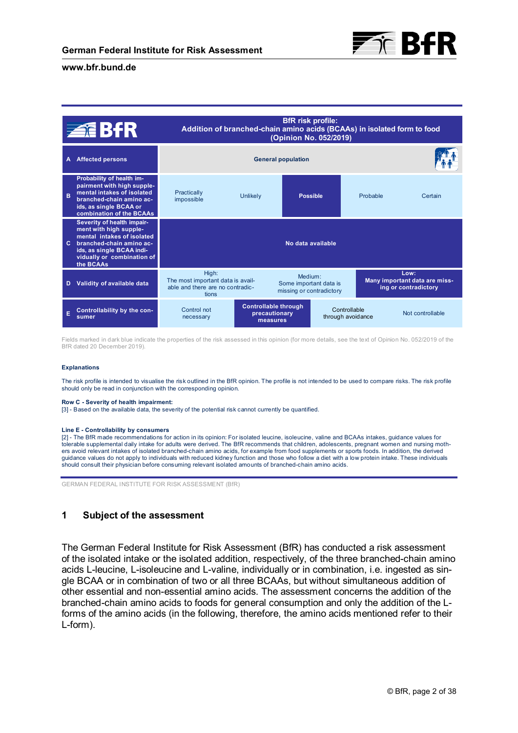| BfR | BfR risk profile: Addition of branched-chain amino acids (BCAAs) in isolated form to food (Opinion No. 052/2019) | | | | |
|---|---|---|---|---|---|
| **A** Affected persons | General population | | | | |
| **B** Probability of health impairment with high supplemental intakes of isolated branched-chain amino acids, as single BCAA or combination of the BCAAs | Practically impossible | Unlikely | **Possible** | Probable | Certain |
| **C** Severity of health impairment with high supplemental intakes of isolated branched-chain amino acids, as single BCAA individually or combination of the BCAAs | No data available | | | | |
| **D** Validity of available data | High: The most important data is available and there are no contradictions | Medium: Some important data is missing or contradictory | **Low: Many important data are missing or contradictory** | | |
| **E** Controllability by the consumer | Control not necessary | **Controllable through precautionary measures** | Controllable through avoidance | Not controllable | |

Fields marked in dark blue indicate the properties of the risk assessed in this opinion (for more details, see the text of Opinion No. 052/2019 of the BfR dated 20 December 2019).

**Explanations**

The risk profile is intended to visualise the risk outlined in the BfR opinion. The profile is not intended to be used to compare risks. The risk profile should only be read in conjunction with the corresponding opinion.

**Row C - Severity of health impairment:**
[3] - Based on the available data, the severity of the potential risk cannot currently be quantified.

**Line E - Controllability by consumers**
[2] - The BfR made recommendations for action in its opinion: For isolated leucine, isoleucine, valine and BCAAs intakes, guidance values for tolerable supplemental daily intake for adults were derived. The BfR recommends that children, adolescents, pregnant women and nursing mothers avoid relevant intakes of isolated branched-chain amino acids, for example from food supplements or sports foods. In addition, the derived guidance values do not apply to individuals with reduced kidney function and those who follow a diet with a low protein intake. These individuals should consult their physician before consuming relevant isolated amounts of branched-chain amino acids.

GERMAN FEDERAL INSTITUTE FOR RISK ASSESSMENT (BfR)

## 1 Subject of the assessment

The German Federal Institute for Risk Assessment (BfR) has conducted a risk assessment of the isolated intake or the isolated addition, respectively, of the three branched-chain amino acids L-leucine, L-isoleucine and L-valine, individually or in combination, i.e. ingested as single BCAA or in combination of two or all three BCAAs, but without simultaneous addition of other essential and non-essential amino acids. The assessment concerns the addition of the branched-chain amino acids to foods for general consumption and only the addition of the L-forms of the amino acids (in the following, therefore, the amino acids mentioned refer to their L-form).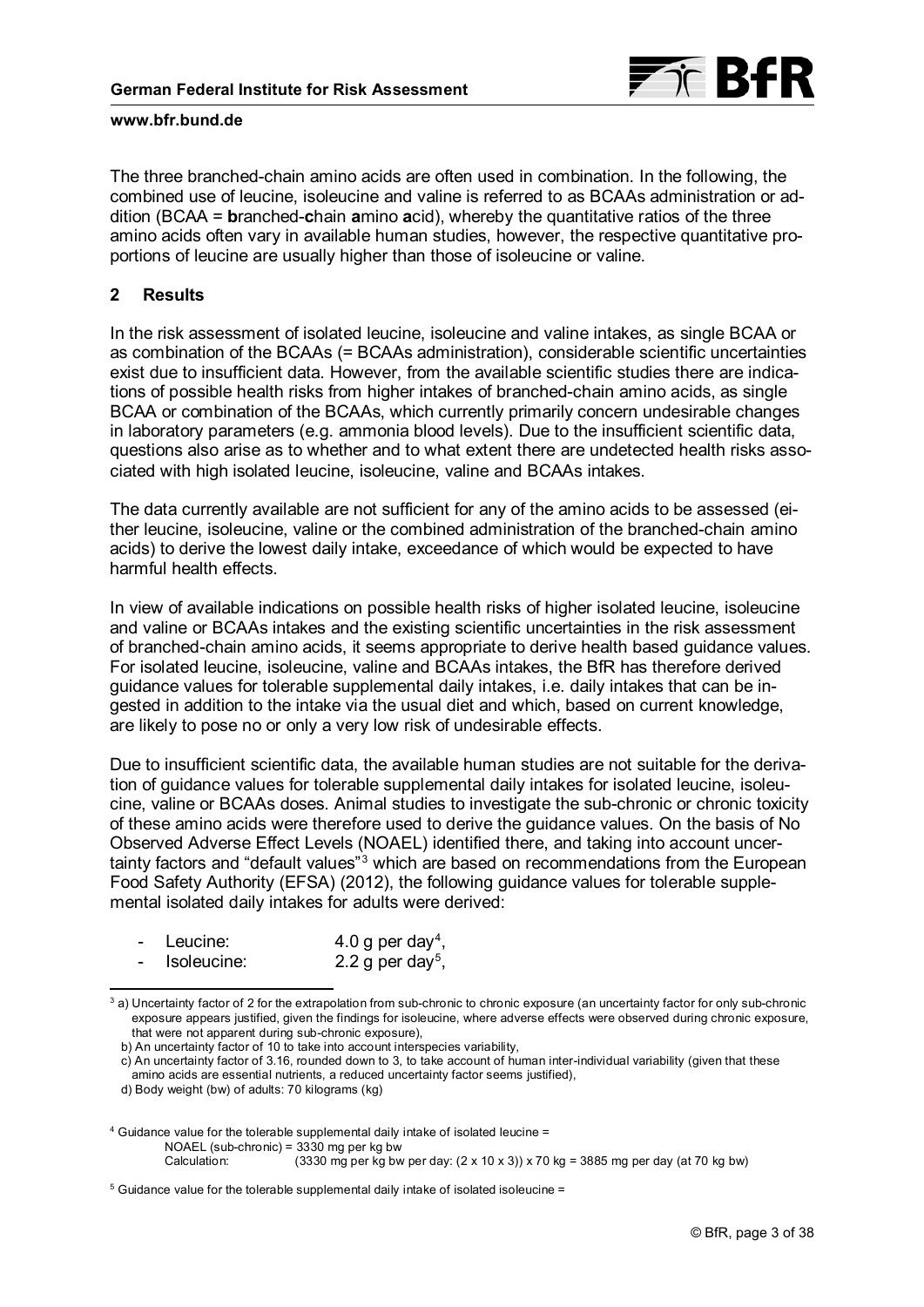The three branched-chain amino acids are often used in combination. In the following, the combined use of leucine, isoleucine and valine is referred to as BCAAs administration or addition (BCAA = **b**ranched-**c**hain **a**mino **a**cid), whereby the quantitative ratios of the three amino acids often vary in available human studies, however, the respective quantitative proportions of leucine are usually higher than those of isoleucine or valine.

## 2 Results

In the risk assessment of isolated leucine, isoleucine and valine intakes, as single BCAA or as combination of the BCAAs (= BCAAs administration), considerable scientific uncertainties exist due to insufficient data. However, from the available scientific studies there are indications of possible health risks from higher intakes of branched-chain amino acids, as single BCAA or combination of the BCAAs, which currently primarily concern undesirable changes in laboratory parameters (e.g. ammonia blood levels). Due to the insufficient scientific data, questions also arise as to whether and to what extent there are undetected health risks associated with high isolated leucine, isoleucine, valine and BCAAs intakes.

The data currently available are not sufficient for any of the amino acids to be assessed (either leucine, isoleucine, valine or the combined administration of the branched-chain amino acids) to derive the lowest daily intake, exceedance of which would be expected to have harmful health effects.

In view of available indications on possible health risks of higher isolated leucine, isoleucine and valine or BCAAs intakes and the existing scientific uncertainties in the risk assessment of branched-chain amino acids, it seems appropriate to derive health based guidance values. For isolated leucine, isoleucine, valine and BCAAs intakes, the BfR has therefore derived guidance values for tolerable supplemental daily intakes, i.e. daily intakes that can be ingested in addition to the intake via the usual diet and which, based on current knowledge, are likely to pose no or only a very low risk of undesirable effects.

Due to insufficient scientific data, the available human studies are not suitable for the derivation of guidance values for tolerable supplemental daily intakes for isolated leucine, isoleucine, valine or BCAAs doses. Animal studies to investigate the sub-chronic or chronic toxicity of these amino acids were therefore used to derive the guidance values. On the basis of No Observed Adverse Effect Levels (NOAEL) identified there, and taking into account uncertainty factors and "default values"[3] which are based on recommendations from the European Food Safety Authority (EFSA) (2012), the following guidance values for tolerable supplemental isolated daily intakes for adults were derived:

- Leucine: 4.0 g per day[4],
- Isoleucine: 2.2 g per day[5],

---

[3] a) Uncertainty factor of 2 for the extrapolation from sub-chronic to chronic exposure (an uncertainty factor for only sub-chronic exposure appears justified, given the findings for isoleucine, where adverse effects were observed during chronic exposure, that were not apparent during sub-chronic exposure),
b) An uncertainty factor of 10 to take into account interspecies variability,
c) An uncertainty factor of 3.16, rounded down to 3, to take account of human inter-individual variability (given that these amino acids are essential nutrients, a reduced uncertainty factor seems justified),
d) Body weight (bw) of adults: 70 kilograms (kg)

[4] Guidance value for the tolerable supplemental daily intake of isolated leucine =
NOAEL (sub-chronic) = 3330 mg per kg bw
Calculation: (3330 mg per kg bw per day: (2 x 10 x 3)) x 70 kg = 3885 mg per day (at 70 kg bw)

[5] Guidance value for the tolerable supplemental daily intake of isolated isoleucine =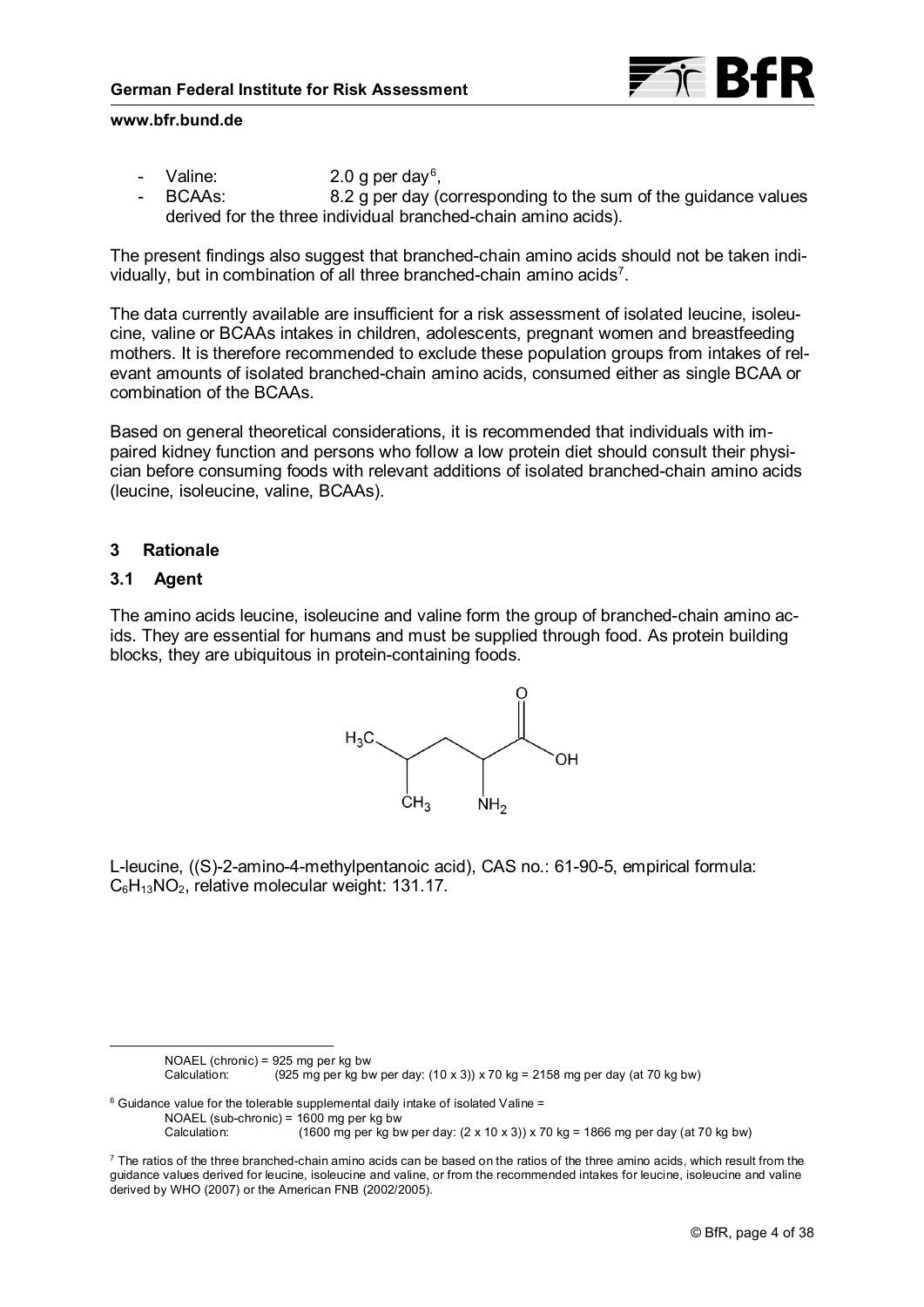- Valine: 2.0 g per day[6],
- BCAAs: 8.2 g per day (corresponding to the sum of the guidance values derived for the three individual branched-chain amino acids).

The present findings also suggest that branched-chain amino acids should not be taken individually, but in combination of all three branched-chain amino acids[7].

The data currently available are insufficient for a risk assessment of isolated leucine, isoleucine, valine or BCAAs intakes in children, adolescents, pregnant women and breastfeeding mothers. It is therefore recommended to exclude these population groups from intakes of relevant amounts of isolated branched-chain amino acids, consumed either as single BCAA or combination of the BCAAs.

Based on general theoretical considerations, it is recommended that individuals with impaired kidney function and persons who follow a low protein diet should consult their physician before consuming foods with relevant additions of isolated branched-chain amino acids (leucine, isoleucine, valine, BCAAs).

## 3 Rationale

### 3.1 Agent

The amino acids leucine, isoleucine and valine form the group of branched-chain amino acids. They are essential for humans and must be supplied through food. As protein building blocks, they are ubiquitous in protein-containing foods.

L-leucine, ((S)-2-amino-4-methylpentanoic acid), CAS no.: 61-90-5, empirical formula: $C_6H_{13}NO_2$, relative molecular weight: 131.17.

---

NOAEL (chronic) = 925 mg per kg bw
Calculation: (925 mg per kg bw per day: (10 x 3)) x 70 kg = 2158 mg per day (at 70 kg bw)

[6] Guidance value for the tolerable supplemental daily intake of isolated Valine =
NOAEL (sub-chronic) = 1600 mg per kg bw
Calculation: (1600 mg per kg bw per day: (2 x 10 x 3)) x 70 kg = 1866 mg per day (at 70 kg bw)

[7] The ratios of the three branched-chain amino acids can be based on the ratios of the three amino acids, which result from the guidance values derived for leucine, isoleucine and valine, or from the recommended intakes for leucine, isoleucine and valine derived by WHO (2007) or the American FNB (2002/2005).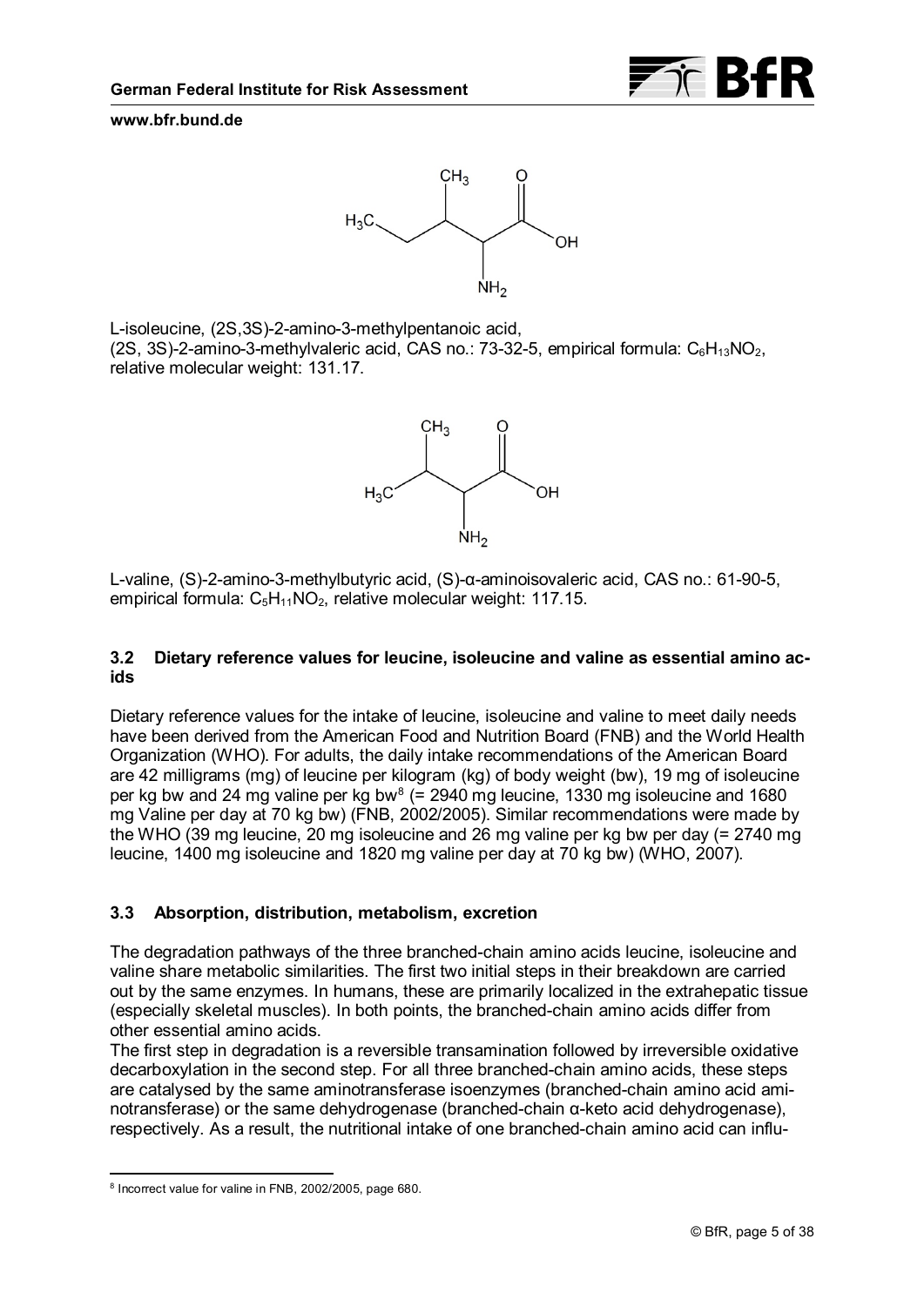L-isoleucine, (2S,3S)-2-amino-3-methylpentanoic acid,
(2S, 3S)-2-amino-3-methylvaleric acid, CAS no.: 73-32-5, empirical formula: $C_6H_{13}NO_2$, relative molecular weight: 131.17.

L-valine, (S)-2-amino-3-methylbutyric acid, (S)-α-aminoisovaleric acid, CAS no.: 61-90-5, empirical formula: $C_5H_{11}NO_2$, relative molecular weight: 117.15.

### 3.2 Dietary reference values for leucine, isoleucine and valine as essential amino acids

Dietary reference values for the intake of leucine, isoleucine and valine to meet daily needs have been derived from the American Food and Nutrition Board (FNB) and the World Health Organization (WHO). For adults, the daily intake recommendations of the American Board are 42 milligrams (mg) of leucine per kilogram (kg) of body weight (bw), 19 mg of isoleucine per kg bw and 24 mg valine per kg bw[8] (= 2940 mg leucine, 1330 mg isoleucine and 1680 mg Valine per day at 70 kg bw) (FNB, 2002/2005). Similar recommendations were made by the WHO (39 mg leucine, 20 mg isoleucine and 26 mg valine per kg bw per day (= 2740 mg leucine, 1400 mg isoleucine and 1820 mg valine per day at 70 kg bw) (WHO, 2007).

### 3.3 Absorption, distribution, metabolism, excretion

The degradation pathways of the three branched-chain amino acids leucine, isoleucine and valine share metabolic similarities. The first two initial steps in their breakdown are carried out by the same enzymes. In humans, these are primarily localized in the extrahepatic tissue (especially skeletal muscles). In both points, the branched-chain amino acids differ from other essential amino acids.
The first step in degradation is a reversible transamination followed by irreversible oxidative decarboxylation in the second step. For all three branched-chain amino acids, these steps are catalysed by the same aminotransferase isoenzymes (branched-chain amino acid aminotransferase) or the same dehydrogenase (branched-chain α-keto acid dehydrogenase), respectively. As a result, the nutritional intake of one branched-chain amino acid can influ-

[8] Incorrect value for valine in FNB, 2002/2005, page 680.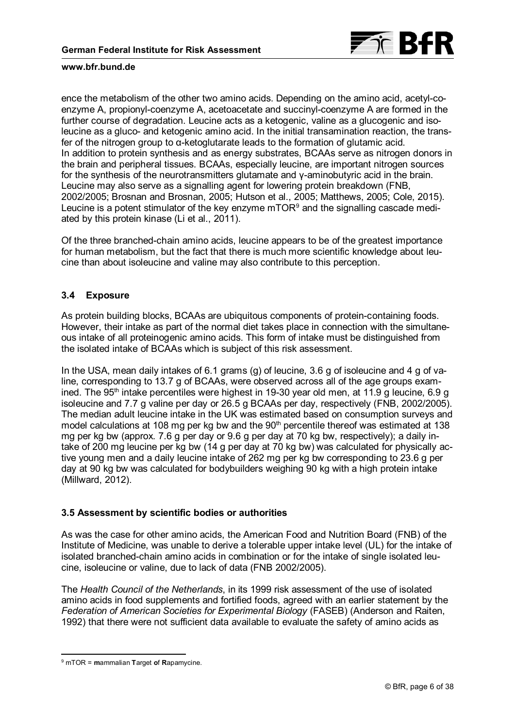ence the metabolism of the other two amino acids. Depending on the amino acid, acetyl-coenzyme A, propionyl-coenzyme A, acetoacetate and succinyl-coenzyme A are formed in the further course of degradation. Leucine acts as a ketogenic, valine as a glucogenic and isoleucine as a gluco- and ketogenic amino acid. In the initial transamination reaction, the transfer of the nitrogen group to α-ketoglutarate leads to the formation of glutamic acid.
In addition to protein synthesis and as energy substrates, BCAAs serve as nitrogen donors in the brain and peripheral tissues. BCAAs, especially leucine, are important nitrogen sources for the synthesis of the neurotransmitters glutamate and γ-aminobutyric acid in the brain. Leucine may also serve as a signalling agent for lowering protein breakdown (FNB, 2002/2005; Brosnan and Brosnan, 2005; Hutson et al., 2005; Matthews, 2005; Cole, 2015). Leucine is a potent stimulator of the key enzyme mTOR[9] and the signalling cascade mediated by this protein kinase (Li et al., 2011).

Of the three branched-chain amino acids, leucine appears to be of the greatest importance for human metabolism, but the fact that there is much more scientific knowledge about leucine than about isoleucine and valine may also contribute to this perception.

## 3.4 Exposure

As protein building blocks, BCAAs are ubiquitous components of protein-containing foods. However, their intake as part of the normal diet takes place in connection with the simultaneous intake of all proteinogenic amino acids. This form of intake must be distinguished from the isolated intake of BCAAs which is subject of this risk assessment.

In the USA, mean daily intakes of 6.1 grams (g) of leucine, 3.6 g of isoleucine and 4 g of valine, corresponding to 13.7 g of BCAAs, were observed across all of the age groups examined. The 95[th] intake percentiles were highest in 19-30 year old men, at 11.9 g leucine, 6.9 g isoleucine and 7.7 g valine per day or 26.5 g BCAAs per day, respectively (FNB, 2002/2005). The median adult leucine intake in the UK was estimated based on consumption surveys and model calculations at 108 mg per kg bw and the 90[th] percentile thereof was estimated at 138 mg per kg bw (approx. 7.6 g per day or 9.6 g per day at 70 kg bw, respectively); a daily intake of 200 mg leucine per kg bw (14 g per day at 70 kg bw) was calculated for physically active young men and a daily leucine intake of 262 mg per kg bw corresponding to 23.6 g per day at 90 kg bw was calculated for bodybuilders weighing 90 kg with a high protein intake (Millward, 2012).

## 3.5 Assessment by scientific bodies or authorities

As was the case for other amino acids, the American Food and Nutrition Board (FNB) of the Institute of Medicine, was unable to derive a tolerable upper intake level (UL) for the intake of isolated branched-chain amino acids in combination or for the intake of single isolated leucine, isoleucine or valine, due to lack of data (FNB 2002/2005).

The *Health Council of the Netherlands*, in its 1999 risk assessment of the use of isolated amino acids in food supplements and fortified foods, agreed with an earlier statement by the *Federation of American Societies for Experimental Biology* (FASEB) (Anderson and Raiten, 1992) that there were not sufficient data available to evaluate the safety of amino acids as

---

[9] mTOR = **m**ammalian **T**arget **o**f **R**apamycine.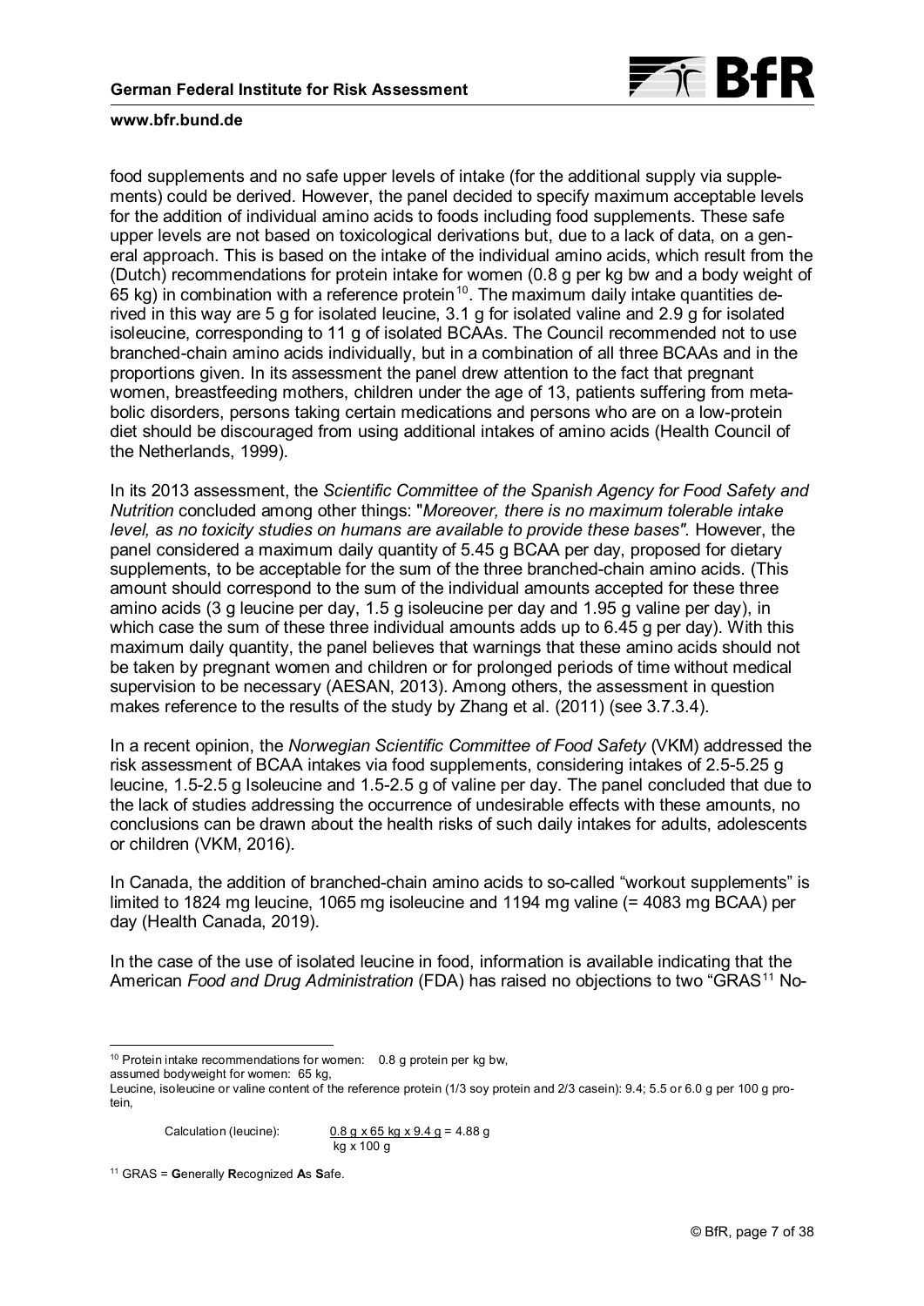food supplements and no safe upper levels of intake (for the additional supply via supplements) could be derived. However, the panel decided to specify maximum acceptable levels for the addition of individual amino acids to foods including food supplements. These safe upper levels are not based on toxicological derivations but, due to a lack of data, on a general approach. This is based on the intake of the individual amino acids, which result from the (Dutch) recommendations for protein intake for women (0.8 g per kg bw and a body weight of 65 kg) in combination with a reference protein[10]. The maximum daily intake quantities derived in this way are 5 g for isolated leucine, 3.1 g for isolated valine and 2.9 g for isolated isoleucine, corresponding to 11 g of isolated BCAAs. The Council recommended not to use branched-chain amino acids individually, but in a combination of all three BCAAs and in the proportions given. In its assessment the panel drew attention to the fact that pregnant women, breastfeeding mothers, children under the age of 13, patients suffering from metabolic disorders, persons taking certain medications and persons who are on a low-protein diet should be discouraged from using additional intakes of amino acids (Health Council of the Netherlands, 1999).

In its 2013 assessment, the *Scientific Committee of the Spanish Agency for Food Safety and Nutrition* concluded among other things: "*Moreover, there is no maximum tolerable intake level, as no toxicity studies on humans are available to provide these bases".* However, the panel considered a maximum daily quantity of 5.45 g BCAA per day, proposed for dietary supplements, to be acceptable for the sum of the three branched-chain amino acids. (This amount should correspond to the sum of the individual amounts accepted for these three amino acids (3 g leucine per day, 1.5 g isoleucine per day and 1.95 g valine per day), in which case the sum of these three individual amounts adds up to 6.45 g per day). With this maximum daily quantity, the panel believes that warnings that these amino acids should not be taken by pregnant women and children or for prolonged periods of time without medical supervision to be necessary (AESAN, 2013). Among others, the assessment in question makes reference to the results of the study by Zhang et al. (2011) (see 3.7.3.4).

In a recent opinion, the *Norwegian Scientific Committee of Food Safety* (VKM) addressed the risk assessment of BCAA intakes via food supplements, considering intakes of 2.5-5.25 g leucine, 1.5-2.5 g Isoleucine and 1.5-2.5 g of valine per day. The panel concluded that due to the lack of studies addressing the occurrence of undesirable effects with these amounts, no conclusions can be drawn about the health risks of such daily intakes for adults, adolescents or children (VKM, 2016).

In Canada, the addition of branched-chain amino acids to so-called "workout supplements" is limited to 1824 mg leucine, 1065 mg isoleucine and 1194 mg valine (= 4083 mg BCAA) per day (Health Canada, 2019).

In the case of the use of isolated leucine in food, information is available indicating that the American *Food and Drug Administration* (FDA) has raised no objections to two "GRAS[11] No-

---

[10] Protein intake recommendations for women: 0.8 g protein per kg bw,
assumed bodyweight for women: 65 kg,
Leucine, isoleucine or valine content of the reference protein (1/3 soy protein and 2/3 casein): 9.4; 5.5 or 6.0 g per 100 g protein,

Calculation (leucine): $\frac{0.8\text{ g} \times 65\text{ kg} \times 9.4\text{ g}}{\text{kg} \times 100\text{ g}} = 4.88\text{ g}$

[11] GRAS = **G**enerally **R**ecognized **A**s **S**afe.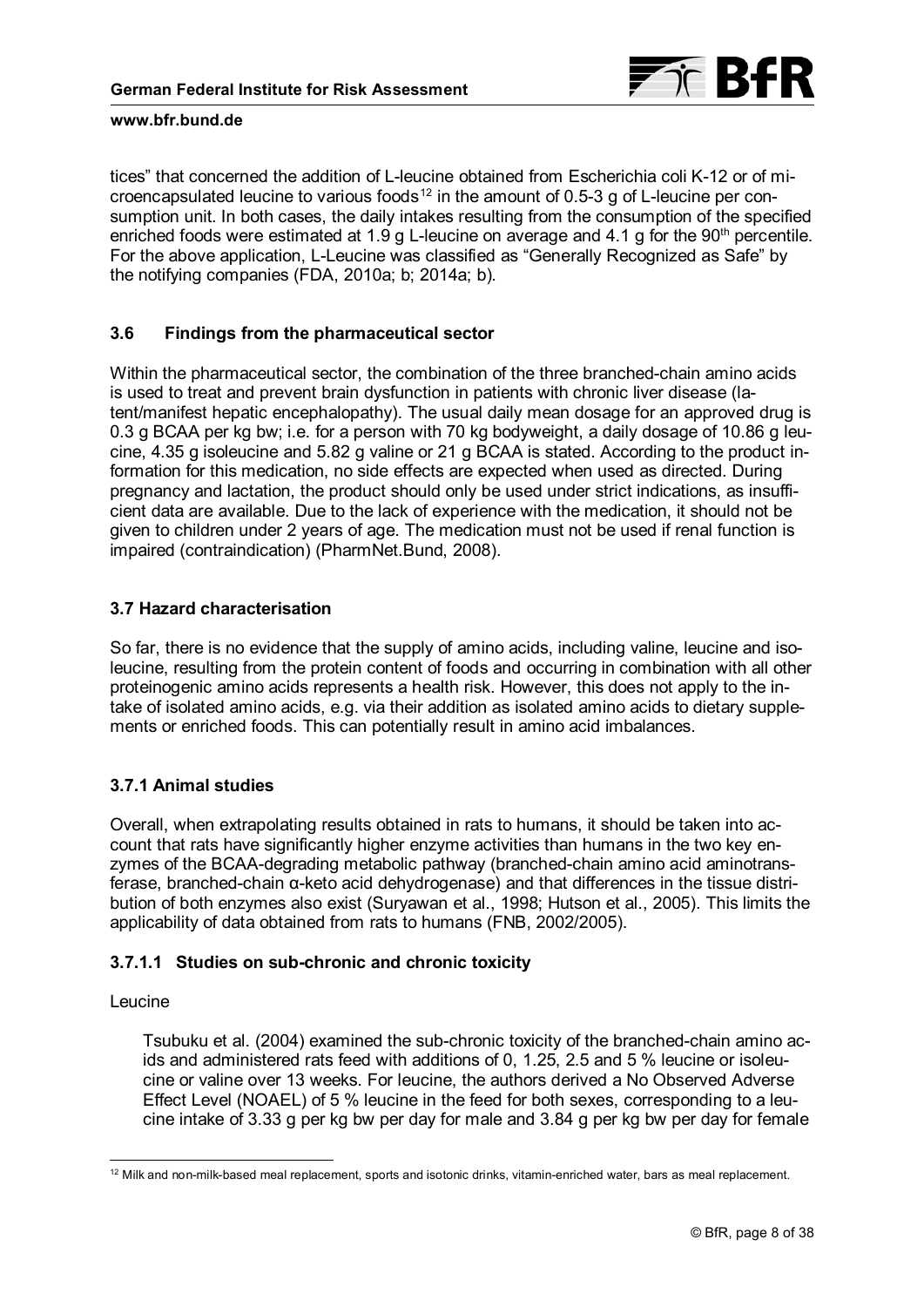tices" that concerned the addition of L-leucine obtained from Escherichia coli K-12 or of microencapsulated leucine to various foods[12] in the amount of 0.5-3 g of L-leucine per consumption unit. In both cases, the daily intakes resulting from the consumption of the specified enriched foods were estimated at 1.9 g L-leucine on average and 4.1 g for the 90th percentile. For the above application, L-Leucine was classified as "Generally Recognized as Safe" by the notifying companies (FDA, 2010a; b; 2014a; b).

### 3.6 Findings from the pharmaceutical sector

Within the pharmaceutical sector, the combination of the three branched-chain amino acids is used to treat and prevent brain dysfunction in patients with chronic liver disease (latent/manifest hepatic encephalopathy). The usual daily mean dosage for an approved drug is 0.3 g BCAA per kg bw; i.e. for a person with 70 kg bodyweight, a daily dosage of 10.86 g leucine, 4.35 g isoleucine and 5.82 g valine or 21 g BCAA is stated. According to the product information for this medication, no side effects are expected when used as directed. During pregnancy and lactation, the product should only be used under strict indications, as insufficient data are available. Due to the lack of experience with the medication, it should not be given to children under 2 years of age. The medication must not be used if renal function is impaired (contraindication) (PharmNet.Bund, 2008).

### 3.7 Hazard characterisation

So far, there is no evidence that the supply of amino acids, including valine, leucine and isoleucine, resulting from the protein content of foods and occurring in combination with all other proteinogenic amino acids represents a health risk. However, this does not apply to the intake of isolated amino acids, e.g. via their addition as isolated amino acids to dietary supplements or enriched foods. This can potentially result in amino acid imbalances.

#### 3.7.1 Animal studies

Overall, when extrapolating results obtained in rats to humans, it should be taken into account that rats have significantly higher enzyme activities than humans in the two key enzymes of the BCAA-degrading metabolic pathway (branched-chain amino acid aminotransferase, branched-chain α-keto acid dehydrogenase) and that differences in the tissue distribution of both enzymes also exist (Suryawan et al., 1998; Hutson et al., 2005). This limits the applicability of data obtained from rats to humans (FNB, 2002/2005).

##### 3.7.1.1 Studies on sub-chronic and chronic toxicity

Leucine

> Tsubuku et al. (2004) examined the sub-chronic toxicity of the branched-chain amino acids and administered rats feed with additions of 0, 1.25, 2.5 and 5 % leucine or isoleucine or valine over 13 weeks. For leucine, the authors derived a No Observed Adverse Effect Level (NOAEL) of 5 % leucine in the feed for both sexes, corresponding to a leucine intake of 3.33 g per kg bw per day for male and 3.84 g per kg bw per day for female

[12] Milk and non-milk-based meal replacement, sports and isotonic drinks, vitamin-enriched water, bars as meal replacement.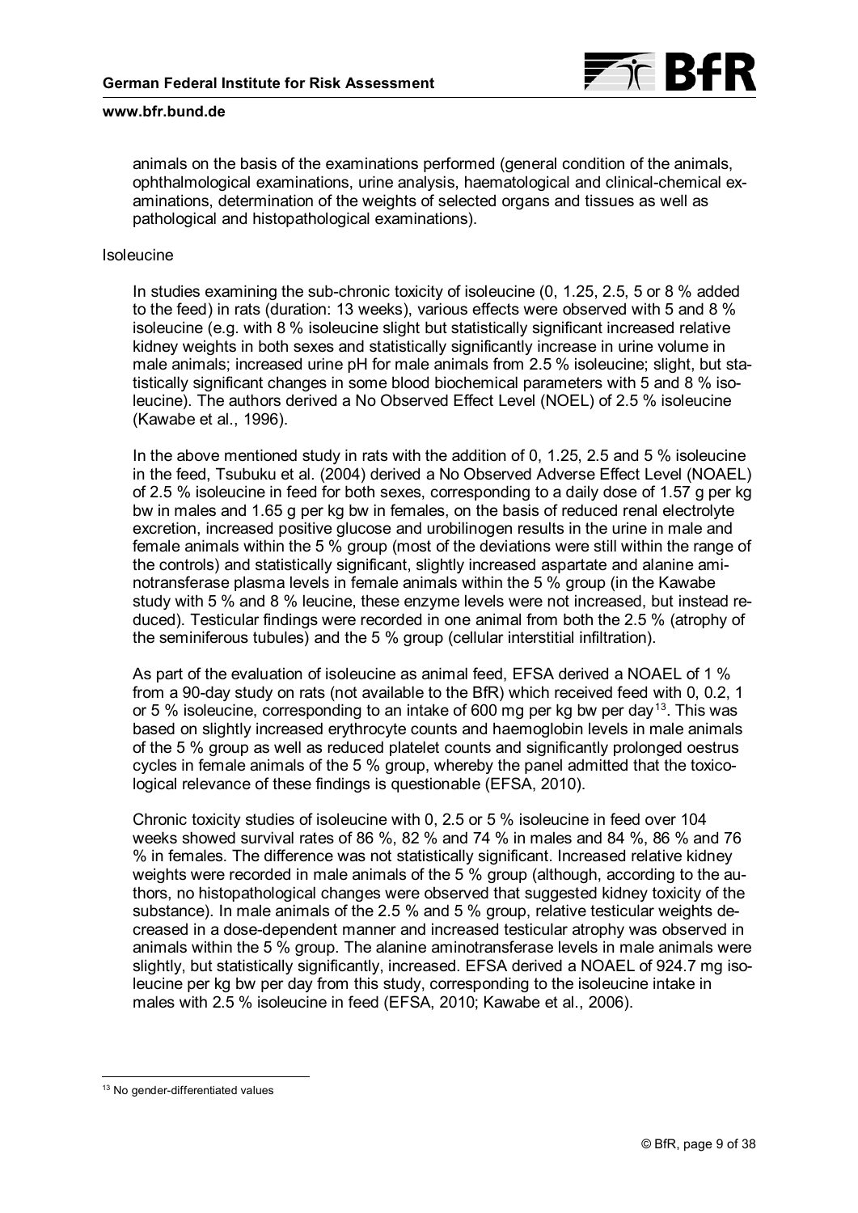animals on the basis of the examinations performed (general condition of the animals, ophthalmological examinations, urine analysis, haematological and clinical-chemical examinations, determination of the weights of selected organs and tissues as well as pathological and histopathological examinations).

Isoleucine

In studies examining the sub-chronic toxicity of isoleucine (0, 1.25, 2.5, 5 or 8 % added to the feed) in rats (duration: 13 weeks), various effects were observed with 5 and 8 % isoleucine (e.g. with 8 % isoleucine slight but statistically significant increased relative kidney weights in both sexes and statistically significantly increase in urine volume in male animals; increased urine pH for male animals from 2.5 % isoleucine; slight, but statistically significant changes in some blood biochemical parameters with 5 and 8 % isoleucine). The authors derived a No Observed Effect Level (NOEL) of 2.5 % isoleucine (Kawabe et al., 1996).

In the above mentioned study in rats with the addition of 0, 1.25, 2.5 and 5 % isoleucine in the feed, Tsubuku et al. (2004) derived a No Observed Adverse Effect Level (NOAEL) of 2.5 % isoleucine in feed for both sexes, corresponding to a daily dose of 1.57 g per kg bw in males and 1.65 g per kg bw in females, on the basis of reduced renal electrolyte excretion, increased positive glucose and urobilinogen results in the urine in male and female animals within the 5 % group (most of the deviations were still within the range of the controls) and statistically significant, slightly increased aspartate and alanine aminotransferase plasma levels in female animals within the 5 % group (in the Kawabe study with 5 % and 8 % leucine, these enzyme levels were not increased, but instead reduced). Testicular findings were recorded in one animal from both the 2.5 % (atrophy of the seminiferous tubules) and the 5 % group (cellular interstitial infiltration).

As part of the evaluation of isoleucine as animal feed, EFSA derived a NOAEL of 1 % from a 90-day study on rats (not available to the BfR) which received feed with 0, 0.2, 1 or 5 % isoleucine, corresponding to an intake of 600 mg per kg bw per day[13]. This was based on slightly increased erythrocyte counts and haemoglobin levels in male animals of the 5 % group as well as reduced platelet counts and significantly prolonged oestrus cycles in female animals of the 5 % group, whereby the panel admitted that the toxicological relevance of these findings is questionable (EFSA, 2010).

Chronic toxicity studies of isoleucine with 0, 2.5 or 5 % isoleucine in feed over 104 weeks showed survival rates of 86 %, 82 % and 74 % in males and 84 %, 86 % and 76 % in females. The difference was not statistically significant. Increased relative kidney weights were recorded in male animals of the 5 % group (although, according to the authors, no histopathological changes were observed that suggested kidney toxicity of the substance). In male animals of the 2.5 % and 5 % group, relative testicular weights decreased in a dose-dependent manner and increased testicular atrophy was observed in animals within the 5 % group. The alanine aminotransferase levels in male animals were slightly, but statistically significantly, increased. EFSA derived a NOAEL of 924.7 mg isoleucine per kg bw per day from this study, corresponding to the isoleucine intake in males with 2.5 % isoleucine in feed (EFSA, 2010; Kawabe et al., 2006).

---

[13] No gender-differentiated values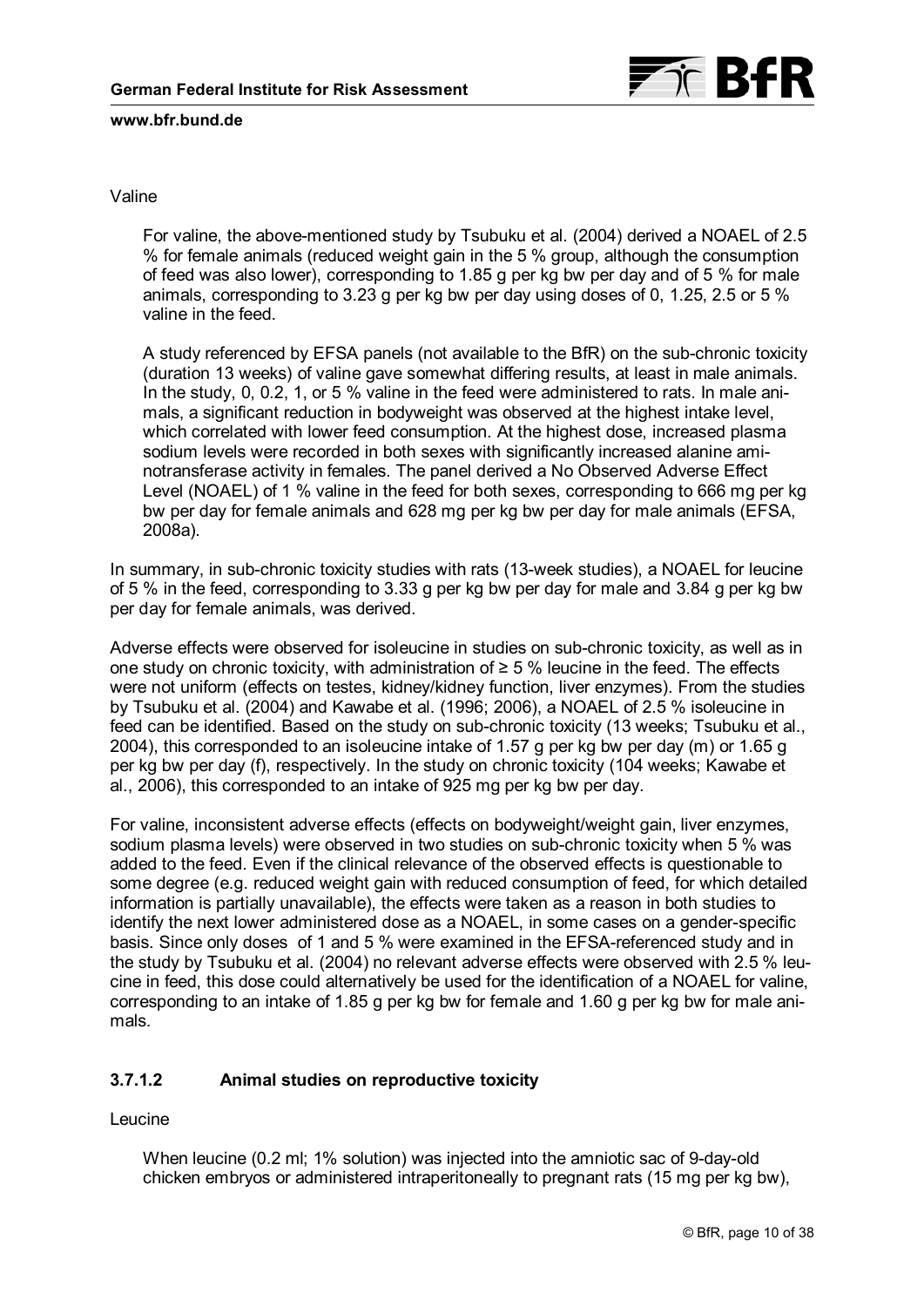Valine

For valine, the above-mentioned study by Tsubuku et al. (2004) derived a NOAEL of 2.5 % for female animals (reduced weight gain in the 5 % group, although the consumption of feed was also lower), corresponding to 1.85 g per kg bw per day and of 5 % for male animals, corresponding to 3.23 g per kg bw per day using doses of 0, 1.25, 2.5 or 5 % valine in the feed.

A study referenced by EFSA panels (not available to the BfR) on the sub-chronic toxicity (duration 13 weeks) of valine gave somewhat differing results, at least in male animals. In the study, 0, 0.2, 1, or 5 % valine in the feed were administered to rats. In male animals, a significant reduction in bodyweight was observed at the highest intake level, which correlated with lower feed consumption. At the highest dose, increased plasma sodium levels were recorded in both sexes with significantly increased alanine aminotransferase activity in females. The panel derived a No Observed Adverse Effect Level (NOAEL) of 1 % valine in the feed for both sexes, corresponding to 666 mg per kg bw per day for female animals and 628 mg per kg bw per day for male animals (EFSA, 2008a).

In summary, in sub-chronic toxicity studies with rats (13-week studies), a NOAEL for leucine of 5 % in the feed, corresponding to 3.33 g per kg bw per day for male and 3.84 g per kg bw per day for female animals, was derived.

Adverse effects were observed for isoleucine in studies on sub-chronic toxicity, as well as in one study on chronic toxicity, with administration of ≥ 5 % leucine in the feed. The effects were not uniform (effects on testes, kidney/kidney function, liver enzymes). From the studies by Tsubuku et al. (2004) and Kawabe et al. (1996; 2006), a NOAEL of 2.5 % isoleucine in feed can be identified. Based on the study on sub-chronic toxicity (13 weeks; Tsubuku et al., 2004), this corresponded to an isoleucine intake of 1.57 g per kg bw per day (m) or 1.65 g per kg bw per day (f), respectively. In the study on chronic toxicity (104 weeks; Kawabe et al., 2006), this corresponded to an intake of 925 mg per kg bw per day.

For valine, inconsistent adverse effects (effects on bodyweight/weight gain, liver enzymes, sodium plasma levels) were observed in two studies on sub-chronic toxicity when 5 % was added to the feed. Even if the clinical relevance of the observed effects is questionable to some degree (e.g. reduced weight gain with reduced consumption of feed, for which detailed information is partially unavailable), the effects were taken as a reason in both studies to identify the next lower administered dose as a NOAEL, in some cases on a gender-specific basis. Since only doses of 1 and 5 % were examined in the EFSA-referenced study and in the study by Tsubuku et al. (2004) no relevant adverse effects were observed with 2.5 % leucine in feed, this dose could alternatively be used for the identification of a NOAEL for valine, corresponding to an intake of 1.85 g per kg bw for female and 1.60 g per kg bw for male animals.

#### 3.7.1.2 Animal studies on reproductive toxicity

Leucine

When leucine (0.2 ml; 1% solution) was injected into the amniotic sac of 9-day-old chicken embryos or administered intraperitoneally to pregnant rats (15 mg per kg bw),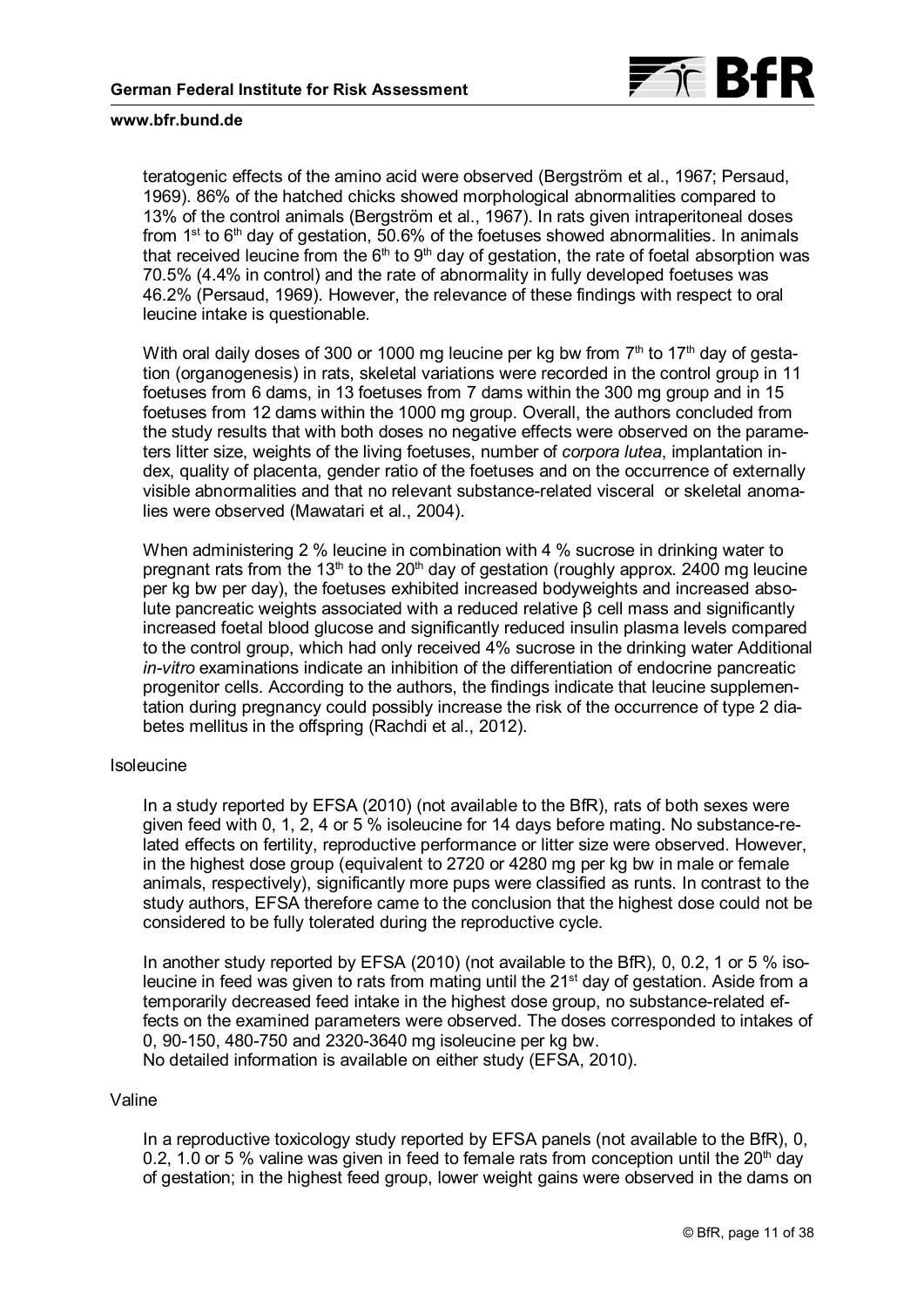teratogenic effects of the amino acid were observed (Bergström et al., 1967; Persaud, 1969). 86% of the hatched chicks showed morphological abnormalities compared to 13% of the control animals (Bergström et al., 1967). In rats given intraperitoneal doses from 1st to 6th day of gestation, 50.6% of the foetuses showed abnormalities. In animals that received leucine from the 6th to 9th day of gestation, the rate of foetal absorption was 70.5% (4.4% in control) and the rate of abnormality in fully developed foetuses was 46.2% (Persaud, 1969). However, the relevance of these findings with respect to oral leucine intake is questionable.

With oral daily doses of 300 or 1000 mg leucine per kg bw from 7th to 17th day of gestation (organogenesis) in rats, skeletal variations were recorded in the control group in 11 foetuses from 6 dams, in 13 foetuses from 7 dams within the 300 mg group and in 15 foetuses from 12 dams within the 1000 mg group. Overall, the authors concluded from the study results that with both doses no negative effects were observed on the parameters litter size, weights of the living foetuses, number of *corpora lutea*, implantation index, quality of placenta, gender ratio of the foetuses and on the occurrence of externally visible abnormalities and that no relevant substance-related visceral or skeletal anomalies were observed (Mawatari et al., 2004).

When administering 2 % leucine in combination with 4 % sucrose in drinking water to pregnant rats from the 13th to the 20th day of gestation (roughly approx. 2400 mg leucine per kg bw per day), the foetuses exhibited increased bodyweights and increased absolute pancreatic weights associated with a reduced relative β cell mass and significantly increased foetal blood glucose and significantly reduced insulin plasma levels compared to the control group, which had only received 4% sucrose in the drinking water Additional *in-vitro* examinations indicate an inhibition of the differentiation of endocrine pancreatic progenitor cells. According to the authors, the findings indicate that leucine supplementation during pregnancy could possibly increase the risk of the occurrence of type 2 diabetes mellitus in the offspring (Rachdi et al., 2012).

Isoleucine

In a study reported by EFSA (2010) (not available to the BfR), rats of both sexes were given feed with 0, 1, 2, 4 or 5 % isoleucine for 14 days before mating. No substance-related effects on fertility, reproductive performance or litter size were observed. However, in the highest dose group (equivalent to 2720 or 4280 mg per kg bw in male or female animals, respectively), significantly more pups were classified as runts. In contrast to the study authors, EFSA therefore came to the conclusion that the highest dose could not be considered to be fully tolerated during the reproductive cycle.

In another study reported by EFSA (2010) (not available to the BfR), 0, 0.2, 1 or 5 % isoleucine in feed was given to rats from mating until the 21st day of gestation. Aside from a temporarily decreased feed intake in the highest dose group, no substance-related effects on the examined parameters were observed. The doses corresponded to intakes of 0, 90-150, 480-750 and 2320-3640 mg isoleucine per kg bw.
No detailed information is available on either study (EFSA, 2010).

Valine

In a reproductive toxicology study reported by EFSA panels (not available to the BfR), 0, 0.2, 1.0 or 5 % valine was given in feed to female rats from conception until the 20th day of gestation; in the highest feed group, lower weight gains were observed in the dams on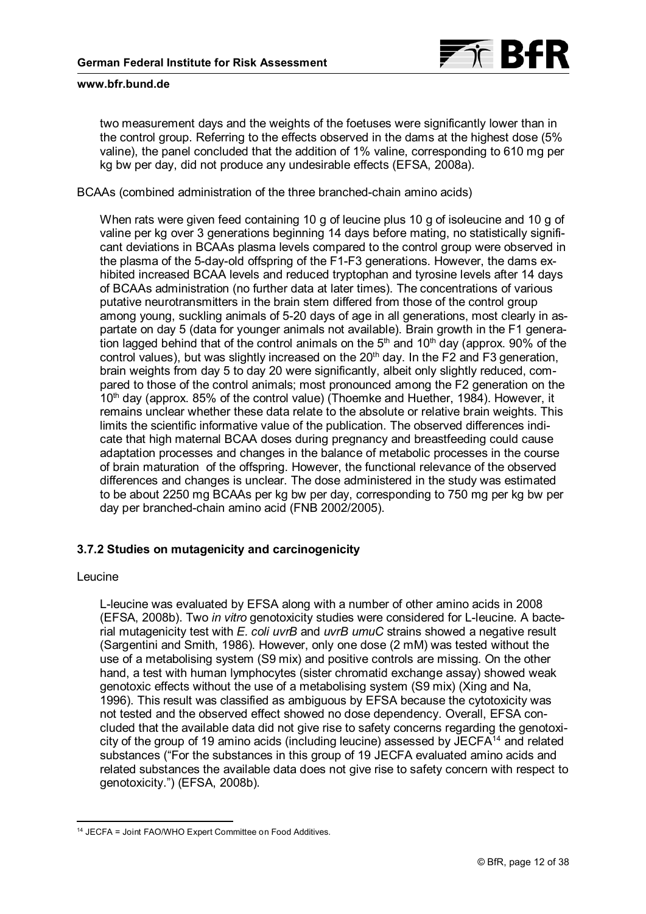two measurement days and the weights of the foetuses were significantly lower than in the control group. Referring to the effects observed in the dams at the highest dose (5% valine), the panel concluded that the addition of 1% valine, corresponding to 610 mg per kg bw per day, did not produce any undesirable effects (EFSA, 2008a).

BCAAs (combined administration of the three branched-chain amino acids)

When rats were given feed containing 10 g of leucine plus 10 g of isoleucine and 10 g of valine per kg over 3 generations beginning 14 days before mating, no statistically significant deviations in BCAAs plasma levels compared to the control group were observed in the plasma of the 5-day-old offspring of the F1-F3 generations. However, the dams exhibited increased BCAA levels and reduced tryptophan and tyrosine levels after 14 days of BCAAs administration (no further data at later times). The concentrations of various putative neurotransmitters in the brain stem differed from those of the control group among young, suckling animals of 5-20 days of age in all generations, most clearly in aspartate on day 5 (data for younger animals not available). Brain growth in the F1 generation lagged behind that of the control animals on the 5th and 10th day (approx. 90% of the control values), but was slightly increased on the 20th day. In the F2 and F3 generation, brain weights from day 5 to day 20 were significantly, albeit only slightly reduced, compared to those of the control animals; most pronounced among the F2 generation on the 10th day (approx. 85% of the control value) (Thoemke and Huether, 1984). However, it remains unclear whether these data relate to the absolute or relative brain weights. This limits the scientific informative value of the publication. The observed differences indicate that high maternal BCAA doses during pregnancy and breastfeeding could cause adaptation processes and changes in the balance of metabolic processes in the course of brain maturation of the offspring. However, the functional relevance of the observed differences and changes is unclear. The dose administered in the study was estimated to be about 2250 mg BCAAs per kg bw per day, corresponding to 750 mg per kg bw per day per branched-chain amino acid (FNB 2002/2005).

### 3.7.2 Studies on mutagenicity and carcinogenicity

Leucine

L-leucine was evaluated by EFSA along with a number of other amino acids in 2008 (EFSA, 2008b). Two *in vitro* genotoxicity studies were considered for L-leucine. A bacterial mutagenicity test with *E. coli uvrB* and *uvrB umuC* strains showed a negative result (Sargentini and Smith, 1986). However, only one dose (2 mM) was tested without the use of a metabolising system (S9 mix) and positive controls are missing. On the other hand, a test with human lymphocytes (sister chromatid exchange assay) showed weak genotoxic effects without the use of a metabolising system (S9 mix) (Xing and Na, 1996). This result was classified as ambiguous by EFSA because the cytotoxicity was not tested and the observed effect showed no dose dependency. Overall, EFSA concluded that the available data did not give rise to safety concerns regarding the genotoxicity of the group of 19 amino acids (including leucine) assessed by JECFA[14] and related substances ("For the substances in this group of 19 JECFA evaluated amino acids and related substances the available data does not give rise to safety concern with respect to genotoxicity.") (EFSA, 2008b).

[14] JECFA = Joint FAO/WHO Expert Committee on Food Additives.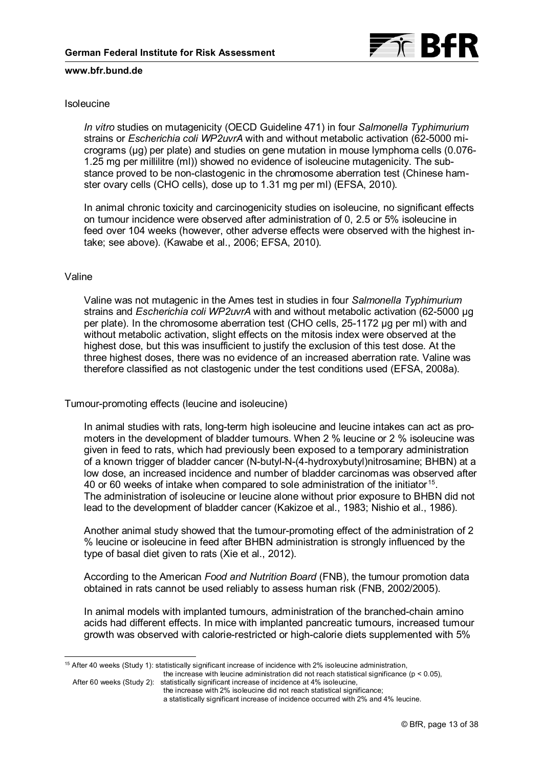Isoleucine

*In vitro* studies on mutagenicity (OECD Guideline 471) in four *Salmonella Typhimurium* strains or *Escherichia coli WP2uvrA* with and without metabolic activation (62-5000 micrograms (µg) per plate) and studies on gene mutation in mouse lymphoma cells (0.076-1.25 mg per millilitre (ml)) showed no evidence of isoleucine mutagenicity. The substance proved to be non-clastogenic in the chromosome aberration test (Chinese hamster ovary cells (CHO cells), dose up to 1.31 mg per ml) (EFSA, 2010).

In animal chronic toxicity and carcinogenicity studies on isoleucine, no significant effects on tumour incidence were observed after administration of 0, 2.5 or 5% isoleucine in feed over 104 weeks (however, other adverse effects were observed with the highest intake; see above). (Kawabe et al., 2006; EFSA, 2010).

Valine

Valine was not mutagenic in the Ames test in studies in four *Salmonella Typhimurium* strains and *Escherichia coli WP2uvrA* with and without metabolic activation (62-5000 µg per plate). In the chromosome aberration test (CHO cells, 25-1172 µg per ml) with and without metabolic activation, slight effects on the mitosis index were observed at the highest dose, but this was insufficient to justify the exclusion of this test dose. At the three highest doses, there was no evidence of an increased aberration rate. Valine was therefore classified as not clastogenic under the test conditions used (EFSA, 2008a).

Tumour-promoting effects (leucine and isoleucine)

In animal studies with rats, long-term high isoleucine and leucine intakes can act as promoters in the development of bladder tumours. When 2 % leucine or 2 % isoleucine was given in feed to rats, which had previously been exposed to a temporary administration of a known trigger of bladder cancer (N-butyl-N-(4-hydroxybutyl)nitrosamine; BHBN) at a low dose, an increased incidence and number of bladder carcinomas was observed after 40 or 60 weeks of intake when compared to sole administration of the initiator[15]. The administration of isoleucine or leucine alone without prior exposure to BHBN did not lead to the development of bladder cancer (Kakizoe et al., 1983; Nishio et al., 1986).

Another animal study showed that the tumour-promoting effect of the administration of 2 % leucine or isoleucine in feed after BHBN administration is strongly influenced by the type of basal diet given to rats (Xie et al., 2012).

According to the American *Food and Nutrition Board* (FNB), the tumour promotion data obtained in rats cannot be used reliably to assess human risk (FNB, 2002/2005).

In animal models with implanted tumours, administration of the branched-chain amino acids had different effects. In mice with implanted pancreatic tumours, increased tumour growth was observed with calorie-restricted or high-calorie diets supplemented with 5%

---

[15] After 40 weeks (Study 1): statistically significant increase of incidence with 2% isoleucine administration, the increase with leucine administration did not reach statistical significance ($p < 0.05$),
After 60 weeks (Study 2): statistically significant increase of incidence at 4% isoleucine, the increase with 2% isoleucine did not reach statistical significance; a statistically significant increase of incidence occurred with 2% and 4% leucine.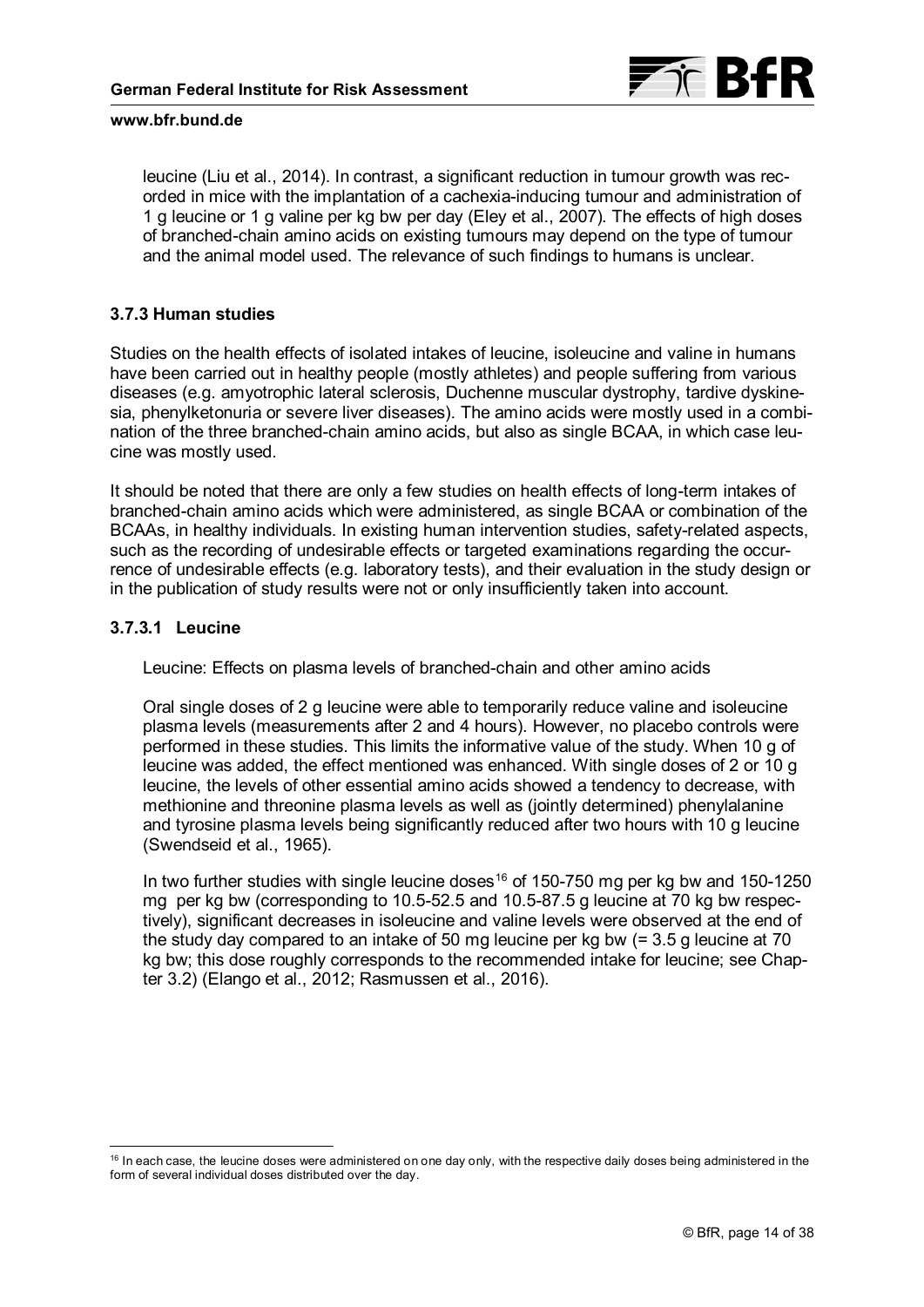leucine (Liu et al., 2014). In contrast, a significant reduction in tumour growth was recorded in mice with the implantation of a cachexia-inducing tumour and administration of 1 g leucine or 1 g valine per kg bw per day (Eley et al., 2007). The effects of high doses of branched-chain amino acids on existing tumours may depend on the type of tumour and the animal model used. The relevance of such findings to humans is unclear.

### 3.7.3 Human studies

Studies on the health effects of isolated intakes of leucine, isoleucine and valine in humans have been carried out in healthy people (mostly athletes) and people suffering from various diseases (e.g. amyotrophic lateral sclerosis, Duchenne muscular dystrophy, tardive dyskinesia, phenylketonuria or severe liver diseases). The amino acids were mostly used in a combination of the three branched-chain amino acids, but also as single BCAA, in which case leucine was mostly used.

It should be noted that there are only a few studies on health effects of long-term intakes of branched-chain amino acids which were administered, as single BCAA or combination of the BCAAs, in healthy individuals. In existing human intervention studies, safety-related aspects, such as the recording of undesirable effects or targeted examinations regarding the occurrence of undesirable effects (e.g. laboratory tests), and their evaluation in the study design or in the publication of study results were not or only insufficiently taken into account.

#### 3.7.3.1 Leucine

Leucine: Effects on plasma levels of branched-chain and other amino acids

Oral single doses of 2 g leucine were able to temporarily reduce valine and isoleucine plasma levels (measurements after 2 and 4 hours). However, no placebo controls were performed in these studies. This limits the informative value of the study. When 10 g of leucine was added, the effect mentioned was enhanced. With single doses of 2 or 10 g leucine, the levels of other essential amino acids showed a tendency to decrease, with methionine and threonine plasma levels as well as (jointly determined) phenylalanine and tyrosine plasma levels being significantly reduced after two hours with 10 g leucine (Swendseid et al., 1965).

In two further studies with single leucine doses[16] of 150-750 mg per kg bw and 150-1250 mg per kg bw (corresponding to 10.5-52.5 and 10.5-87.5 g leucine at 70 kg bw respectively), significant decreases in isoleucine and valine levels were observed at the end of the study day compared to an intake of 50 mg leucine per kg bw (= 3.5 g leucine at 70 kg bw; this dose roughly corresponds to the recommended intake for leucine; see Chapter 3.2) (Elango et al., 2012; Rasmussen et al., 2016).

[16] In each case, the leucine doses were administered on one day only, with the respective daily doses being administered in the form of several individual doses distributed over the day.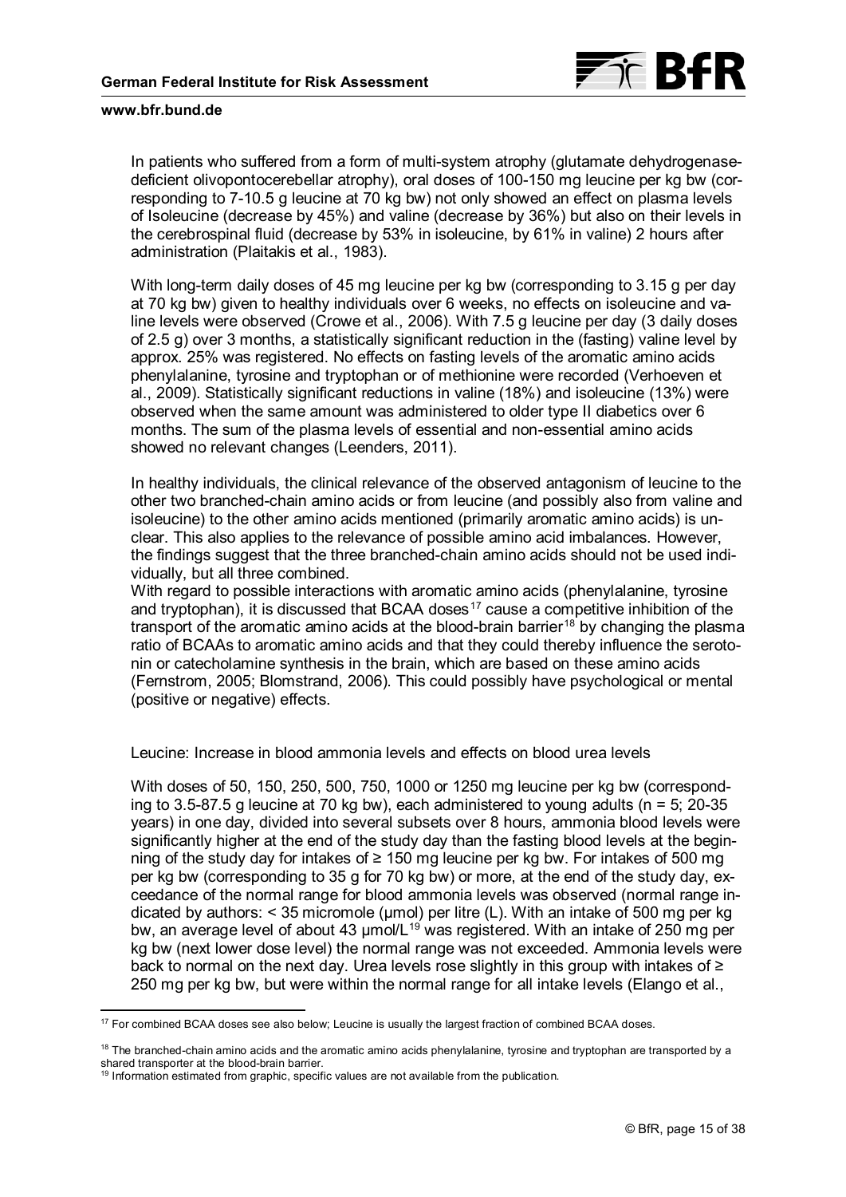In patients who suffered from a form of multi-system atrophy (glutamate dehydrogenase-deficient olivopontocerebellar atrophy), oral doses of 100-150 mg leucine per kg bw (corresponding to 7-10.5 g leucine at 70 kg bw) not only showed an effect on plasma levels of Isoleucine (decrease by 45%) and valine (decrease by 36%) but also on their levels in the cerebrospinal fluid (decrease by 53% in isoleucine, by 61% in valine) 2 hours after administration (Plaitakis et al., 1983).

With long-term daily doses of 45 mg leucine per kg bw (corresponding to 3.15 g per day at 70 kg bw) given to healthy individuals over 6 weeks, no effects on isoleucine and valine levels were observed (Crowe et al., 2006). With 7.5 g leucine per day (3 daily doses of 2.5 g) over 3 months, a statistically significant reduction in the (fasting) valine level by approx. 25% was registered. No effects on fasting levels of the aromatic amino acids phenylalanine, tyrosine and tryptophan or of methionine were recorded (Verhoeven et al., 2009). Statistically significant reductions in valine (18%) and isoleucine (13%) were observed when the same amount was administered to older type II diabetics over 6 months. The sum of the plasma levels of essential and non-essential amino acids showed no relevant changes (Leenders, 2011).

In healthy individuals, the clinical relevance of the observed antagonism of leucine to the other two branched-chain amino acids or from leucine (and possibly also from valine and isoleucine) to the other amino acids mentioned (primarily aromatic amino acids) is unclear. This also applies to the relevance of possible amino acid imbalances. However, the findings suggest that the three branched-chain amino acids should not be used individually, but all three combined.

With regard to possible interactions with aromatic amino acids (phenylalanine, tyrosine and tryptophan), it is discussed that BCAA doses[17] cause a competitive inhibition of the transport of the aromatic amino acids at the blood-brain barrier[18] by changing the plasma ratio of BCAAs to aromatic amino acids and that they could thereby influence the serotonin or catecholamine synthesis in the brain, which are based on these amino acids (Fernstrom, 2005; Blomstrand, 2006). This could possibly have psychological or mental (positive or negative) effects.

Leucine: Increase in blood ammonia levels and effects on blood urea levels

With doses of 50, 150, 250, 500, 750, 1000 or 1250 mg leucine per kg bw (corresponding to 3.5-87.5 g leucine at 70 kg bw), each administered to young adults (n = 5; 20-35 years) in one day, divided into several subsets over 8 hours, ammonia blood levels were significantly higher at the end of the study day than the fasting blood levels at the beginning of the study day for intakes of ≥ 150 mg leucine per kg bw. For intakes of 500 mg per kg bw (corresponding to 35 g for 70 kg bw) or more, at the end of the study day, exceedance of the normal range for blood ammonia levels was observed (normal range indicated by authors: < 35 micromole (µmol) per litre (L). With an intake of 500 mg per kg bw, an average level of about 43 µmol/L[19] was registered. With an intake of 250 mg per kg bw (next lower dose level) the normal range was not exceeded. Ammonia levels were back to normal on the next day. Urea levels rose slightly in this group with intakes of ≥ 250 mg per kg bw, but were within the normal range for all intake levels (Elango et al.,

---

[17] For combined BCAA doses see also below; Leucine is usually the largest fraction of combined BCAA doses.

[18] The branched-chain amino acids and the aromatic amino acids phenylalanine, tyrosine and tryptophan are transported by a shared transporter at the blood-brain barrier.

[19] Information estimated from graphic, specific values are not available from the publication.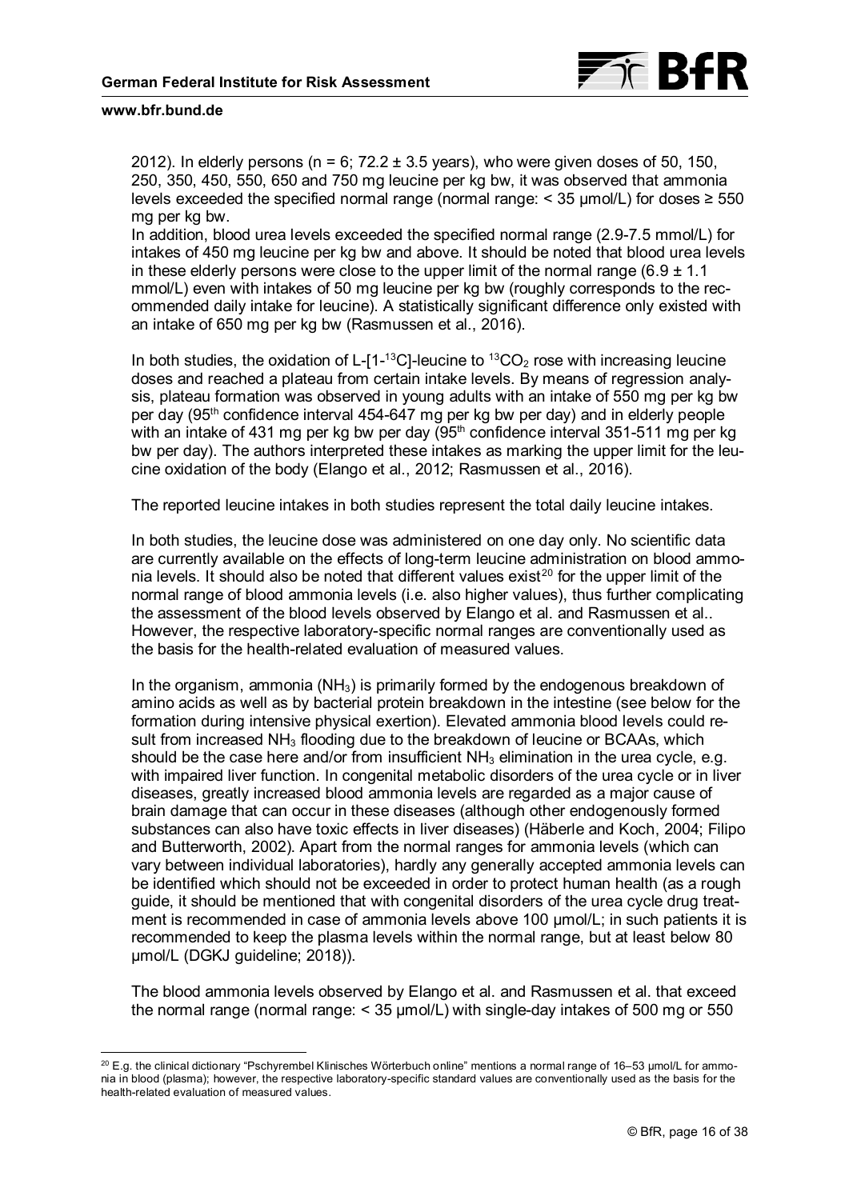2012). In elderly persons (n = 6; 72.2 ± 3.5 years), who were given doses of 50, 150, 250, 350, 450, 550, 650 and 750 mg leucine per kg bw, it was observed that ammonia levels exceeded the specified normal range (normal range: < 35 µmol/L) for doses ≥ 550 mg per kg bw.

In addition, blood urea levels exceeded the specified normal range (2.9-7.5 mmol/L) for intakes of 450 mg leucine per kg bw and above. It should be noted that blood urea levels in these elderly persons were close to the upper limit of the normal range (6.9 ± 1.1 mmol/L) even with intakes of 50 mg leucine per kg bw (roughly corresponds to the recommended daily intake for leucine). A statistically significant difference only existed with an intake of 650 mg per kg bw (Rasmussen et al., 2016).

In both studies, the oxidation of L-[1-$^{13}$C]-leucine to $^{13}CO_2$ rose with increasing leucine doses and reached a plateau from certain intake levels. By means of regression analysis, plateau formation was observed in young adults with an intake of 550 mg per kg bw per day (95[th] confidence interval 454-647 mg per kg bw per day) and in elderly people with an intake of 431 mg per kg bw per day (95[th] confidence interval 351-511 mg per kg bw per day). The authors interpreted these intakes as marking the upper limit for the leucine oxidation of the body (Elango et al., 2012; Rasmussen et al., 2016).

The reported leucine intakes in both studies represent the total daily leucine intakes.

In both studies, the leucine dose was administered on one day only. No scientific data are currently available on the effects of long-term leucine administration on blood ammonia levels. It should also be noted that different values exist[20] for the upper limit of the normal range of blood ammonia levels (i.e. also higher values), thus further complicating the assessment of the blood levels observed by Elango et al. and Rasmussen et al.. However, the respective laboratory-specific normal ranges are conventionally used as the basis for the health-related evaluation of measured values.

In the organism, ammonia ($NH_3$) is primarily formed by the endogenous breakdown of amino acids as well as by bacterial protein breakdown in the intestine (see below for the formation during intensive physical exertion). Elevated ammonia blood levels could result from increased $NH_3$ flooding due to the breakdown of leucine or BCAAs, which should be the case here and/or from insufficient $NH_3$ elimination in the urea cycle, e.g. with impaired liver function. In congenital metabolic disorders of the urea cycle or in liver diseases, greatly increased blood ammonia levels are regarded as a major cause of brain damage that can occur in these diseases (although other endogenously formed substances can also have toxic effects in liver diseases) (Häberle and Koch, 2004; Filipo and Butterworth, 2002). Apart from the normal ranges for ammonia levels (which can vary between individual laboratories), hardly any generally accepted ammonia levels can be identified which should not be exceeded in order to protect human health (as a rough guide, it should be mentioned that with congenital disorders of the urea cycle drug treatment is recommended in case of ammonia levels above 100 µmol/L; in such patients it is recommended to keep the plasma levels within the normal range, but at least below 80 µmol/L (DGKJ guideline; 2018)).

The blood ammonia levels observed by Elango et al. and Rasmussen et al. that exceed the normal range (normal range: < 35 µmol/L) with single-day intakes of 500 mg or 550

---

[20] E.g. the clinical dictionary "Pschyrembel Klinisches Wörterbuch online" mentions a normal range of 16–53 µmol/L for ammonia in blood (plasma); however, the respective laboratory-specific standard values are conventionally used as the basis for the health-related evaluation of measured values.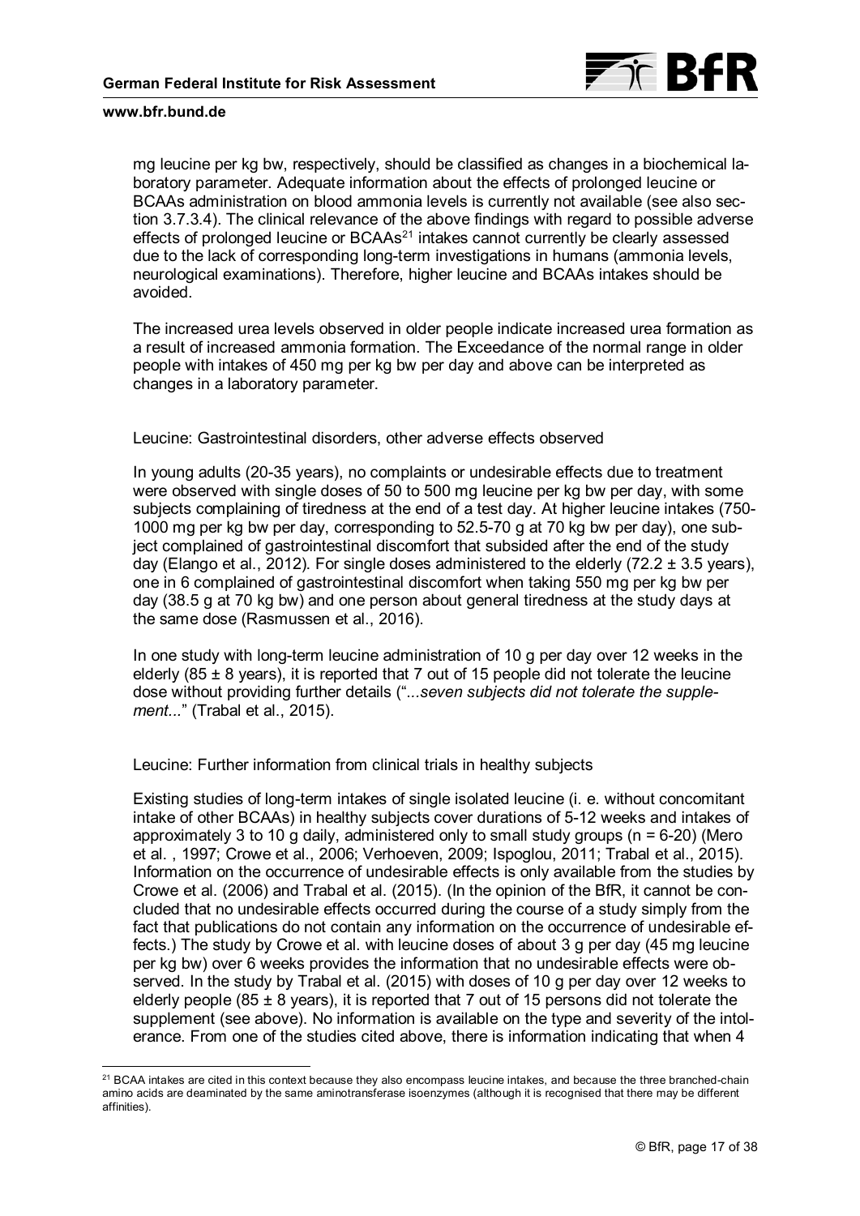mg leucine per kg bw, respectively, should be classified as changes in a biochemical laboratory parameter. Adequate information about the effects of prolonged leucine or BCAAs administration on blood ammonia levels is currently not available (see also section 3.7.3.4). The clinical relevance of the above findings with regard to possible adverse effects of prolonged leucine or BCAAs[21] intakes cannot currently be clearly assessed due to the lack of corresponding long-term investigations in humans (ammonia levels, neurological examinations). Therefore, higher leucine and BCAAs intakes should be avoided.

The increased urea levels observed in older people indicate increased urea formation as a result of increased ammonia formation. The Exceedance of the normal range in older people with intakes of 450 mg per kg bw per day and above can be interpreted as changes in a laboratory parameter.

Leucine: Gastrointestinal disorders, other adverse effects observed

In young adults (20-35 years), no complaints or undesirable effects due to treatment were observed with single doses of 50 to 500 mg leucine per kg bw per day, with some subjects complaining of tiredness at the end of a test day. At higher leucine intakes (750-1000 mg per kg bw per day, corresponding to 52.5-70 g at 70 kg bw per day), one subject complained of gastrointestinal discomfort that subsided after the end of the study day (Elango et al., 2012). For single doses administered to the elderly (72.2 ± 3.5 years), one in 6 complained of gastrointestinal discomfort when taking 550 mg per kg bw per day (38.5 g at 70 kg bw) and one person about general tiredness at the study days at the same dose (Rasmussen et al., 2016).

In one study with long-term leucine administration of 10 g per day over 12 weeks in the elderly (85 ± 8 years), it is reported that 7 out of 15 people did not tolerate the leucine dose without providing further details ("...*seven subjects did not tolerate the supplement...*" (Trabal et al., 2015).

Leucine: Further information from clinical trials in healthy subjects

Existing studies of long-term intakes of single isolated leucine (i. e. without concomitant intake of other BCAAs) in healthy subjects cover durations of 5-12 weeks and intakes of approximately 3 to 10 g daily, administered only to small study groups (n = 6-20) (Mero et al. , 1997; Crowe et al., 2006; Verhoeven, 2009; Ispoglou, 2011; Trabal et al., 2015). Information on the occurrence of undesirable effects is only available from the studies by Crowe et al. (2006) and Trabal et al. (2015). (In the opinion of the BfR, it cannot be concluded that no undesirable effects occurred during the course of a study simply from the fact that publications do not contain any information on the occurrence of undesirable effects.) The study by Crowe et al. with leucine doses of about 3 g per day (45 mg leucine per kg bw) over 6 weeks provides the information that no undesirable effects were observed. In the study by Trabal et al. (2015) with doses of 10 g per day over 12 weeks to elderly people (85 ± 8 years), it is reported that 7 out of 15 persons did not tolerate the supplement (see above). No information is available on the type and severity of the intolerance. From one of the studies cited above, there is information indicating that when 4

[21] BCAA intakes are cited in this context because they also encompass leucine intakes, and because the three branched-chain amino acids are deaminated by the same aminotransferase isoenzymes (although it is recognised that there may be different affinities).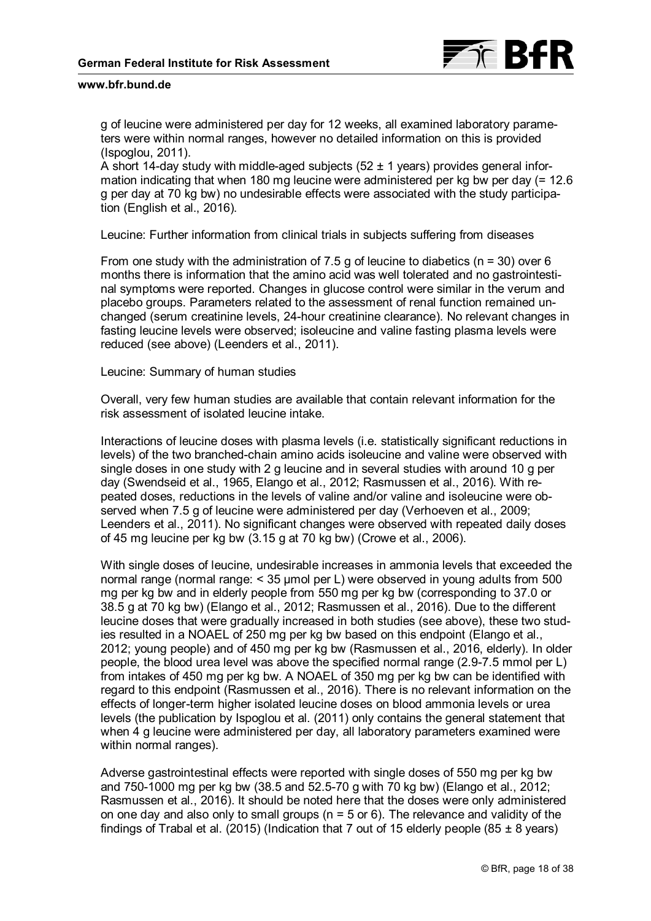g of leucine were administered per day for 12 weeks, all examined laboratory parameters were within normal ranges, however no detailed information on this is provided (Ispoglou, 2011).
A short 14-day study with middle-aged subjects (52 ± 1 years) provides general information indicating that when 180 mg leucine were administered per kg bw per day (= 12.6 g per day at 70 kg bw) no undesirable effects were associated with the study participation (English et al., 2016).

Leucine: Further information from clinical trials in subjects suffering from diseases

From one study with the administration of 7.5 g of leucine to diabetics (n = 30) over 6 months there is information that the amino acid was well tolerated and no gastrointestinal symptoms were reported. Changes in glucose control were similar in the verum and placebo groups. Parameters related to the assessment of renal function remained unchanged (serum creatinine levels, 24-hour creatinine clearance). No relevant changes in fasting leucine levels were observed; isoleucine and valine fasting plasma levels were reduced (see above) (Leenders et al., 2011).

Leucine: Summary of human studies

Overall, very few human studies are available that contain relevant information for the risk assessment of isolated leucine intake.

Interactions of leucine doses with plasma levels (i.e. statistically significant reductions in levels) of the two branched-chain amino acids isoleucine and valine were observed with single doses in one study with 2 g leucine and in several studies with around 10 g per day (Swendseid et al., 1965, Elango et al., 2012; Rasmussen et al., 2016). With repeated doses, reductions in the levels of valine and/or valine and isoleucine were observed when 7.5 g of leucine were administered per day (Verhoeven et al., 2009; Leenders et al., 2011). No significant changes were observed with repeated daily doses of 45 mg leucine per kg bw (3.15 g at 70 kg bw) (Crowe et al., 2006).

With single doses of leucine, undesirable increases in ammonia levels that exceeded the normal range (normal range: < 35 µmol per L) were observed in young adults from 500 mg per kg bw and in elderly people from 550 mg per kg bw (corresponding to 37.0 or 38.5 g at 70 kg bw) (Elango et al., 2012; Rasmussen et al., 2016). Due to the different leucine doses that were gradually increased in both studies (see above), these two studies resulted in a NOAEL of 250 mg per kg bw based on this endpoint (Elango et al., 2012; young people) and of 450 mg per kg bw (Rasmussen et al., 2016, elderly). In older people, the blood urea level was above the specified normal range (2.9-7.5 mmol per L) from intakes of 450 mg per kg bw. A NOAEL of 350 mg per kg bw can be identified with regard to this endpoint (Rasmussen et al., 2016). There is no relevant information on the effects of longer-term higher isolated leucine doses on blood ammonia levels or urea levels (the publication by Ispoglou et al. (2011) only contains the general statement that when 4 g leucine were administered per day, all laboratory parameters examined were within normal ranges).

Adverse gastrointestinal effects were reported with single doses of 550 mg per kg bw and 750-1000 mg per kg bw (38.5 and 52.5-70 g with 70 kg bw) (Elango et al., 2012; Rasmussen et al., 2016). It should be noted here that the doses were only administered on one day and also only to small groups (n = 5 or 6). The relevance and validity of the findings of Trabal et al. (2015) (Indication that 7 out of 15 elderly people (85 ± 8 years)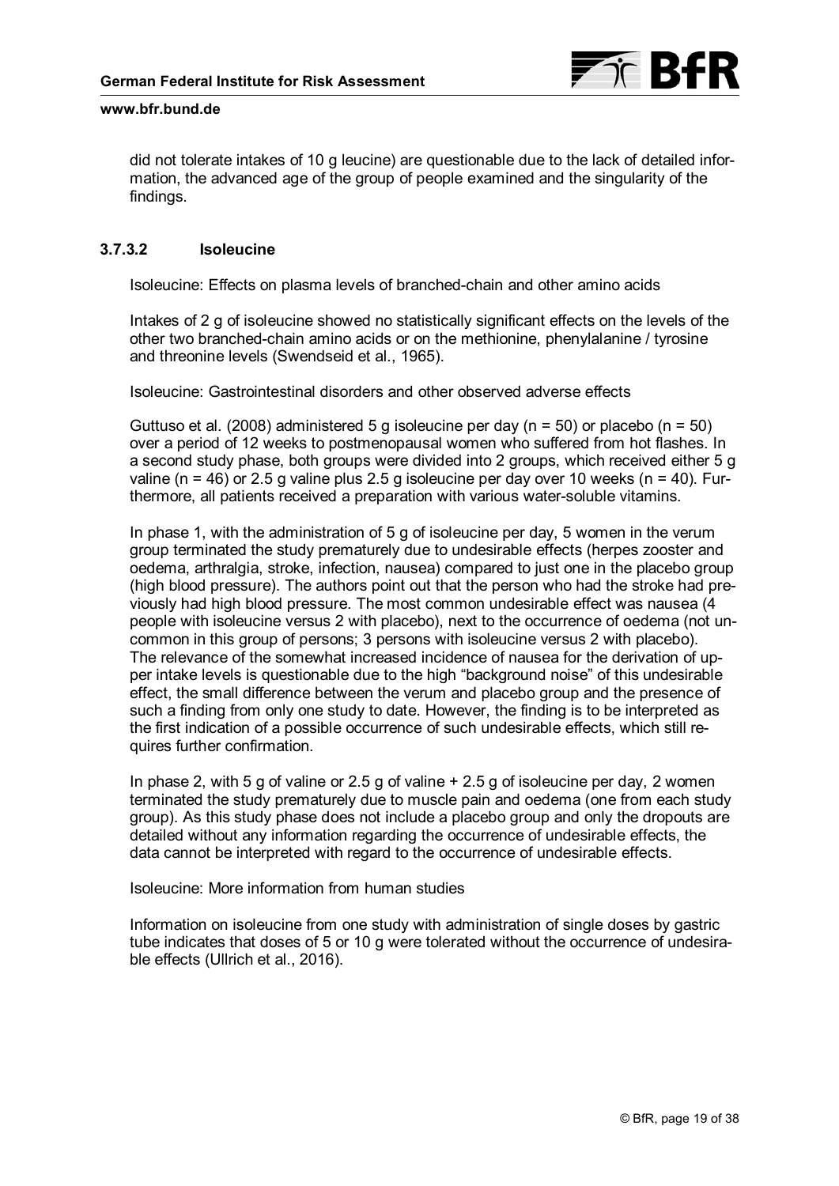did not tolerate intakes of 10 g leucine) are questionable due to the lack of detailed information, the advanced age of the group of people examined and the singularity of the findings.

#### 3.7.3.2 Isoleucine

Isoleucine: Effects on plasma levels of branched-chain and other amino acids

Intakes of 2 g of isoleucine showed no statistically significant effects on the levels of the other two branched-chain amino acids or on the methionine, phenylalanine / tyrosine and threonine levels (Swendseid et al., 1965).

Isoleucine: Gastrointestinal disorders and other observed adverse effects

Guttuso et al. (2008) administered 5 g isoleucine per day (n = 50) or placebo (n = 50) over a period of 12 weeks to postmenopausal women who suffered from hot flashes. In a second study phase, both groups were divided into 2 groups, which received either 5 g valine (n = 46) or 2.5 g valine plus 2.5 g isoleucine per day over 10 weeks (n = 40). Furthermore, all patients received a preparation with various water-soluble vitamins.

In phase 1, with the administration of 5 g of isoleucine per day, 5 women in the verum group terminated the study prematurely due to undesirable effects (herpes zooster and oedema, arthralgia, stroke, infection, nausea) compared to just one in the placebo group (high blood pressure). The authors point out that the person who had the stroke had previously had high blood pressure. The most common undesirable effect was nausea (4 people with isoleucine versus 2 with placebo), next to the occurrence of oedema (not uncommon in this group of persons; 3 persons with isoleucine versus 2 with placebo). The relevance of the somewhat increased incidence of nausea for the derivation of upper intake levels is questionable due to the high "background noise" of this undesirable effect, the small difference between the verum and placebo group and the presence of such a finding from only one study to date. However, the finding is to be interpreted as the first indication of a possible occurrence of such undesirable effects, which still requires further confirmation.

In phase 2, with 5 g of valine or 2.5 g of valine + 2.5 g of isoleucine per day, 2 women terminated the study prematurely due to muscle pain and oedema (one from each study group). As this study phase does not include a placebo group and only the dropouts are detailed without any information regarding the occurrence of undesirable effects, the data cannot be interpreted with regard to the occurrence of undesirable effects.

Isoleucine: More information from human studies

Information on isoleucine from one study with administration of single doses by gastric tube indicates that doses of 5 or 10 g were tolerated without the occurrence of undesirable effects (Ullrich et al., 2016).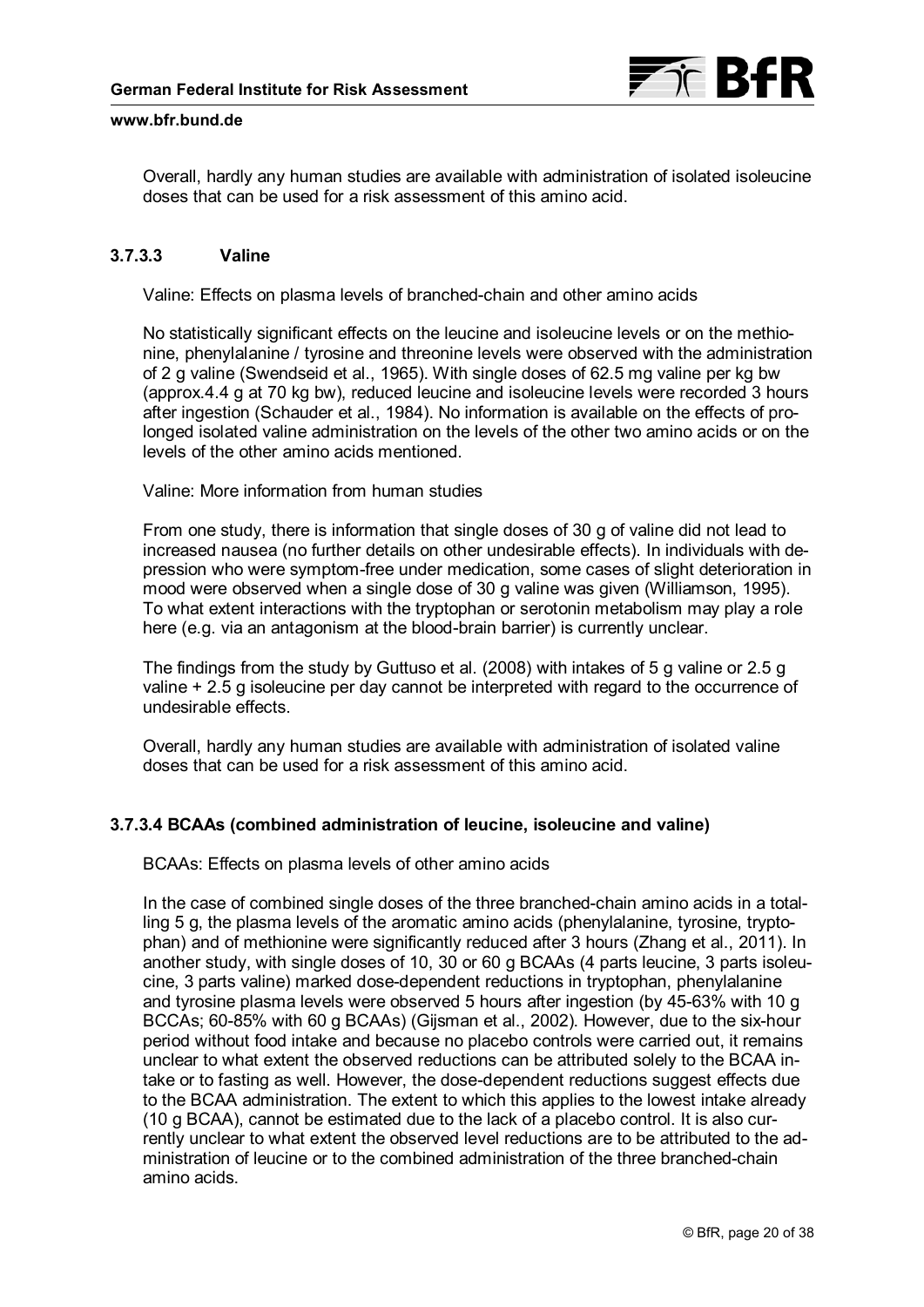Overall, hardly any human studies are available with administration of isolated isoleucine doses that can be used for a risk assessment of this amino acid.

### 3.7.3.3 Valine

Valine: Effects on plasma levels of branched-chain and other amino acids

No statistically significant effects on the leucine and isoleucine levels or on the methionine, phenylalanine / tyrosine and threonine levels were observed with the administration of 2 g valine (Swendseid et al., 1965). With single doses of 62.5 mg valine per kg bw (approx.4.4 g at 70 kg bw), reduced leucine and isoleucine levels were recorded 3 hours after ingestion (Schauder et al., 1984). No information is available on the effects of prolonged isolated valine administration on the levels of the other two amino acids or on the levels of the other amino acids mentioned.

Valine: More information from human studies

From one study, there is information that single doses of 30 g of valine did not lead to increased nausea (no further details on other undesirable effects). In individuals with depression who were symptom-free under medication, some cases of slight deterioration in mood were observed when a single dose of 30 g valine was given (Williamson, 1995). To what extent interactions with the tryptophan or serotonin metabolism may play a role here (e.g. via an antagonism at the blood-brain barrier) is currently unclear.

The findings from the study by Guttuso et al. (2008) with intakes of 5 g valine or 2.5 g valine + 2.5 g isoleucine per day cannot be interpreted with regard to the occurrence of undesirable effects.

Overall, hardly any human studies are available with administration of isolated valine doses that can be used for a risk assessment of this amino acid.

### 3.7.3.4 BCAAs (combined administration of leucine, isoleucine and valine)

BCAAs: Effects on plasma levels of other amino acids

In the case of combined single doses of the three branched-chain amino acids in a totalling 5 g, the plasma levels of the aromatic amino acids (phenylalanine, tyrosine, tryptophan) and of methionine were significantly reduced after 3 hours (Zhang et al., 2011). In another study, with single doses of 10, 30 or 60 g BCAAs (4 parts leucine, 3 parts isoleucine, 3 parts valine) marked dose-dependent reductions in tryptophan, phenylalanine and tyrosine plasma levels were observed 5 hours after ingestion (by 45-63% with 10 g BCCAs; 60-85% with 60 g BCAAs) (Gijsman et al., 2002). However, due to the six-hour period without food intake and because no placebo controls were carried out, it remains unclear to what extent the observed reductions can be attributed solely to the BCAA intake or to fasting as well. However, the dose-dependent reductions suggest effects due to the BCAA administration. The extent to which this applies to the lowest intake already (10 g BCAA), cannot be estimated due to the lack of a placebo control. It is also currently unclear to what extent the observed level reductions are to be attributed to the administration of leucine or to the combined administration of the three branched-chain amino acids.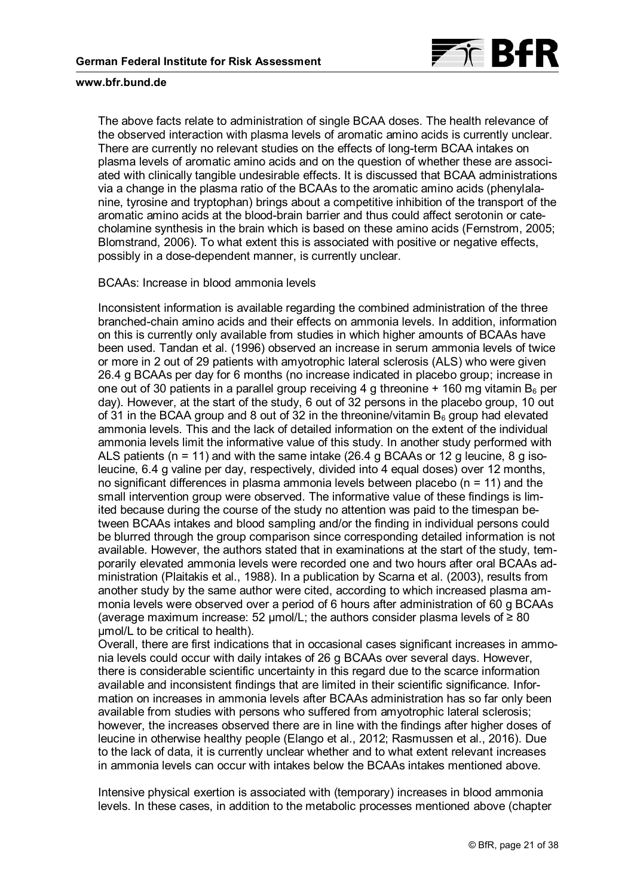The above facts relate to administration of single BCAA doses. The health relevance of the observed interaction with plasma levels of aromatic amino acids is currently unclear. There are currently no relevant studies on the effects of long-term BCAA intakes on plasma levels of aromatic amino acids and on the question of whether these are associated with clinically tangible undesirable effects. It is discussed that BCAA administrations via a change in the plasma ratio of the BCAAs to the aromatic amino acids (phenylalanine, tyrosine and tryptophan) brings about a competitive inhibition of the transport of the aromatic amino acids at the blood-brain barrier and thus could affect serotonin or catecholamine synthesis in the brain which is based on these amino acids (Fernstrom, 2005; Blomstrand, 2006). To what extent this is associated with positive or negative effects, possibly in a dose-dependent manner, is currently unclear.

BCAAs: Increase in blood ammonia levels

Inconsistent information is available regarding the combined administration of the three branched-chain amino acids and their effects on ammonia levels. In addition, information on this is currently only available from studies in which higher amounts of BCAAs have been used. Tandan et al. (1996) observed an increase in serum ammonia levels of twice or more in 2 out of 29 patients with amyotrophic lateral sclerosis (ALS) who were given 26.4 g BCAAs per day for 6 months (no increase indicated in placebo group; increase in one out of 30 patients in a parallel group receiving 4 g threonine + 160 mg vitamin $B_6$ per day). However, at the start of the study, 6 out of 32 persons in the placebo group, 10 out of 31 in the BCAA group and 8 out of 32 in the threonine/vitamin $B_6$ group had elevated ammonia levels. This and the lack of detailed information on the extent of the individual ammonia levels limit the informative value of this study. In another study performed with ALS patients (n = 11) and with the same intake (26.4 g BCAAs or 12 g leucine, 8 g isoleucine, 6.4 g valine per day, respectively, divided into 4 equal doses) over 12 months, no significant differences in plasma ammonia levels between placebo (n = 11) and the small intervention group were observed. The informative value of these findings is limited because during the course of the study no attention was paid to the timespan between BCAAs intakes and blood sampling and/or the finding in individual persons could be blurred through the group comparison since corresponding detailed information is not available. However, the authors stated that in examinations at the start of the study, temporarily elevated ammonia levels were recorded one and two hours after oral BCAAs administration (Plaitakis et al., 1988). In a publication by Scarna et al. (2003), results from another study by the same author were cited, according to which increased plasma ammonia levels were observed over a period of 6 hours after administration of 60 g BCAAs (average maximum increase: 52 µmol/L; the authors consider plasma levels of ≥ 80 µmol/L to be critical to health).

Overall, there are first indications that in occasional cases significant increases in ammonia levels could occur with daily intakes of 26 g BCAAs over several days. However, there is considerable scientific uncertainty in this regard due to the scarce information available and inconsistent findings that are limited in their scientific significance. Information on increases in ammonia levels after BCAAs administration has so far only been available from studies with persons who suffered from amyotrophic lateral sclerosis; however, the increases observed there are in line with the findings after higher doses of leucine in otherwise healthy people (Elango et al., 2012; Rasmussen et al., 2016). Due to the lack of data, it is currently unclear whether and to what extent relevant increases in ammonia levels can occur with intakes below the BCAAs intakes mentioned above.

Intensive physical exertion is associated with (temporary) increases in blood ammonia levels. In these cases, in addition to the metabolic processes mentioned above (chapter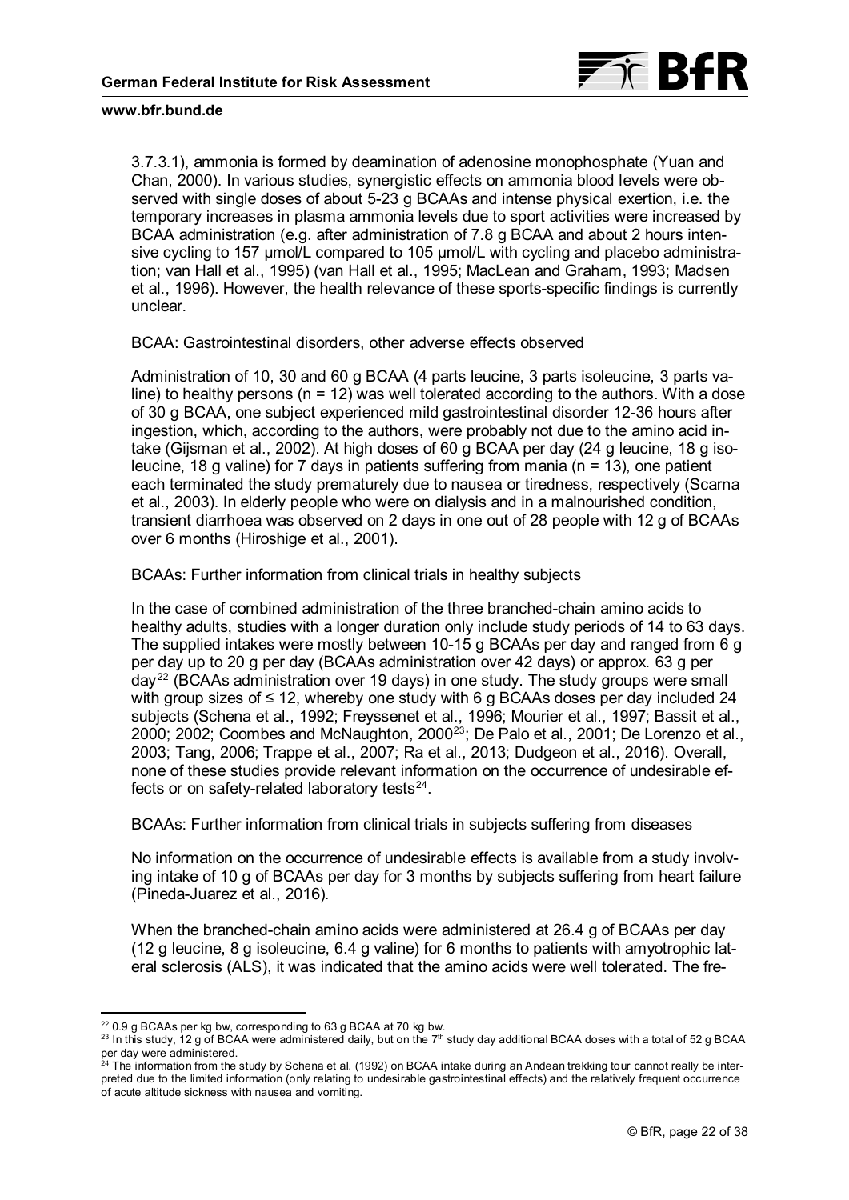3.7.3.1), ammonia is formed by deamination of adenosine monophosphate (Yuan and Chan, 2000). In various studies, synergistic effects on ammonia blood levels were observed with single doses of about 5-23 g BCAAs and intense physical exertion, i.e. the temporary increases in plasma ammonia levels due to sport activities were increased by BCAA administration (e.g. after administration of 7.8 g BCAA and about 2 hours intensive cycling to 157 µmol/L compared to 105 µmol/L with cycling and placebo administration; van Hall et al., 1995) (van Hall et al., 1995; MacLean and Graham, 1993; Madsen et al., 1996). However, the health relevance of these sports-specific findings is currently unclear.

BCAA: Gastrointestinal disorders, other adverse effects observed

Administration of 10, 30 and 60 g BCAA (4 parts leucine, 3 parts isoleucine, 3 parts valine) to healthy persons (n = 12) was well tolerated according to the authors. With a dose of 30 g BCAA, one subject experienced mild gastrointestinal disorder 12-36 hours after ingestion, which, according to the authors, were probably not due to the amino acid intake (Gijsman et al., 2002). At high doses of 60 g BCAA per day (24 g leucine, 18 g isoleucine, 18 g valine) for 7 days in patients suffering from mania (n = 13), one patient each terminated the study prematurely due to nausea or tiredness, respectively (Scarna et al., 2003). In elderly people who were on dialysis and in a malnourished condition, transient diarrhoea was observed on 2 days in one out of 28 people with 12 g of BCAAs over 6 months (Hiroshige et al., 2001).

BCAAs: Further information from clinical trials in healthy subjects

In the case of combined administration of the three branched-chain amino acids to healthy adults, studies with a longer duration only include study periods of 14 to 63 days. The supplied intakes were mostly between 10-15 g BCAAs per day and ranged from 6 g per day up to 20 g per day (BCAAs administration over 42 days) or approx. 63 g per day[22] (BCAAs administration over 19 days) in one study. The study groups were small with group sizes of ≤ 12, whereby one study with 6 g BCAAs doses per day included 24 subjects (Schena et al., 1992; Freyssenet et al., 1996; Mourier et al., 1997; Bassit et al., 2000; 2002; Coombes and McNaughton, 2000[23]; De Palo et al., 2001; De Lorenzo et al., 2003; Tang, 2006; Trappe et al., 2007; Ra et al., 2013; Dudgeon et al., 2016). Overall, none of these studies provide relevant information on the occurrence of undesirable effects or on safety-related laboratory tests[24].

BCAAs: Further information from clinical trials in subjects suffering from diseases

No information on the occurrence of undesirable effects is available from a study involving intake of 10 g of BCAAs per day for 3 months by subjects suffering from heart failure (Pineda-Juarez et al., 2016).

When the branched-chain amino acids were administered at 26.4 g of BCAAs per day (12 g leucine, 8 g isoleucine, 6.4 g valine) for 6 months to patients with amyotrophic lateral sclerosis (ALS), it was indicated that the amino acids were well tolerated. The fre-

---

[22] 0.9 g BCAAs per kg bw, corresponding to 63 g BCAA at 70 kg bw.

[23] In this study, 12 g of BCAA were administered daily, but on the 7th study day additional BCAA doses with a total of 52 g BCAA per day were administered.

[24] The information from the study by Schena et al. (1992) on BCAA intake during an Andean trekking tour cannot really be interpreted due to the limited information (only relating to undesirable gastrointestinal effects) and the relatively frequent occurrence of acute altitude sickness with nausea and vomiting.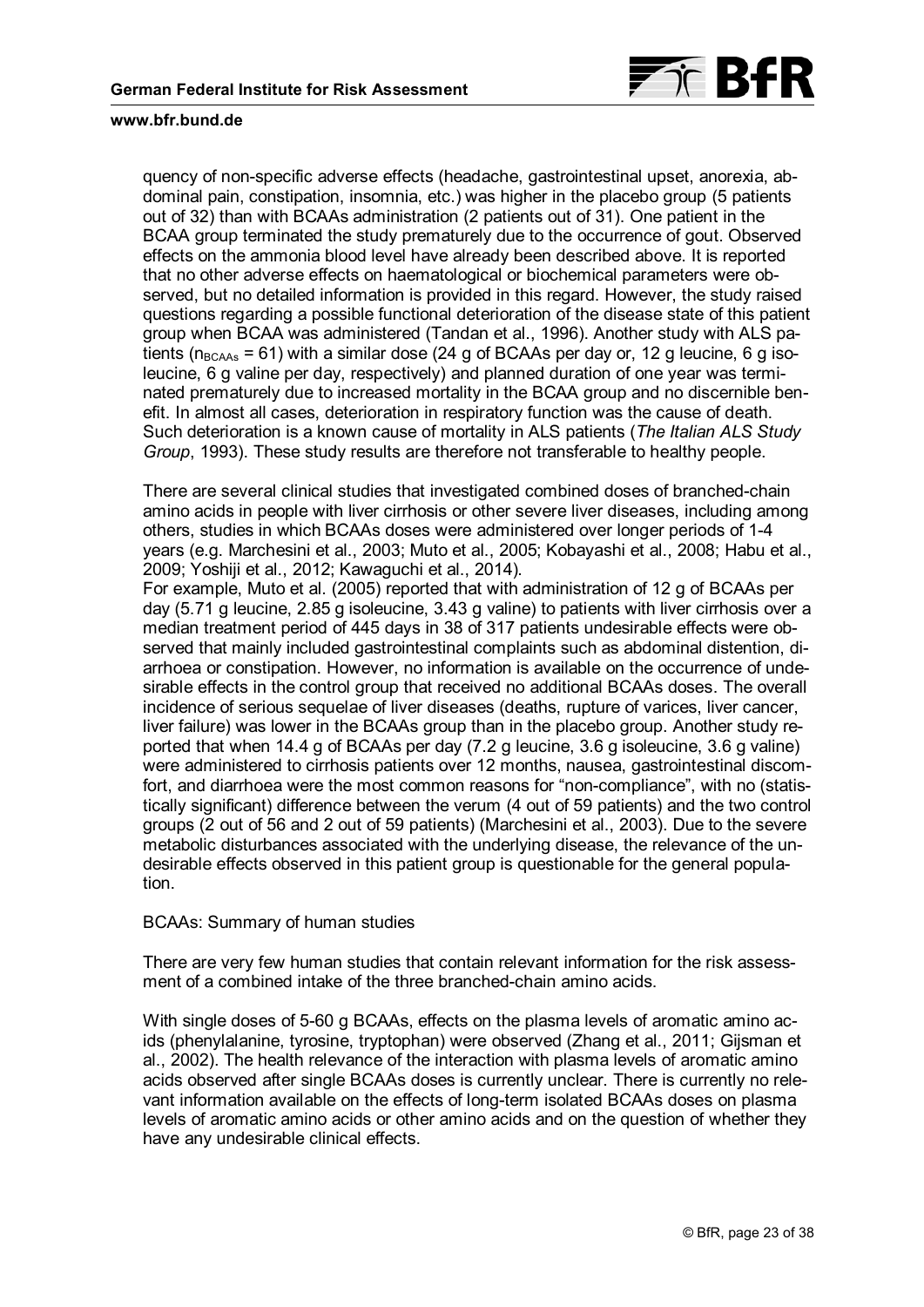quency of non-specific adverse effects (headache, gastrointestinal upset, anorexia, abdominal pain, constipation, insomnia, etc.) was higher in the placebo group (5 patients out of 32) than with BCAAs administration (2 patients out of 31). One patient in the BCAA group terminated the study prematurely due to the occurrence of gout. Observed effects on the ammonia blood level have already been described above. It is reported that no other adverse effects on haematological or biochemical parameters were observed, but no detailed information is provided in this regard. However, the study raised questions regarding a possible functional deterioration of the disease state of this patient group when BCAA was administered (Tandan et al., 1996). Another study with ALS patients ($n_{BCAAs}$ = 61) with a similar dose (24 g of BCAAs per day or, 12 g leucine, 6 g isoleucine, 6 g valine per day, respectively) and planned duration of one year was terminated prematurely due to increased mortality in the BCAA group and no discernible benefit. In almost all cases, deterioration in respiratory function was the cause of death. Such deterioration is a known cause of mortality in ALS patients (*The Italian ALS Study Group*, 1993). These study results are therefore not transferable to healthy people.

There are several clinical studies that investigated combined doses of branched-chain amino acids in people with liver cirrhosis or other severe liver diseases, including among others, studies in which BCAAs doses were administered over longer periods of 1-4 years (e.g. Marchesini et al., 2003; Muto et al., 2005; Kobayashi et al., 2008; Habu et al., 2009; Yoshiji et al., 2012; Kawaguchi et al., 2014).
For example, Muto et al. (2005) reported that with administration of 12 g of BCAAs per day (5.71 g leucine, 2.85 g isoleucine, 3.43 g valine) to patients with liver cirrhosis over a median treatment period of 445 days in 38 of 317 patients undesirable effects were observed that mainly included gastrointestinal complaints such as abdominal distention, diarrhoea or constipation. However, no information is available on the occurrence of undesirable effects in the control group that received no additional BCAAs doses. The overall incidence of serious sequelae of liver diseases (deaths, rupture of varices, liver cancer, liver failure) was lower in the BCAAs group than in the placebo group. Another study reported that when 14.4 g of BCAAs per day (7.2 g leucine, 3.6 g isoleucine, 3.6 g valine) were administered to cirrhosis patients over 12 months, nausea, gastrointestinal discomfort, and diarrhoea were the most common reasons for "non-compliance", with no (statistically significant) difference between the verum (4 out of 59 patients) and the two control groups (2 out of 56 and 2 out of 59 patients) (Marchesini et al., 2003). Due to the severe metabolic disturbances associated with the underlying disease, the relevance of the undesirable effects observed in this patient group is questionable for the general population.

BCAAs: Summary of human studies

There are very few human studies that contain relevant information for the risk assessment of a combined intake of the three branched-chain amino acids.

With single doses of 5-60 g BCAAs, effects on the plasma levels of aromatic amino acids (phenylalanine, tyrosine, tryptophan) were observed (Zhang et al., 2011; Gijsman et al., 2002). The health relevance of the interaction with plasma levels of aromatic amino acids observed after single BCAAs doses is currently unclear. There is currently no relevant information available on the effects of long-term isolated BCAAs doses on plasma levels of aromatic amino acids or other amino acids and on the question of whether they have any undesirable clinical effects.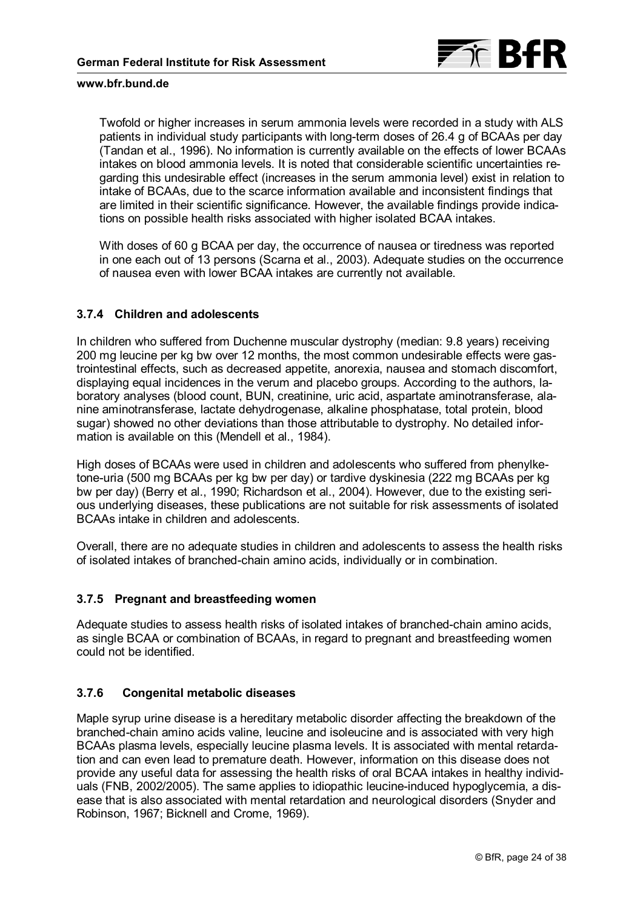Twofold or higher increases in serum ammonia levels were recorded in a study with ALS patients in individual study participants with long-term doses of 26.4 g of BCAAs per day (Tandan et al., 1996). No information is currently available on the effects of lower BCAAs intakes on blood ammonia levels. It is noted that considerable scientific uncertainties regarding this undesirable effect (increases in the serum ammonia level) exist in relation to intake of BCAAs, due to the scarce information available and inconsistent findings that are limited in their scientific significance. However, the available findings provide indications on possible health risks associated with higher isolated BCAA intakes.

With doses of 60 g BCAA per day, the occurrence of nausea or tiredness was reported in one each out of 13 persons (Scarna et al., 2003). Adequate studies on the occurrence of nausea even with lower BCAA intakes are currently not available.

### 3.7.4 Children and adolescents

In children who suffered from Duchenne muscular dystrophy (median: 9.8 years) receiving 200 mg leucine per kg bw over 12 months, the most common undesirable effects were gastrointestinal effects, such as decreased appetite, anorexia, nausea and stomach discomfort, displaying equal incidences in the verum and placebo groups. According to the authors, laboratory analyses (blood count, BUN, creatinine, uric acid, aspartate aminotransferase, alanine aminotransferase, lactate dehydrogenase, alkaline phosphatase, total protein, blood sugar) showed no other deviations than those attributable to dystrophy. No detailed information is available on this (Mendell et al., 1984).

High doses of BCAAs were used in children and adolescents who suffered from phenylketone-uria (500 mg BCAAs per kg bw per day) or tardive dyskinesia (222 mg BCAAs per kg bw per day) (Berry et al., 1990; Richardson et al., 2004). However, due to the existing serious underlying diseases, these publications are not suitable for risk assessments of isolated BCAAs intake in children and adolescents.

Overall, there are no adequate studies in children and adolescents to assess the health risks of isolated intakes of branched-chain amino acids, individually or in combination.

### 3.7.5 Pregnant and breastfeeding women

Adequate studies to assess health risks of isolated intakes of branched-chain amino acids, as single BCAA or combination of BCAAs, in regard to pregnant and breastfeeding women could not be identified.

### 3.7.6 Congenital metabolic diseases

Maple syrup urine disease is a hereditary metabolic disorder affecting the breakdown of the branched-chain amino acids valine, leucine and isoleucine and is associated with very high BCAAs plasma levels, especially leucine plasma levels. It is associated with mental retardation and can even lead to premature death. However, information on this disease does not provide any useful data for assessing the health risks of oral BCAA intakes in healthy individuals (FNB, 2002/2005). The same applies to idiopathic leucine-induced hypoglycemia, a disease that is also associated with mental retardation and neurological disorders (Snyder and Robinson, 1967; Bicknell and Crome, 1969).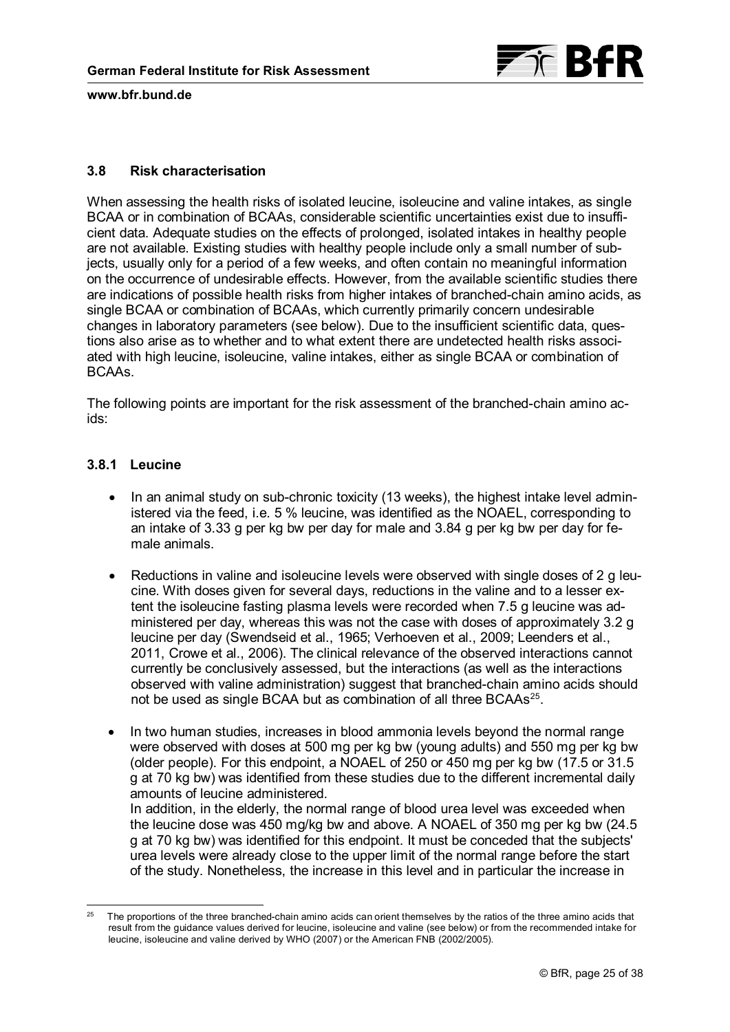### 3.8 Risk characterisation

When assessing the health risks of isolated leucine, isoleucine and valine intakes, as single BCAA or in combination of BCAAs, considerable scientific uncertainties exist due to insufficient data. Adequate studies on the effects of prolonged, isolated intakes in healthy people are not available. Existing studies with healthy people include only a small number of subjects, usually only for a period of a few weeks, and often contain no meaningful information on the occurrence of undesirable effects. However, from the available scientific studies there are indications of possible health risks from higher intakes of branched-chain amino acids, as single BCAA or combination of BCAAs, which currently primarily concern undesirable changes in laboratory parameters (see below). Due to the insufficient scientific data, questions also arise as to whether and to what extent there are undetected health risks associated with high leucine, isoleucine, valine intakes, either as single BCAA or combination of BCAAs.

The following points are important for the risk assessment of the branched-chain amino acids:

#### 3.8.1 Leucine

- In an animal study on sub-chronic toxicity (13 weeks), the highest intake level administered via the feed, i.e. 5 % leucine, was identified as the NOAEL, corresponding to an intake of 3.33 g per kg bw per day for male and 3.84 g per kg bw per day for female animals.

- Reductions in valine and isoleucine levels were observed with single doses of 2 g leucine. With doses given for several days, reductions in the valine and to a lesser extent the isoleucine fasting plasma levels were recorded when 7.5 g leucine was administered per day, whereas this was not the case with doses of approximately 3.2 g leucine per day (Swendseid et al., 1965; Verhoeven et al., 2009; Leenders et al., 2011, Crowe et al., 2006). The clinical relevance of the observed interactions cannot currently be conclusively assessed, but the interactions (as well as the interactions observed with valine administration) suggest that branched-chain amino acids should not be used as single BCAA but as combination of all three BCAAs[25].

- In two human studies, increases in blood ammonia levels beyond the normal range were observed with doses at 500 mg per kg bw (young adults) and 550 mg per kg bw (older people). For this endpoint, a NOAEL of 250 or 450 mg per kg bw (17.5 or 31.5 g at 70 kg bw) was identified from these studies due to the different incremental daily amounts of leucine administered.
  In addition, in the elderly, the normal range of blood urea level was exceeded when the leucine dose was 450 mg/kg bw and above. A NOAEL of 350 mg per kg bw (24.5 g at 70 kg bw) was identified for this endpoint. It must be conceded that the subjects' urea levels were already close to the upper limit of the normal range before the start of the study. Nonetheless, the increase in this level and in particular the increase in

[25] The proportions of the three branched-chain amino acids can orient themselves by the ratios of the three amino acids that result from the guidance values derived for leucine, isoleucine and valine (see below) or from the recommended intake for leucine, isoleucine and valine derived by WHO (2007) or the American FNB (2002/2005).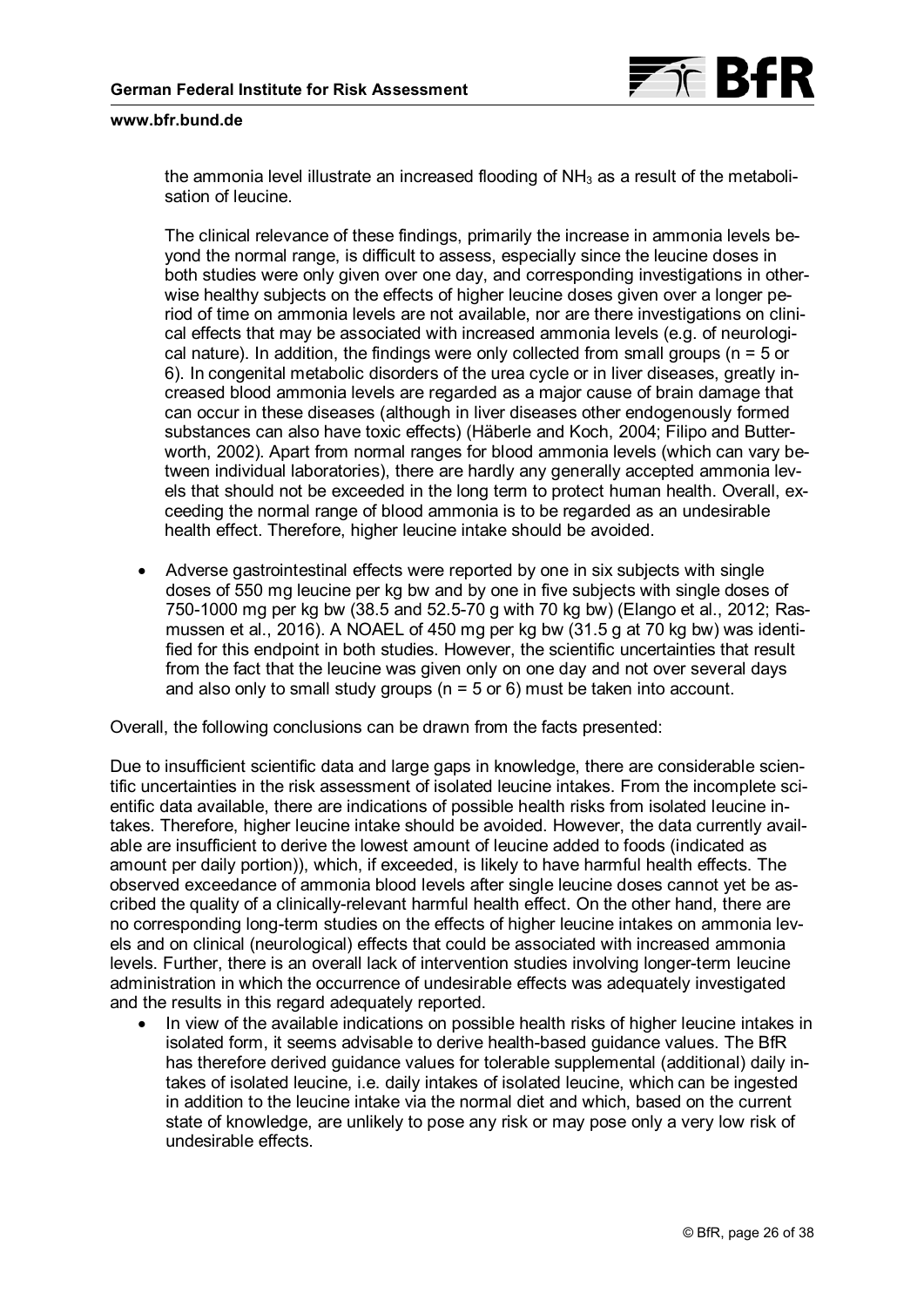the ammonia level illustrate an increased flooding of $NH_3$ as a result of the metabolisation of leucine.

The clinical relevance of these findings, primarily the increase in ammonia levels beyond the normal range, is difficult to assess, especially since the leucine doses in both studies were only given over one day, and corresponding investigations in otherwise healthy subjects on the effects of higher leucine doses given over a longer period of time on ammonia levels are not available, nor are there investigations on clinical effects that may be associated with increased ammonia levels (e.g. of neurological nature). In addition, the findings were only collected from small groups (n = 5 or 6). In congenital metabolic disorders of the urea cycle or in liver diseases, greatly increased blood ammonia levels are regarded as a major cause of brain damage that can occur in these diseases (although in liver diseases other endogenously formed substances can also have toxic effects) (Häberle and Koch, 2004; Filipo and Butterworth, 2002). Apart from normal ranges for blood ammonia levels (which can vary between individual laboratories), there are hardly any generally accepted ammonia levels that should not be exceeded in the long term to protect human health. Overall, exceeding the normal range of blood ammonia is to be regarded as an undesirable health effect. Therefore, higher leucine intake should be avoided.

- Adverse gastrointestinal effects were reported by one in six subjects with single doses of 550 mg leucine per kg bw and by one in five subjects with single doses of 750-1000 mg per kg bw (38.5 and 52.5-70 g with 70 kg bw) (Elango et al., 2012; Rasmussen et al., 2016). A NOAEL of 450 mg per kg bw (31.5 g at 70 kg bw) was identified for this endpoint in both studies. However, the scientific uncertainties that result from the fact that the leucine was given only on one day and not over several days and also only to small study groups (n = 5 or 6) must be taken into account.

Overall, the following conclusions can be drawn from the facts presented:

Due to insufficient scientific data and large gaps in knowledge, there are considerable scientific uncertainties in the risk assessment of isolated leucine intakes. From the incomplete scientific data available, there are indications of possible health risks from isolated leucine intakes. Therefore, higher leucine intake should be avoided. However, the data currently available are insufficient to derive the lowest amount of leucine added to foods (indicated as amount per daily portion)), which, if exceeded, is likely to have harmful health effects. The observed exceedance of ammonia blood levels after single leucine doses cannot yet be ascribed the quality of a clinically-relevant harmful health effect. On the other hand, there are no corresponding long-term studies on the effects of higher leucine intakes on ammonia levels and on clinical (neurological) effects that could be associated with increased ammonia levels. Further, there is an overall lack of intervention studies involving longer-term leucine administration in which the occurrence of undesirable effects was adequately investigated and the results in this regard adequately reported.

- In view of the available indications on possible health risks of higher leucine intakes in isolated form, it seems advisable to derive health-based guidance values. The BfR has therefore derived guidance values for tolerable supplemental (additional) daily intakes of isolated leucine, i.e. daily intakes of isolated leucine, which can be ingested in addition to the leucine intake via the normal diet and which, based on the current state of knowledge, are unlikely to pose any risk or may pose only a very low risk of undesirable effects.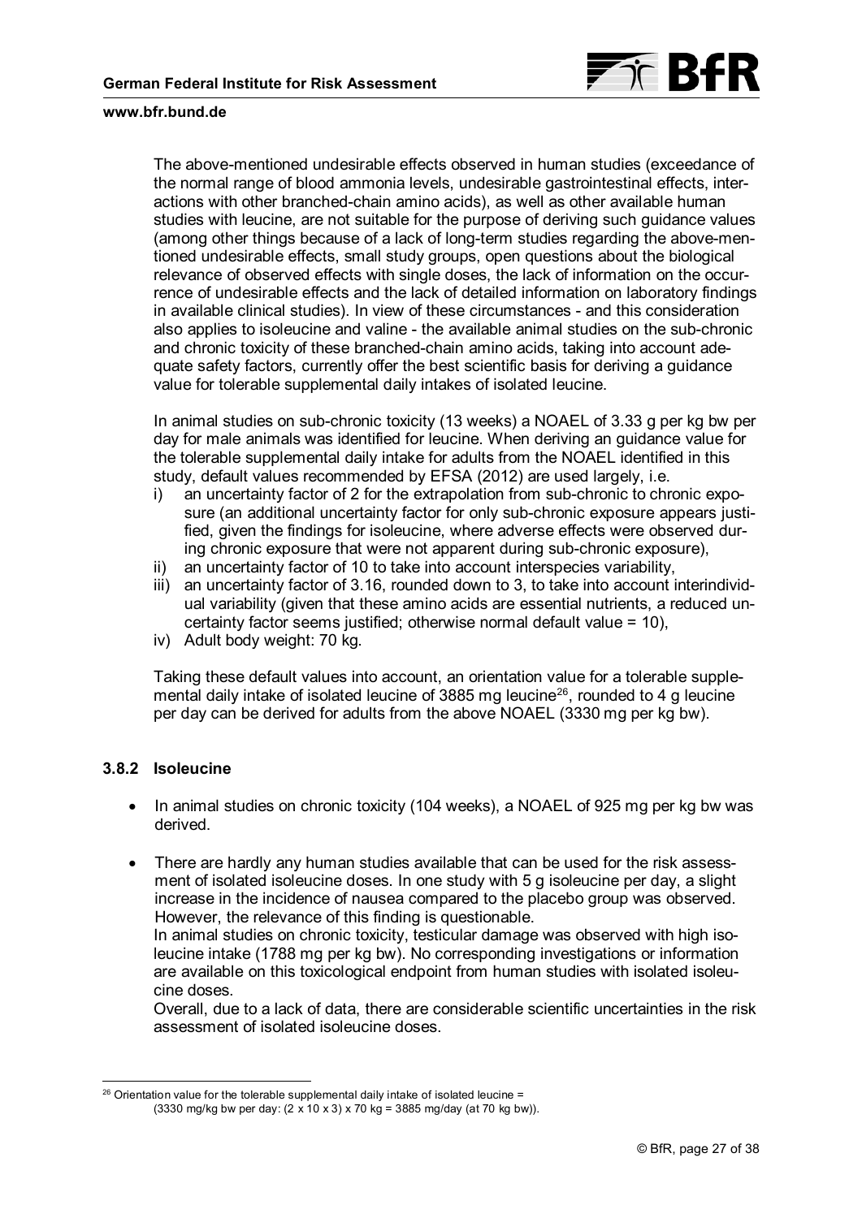The above-mentioned undesirable effects observed in human studies (exceedance of the normal range of blood ammonia levels, undesirable gastrointestinal effects, interactions with other branched-chain amino acids), as well as other available human studies with leucine, are not suitable for the purpose of deriving such guidance values (among other things because of a lack of long-term studies regarding the above-mentioned undesirable effects, small study groups, open questions about the biological relevance of observed effects with single doses, the lack of information on the occurrence of undesirable effects and the lack of detailed information on laboratory findings in available clinical studies). In view of these circumstances - and this consideration also applies to isoleucine and valine - the available animal studies on the sub-chronic and chronic toxicity of these branched-chain amino acids, taking into account adequate safety factors, currently offer the best scientific basis for deriving a guidance value for tolerable supplemental daily intakes of isolated leucine.

In animal studies on sub-chronic toxicity (13 weeks) a NOAEL of 3.33 g per kg bw per day for male animals was identified for leucine. When deriving an guidance value for the tolerable supplemental daily intake for adults from the NOAEL identified in this study, default values recommended by EFSA (2012) are used largely, i.e.

i) an uncertainty factor of 2 for the extrapolation from sub-chronic to chronic exposure (an additional uncertainty factor for only sub-chronic exposure appears justified, given the findings for isoleucine, where adverse effects were observed during chronic exposure that were not apparent during sub-chronic exposure),
ii) an uncertainty factor of 10 to take into account interspecies variability,
iii) an uncertainty factor of 3.16, rounded down to 3, to take into account interindividual variability (given that these amino acids are essential nutrients, a reduced uncertainty factor seems justified; otherwise normal default value = 10),
iv) Adult body weight: 70 kg.

Taking these default values into account, an orientation value for a tolerable supplemental daily intake of isolated leucine of 3885 mg leucine[26], rounded to 4 g leucine per day can be derived for adults from the above NOAEL (3330 mg per kg bw).

### 3.8.2 Isoleucine

- In animal studies on chronic toxicity (104 weeks), a NOAEL of 925 mg per kg bw was derived.

- There are hardly any human studies available that can be used for the risk assessment of isolated isoleucine doses. In one study with 5 g isoleucine per day, a slight increase in the incidence of nausea compared to the placebo group was observed. However, the relevance of this finding is questionable.
  In animal studies on chronic toxicity, testicular damage was observed with high isoleucine intake (1788 mg per kg bw). No corresponding investigations or information are available on this toxicological endpoint from human studies with isolated isoleucine doses.
  Overall, due to a lack of data, there are considerable scientific uncertainties in the risk assessment of isolated isoleucine doses.

---

[26] Orientation value for the tolerable supplemental daily intake of isolated leucine = (3330 mg/kg bw per day: (2 x 10 x 3) x 70 kg = 3885 mg/day (at 70 kg bw)).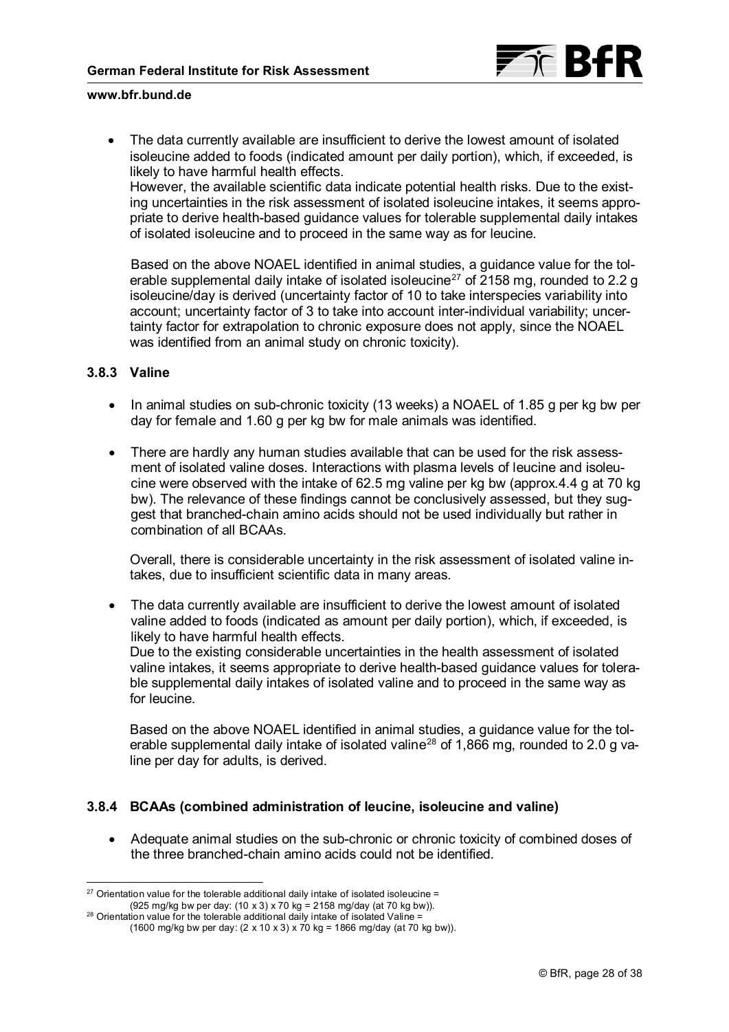- The data currently available are insufficient to derive the lowest amount of isolated isoleucine added to foods (indicated amount per daily portion), which, if exceeded, is likely to have harmful health effects.
  However, the available scientific data indicate potential health risks. Due to the existing uncertainties in the risk assessment of isolated isoleucine intakes, it seems appropriate to derive health-based guidance values for tolerable supplemental daily intakes of isolated isoleucine and to proceed in the same way as for leucine.

  Based on the above NOAEL identified in animal studies, a guidance value for the tolerable supplemental daily intake of isolated isoleucine[27] of 2158 mg, rounded to 2.2 g isoleucine/day is derived (uncertainty factor of 10 to take interspecies variability into account; uncertainty factor of 3 to take into account inter-individual variability; uncertainty factor for extrapolation to chronic exposure does not apply, since the NOAEL was identified from an animal study on chronic toxicity).

### 3.8.3 Valine

- In animal studies on sub-chronic toxicity (13 weeks) a NOAEL of 1.85 g per kg bw per day for female and 1.60 g per kg bw for male animals was identified.

- There are hardly any human studies available that can be used for the risk assessment of isolated valine doses. Interactions with plasma levels of leucine and isoleucine were observed with the intake of 62.5 mg valine per kg bw (approx.4.4 g at 70 kg bw). The relevance of these findings cannot be conclusively assessed, but they suggest that branched-chain amino acids should not be used individually but rather in combination of all BCAAs.

  Overall, there is considerable uncertainty in the risk assessment of isolated valine intakes, due to insufficient scientific data in many areas.

- The data currently available are insufficient to derive the lowest amount of isolated valine added to foods (indicated as amount per daily portion), which, if exceeded, is likely to have harmful health effects.
  Due to the existing considerable uncertainties in the health assessment of isolated valine intakes, it seems appropriate to derive health-based guidance values for tolerable supplemental daily intakes of isolated valine and to proceed in the same way as for leucine.

  Based on the above NOAEL identified in animal studies, a guidance value for the tolerable supplemental daily intake of isolated valine[28] of 1,866 mg, rounded to 2.0 g valine per day for adults, is derived.

### 3.8.4 BCAAs (combined administration of leucine, isoleucine and valine)

- Adequate animal studies on the sub-chronic or chronic toxicity of combined doses of the three branched-chain amino acids could not be identified.

---

[27] Orientation value for the tolerable additional daily intake of isolated isoleucine = (925 mg/kg bw per day: (10 x 3) x 70 kg = 2158 mg/day (at 70 kg bw)).

[28] Orientation value for the tolerable additional daily intake of isolated Valine = (1600 mg/kg bw per day: (2 x 10 x 3) x 70 kg = 1866 mg/day (at 70 kg bw)).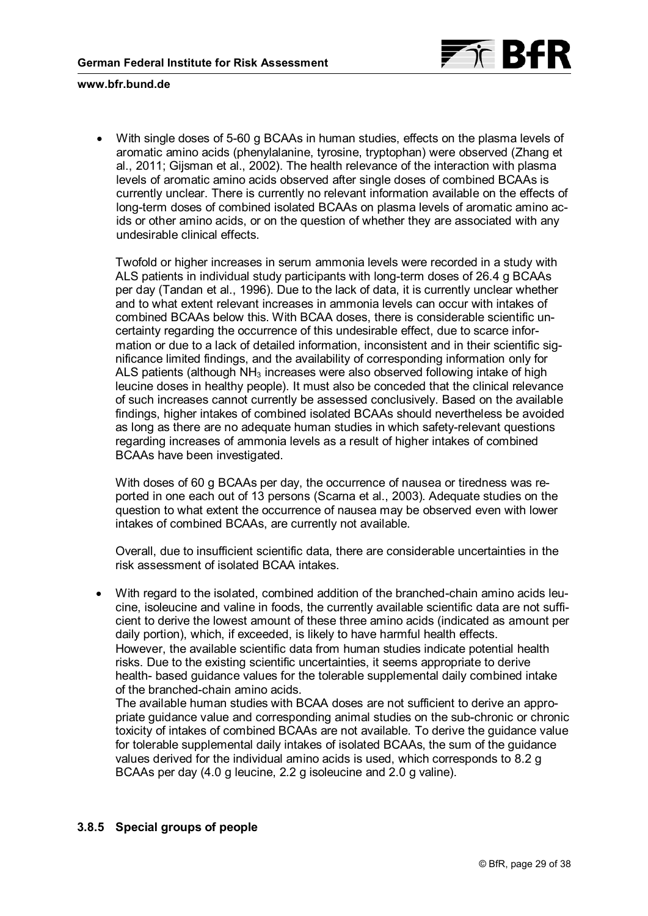- With single doses of 5-60 g BCAAs in human studies, effects on the plasma levels of aromatic amino acids (phenylalanine, tyrosine, tryptophan) were observed (Zhang et al., 2011; Gijsman et al., 2002). The health relevance of the interaction with plasma levels of aromatic amino acids observed after single doses of combined BCAAs is currently unclear. There is currently no relevant information available on the effects of long-term doses of combined isolated BCAAs on plasma levels of aromatic amino acids or other amino acids, or on the question of whether they are associated with any undesirable clinical effects.

  Twofold or higher increases in serum ammonia levels were recorded in a study with ALS patients in individual study participants with long-term doses of 26.4 g BCAAs per day (Tandan et al., 1996). Due to the lack of data, it is currently unclear whether and to what extent relevant increases in ammonia levels can occur with intakes of combined BCAAs below this. With BCAA doses, there is considerable scientific uncertainty regarding the occurrence of this undesirable effect, due to scarce information or due to a lack of detailed information, inconsistent and in their scientific significance limited findings, and the availability of corresponding information only for ALS patients (although $NH_3$ increases were also observed following intake of high leucine doses in healthy people). It must also be conceded that the clinical relevance of such increases cannot currently be assessed conclusively. Based on the available findings, higher intakes of combined isolated BCAAs should nevertheless be avoided as long as there are no adequate human studies in which safety-relevant questions regarding increases of ammonia levels as a result of higher intakes of combined BCAAs have been investigated.

  With doses of 60 g BCAAs per day, the occurrence of nausea or tiredness was reported in one each out of 13 persons (Scarna et al., 2003). Adequate studies on the question to what extent the occurrence of nausea may be observed even with lower intakes of combined BCAAs, are currently not available.

  Overall, due to insufficient scientific data, there are considerable uncertainties in the risk assessment of isolated BCAA intakes.

- With regard to the isolated, combined addition of the branched-chain amino acids leucine, isoleucine and valine in foods, the currently available scientific data are not sufficient to derive the lowest amount of these three amino acids (indicated as amount per daily portion), which, if exceeded, is likely to have harmful health effects.
  However, the available scientific data from human studies indicate potential health risks. Due to the existing scientific uncertainties, it seems appropriate to derive health- based guidance values for the tolerable supplemental daily combined intake of the branched-chain amino acids.
  The available human studies with BCAA doses are not sufficient to derive an appropriate guidance value and corresponding animal studies on the sub-chronic or chronic toxicity of intakes of combined BCAAs are not available. To derive the guidance value for tolerable supplemental daily intakes of isolated BCAAs, the sum of the guidance values derived for the individual amino acids is used, which corresponds to 8.2 g BCAAs per day (4.0 g leucine, 2.2 g isoleucine and 2.0 g valine).

### 3.8.5 Special groups of people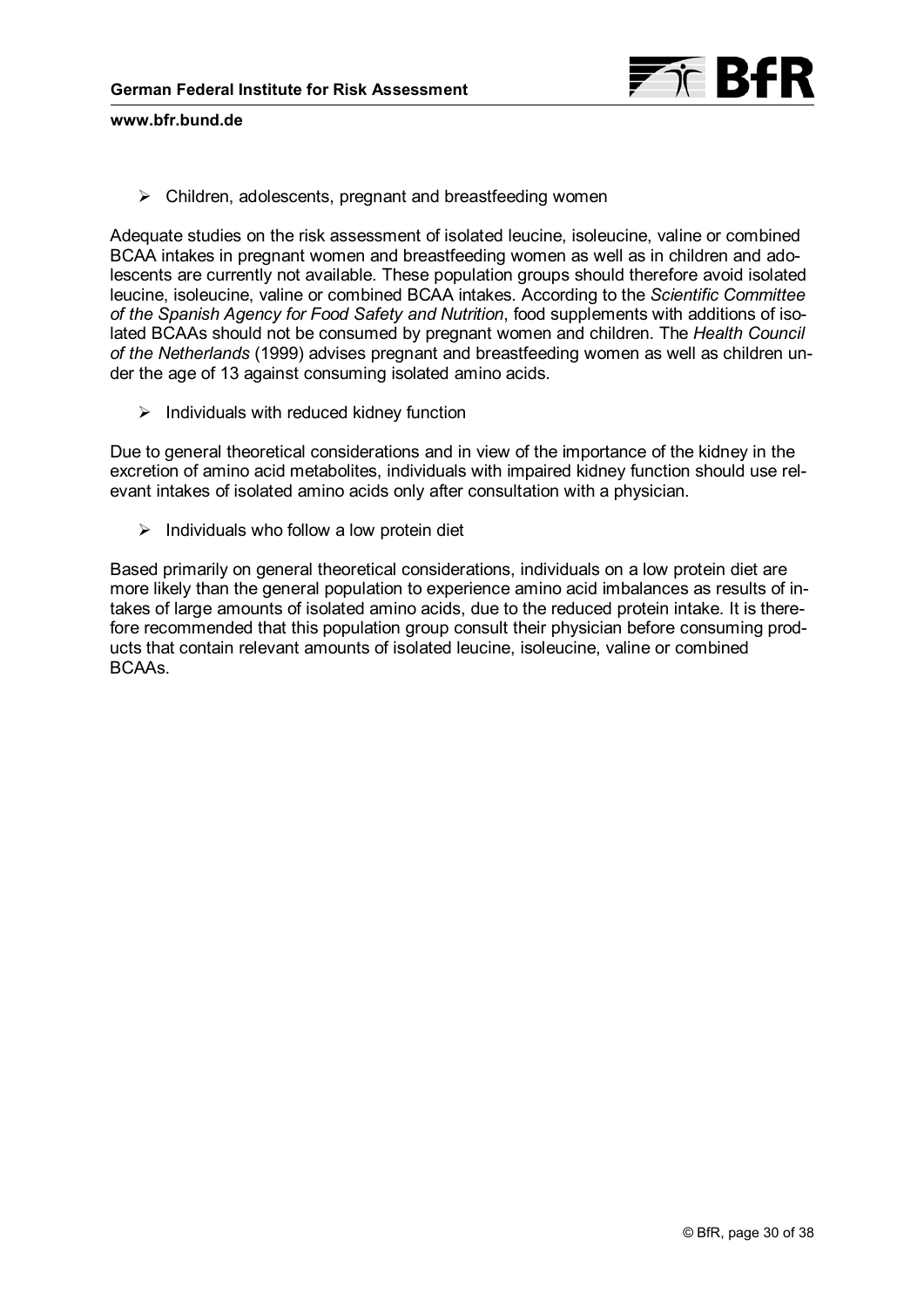- Children, adolescents, pregnant and breastfeeding women

Adequate studies on the risk assessment of isolated leucine, isoleucine, valine or combined BCAA intakes in pregnant women and breastfeeding women as well as in children and adolescents are currently not available. These population groups should therefore avoid isolated leucine, isoleucine, valine or combined BCAA intakes. According to the *Scientific Committee of the Spanish Agency for Food Safety and Nutrition*, food supplements with additions of isolated BCAAs should not be consumed by pregnant women and children. The *Health Council of the Netherlands* (1999) advises pregnant and breastfeeding women as well as children under the age of 13 against consuming isolated amino acids.

- Individuals with reduced kidney function

Due to general theoretical considerations and in view of the importance of the kidney in the excretion of amino acid metabolites, individuals with impaired kidney function should use relevant intakes of isolated amino acids only after consultation with a physician.

- Individuals who follow a low protein diet

Based primarily on general theoretical considerations, individuals on a low protein diet are more likely than the general population to experience amino acid imbalances as results of intakes of large amounts of isolated amino acids, due to the reduced protein intake. It is therefore recommended that this population group consult their physician before consuming products that contain relevant amounts of isolated leucine, isoleucine, valine or combined BCAAs.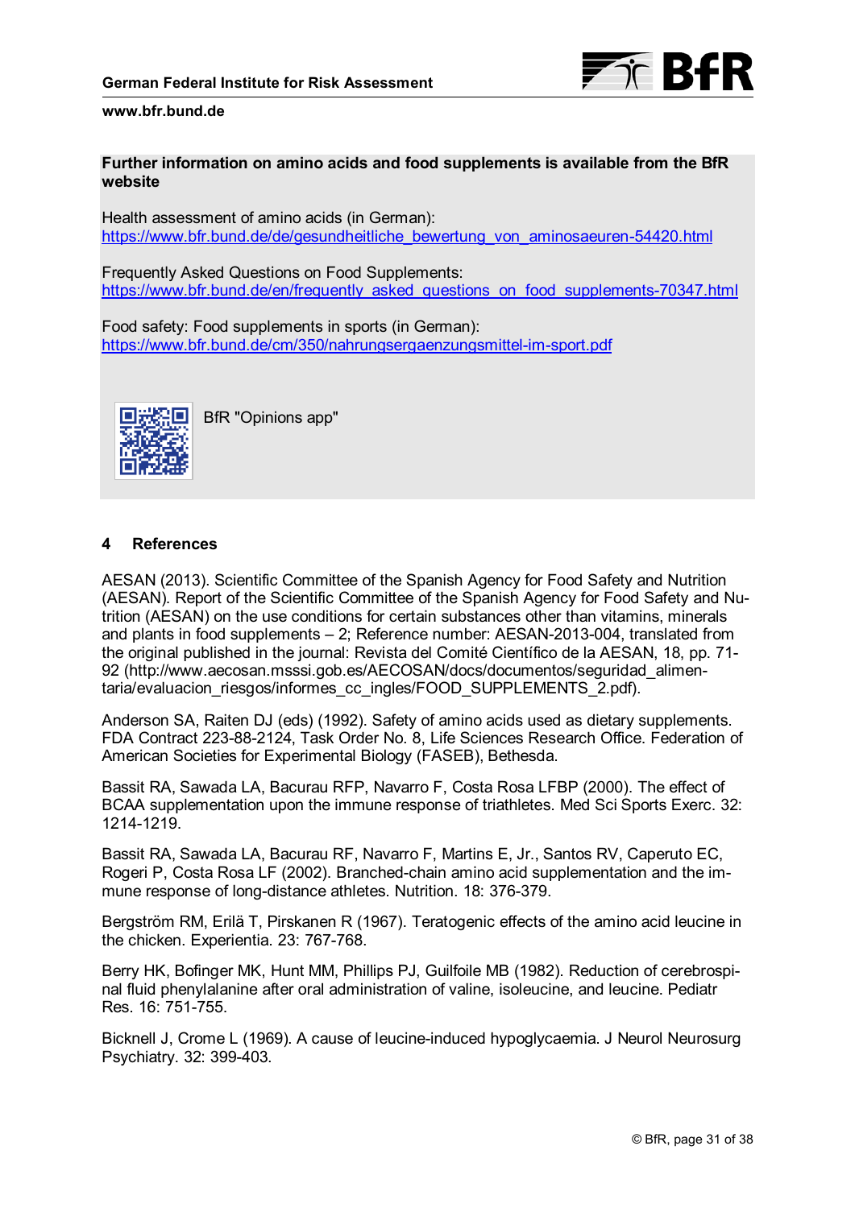**Further information on amino acids and food supplements is available from the BfR website**

Health assessment of amino acids (in German):
https://www.bfr.bund.de/de/gesundheitliche_bewertung_von_aminosaeuren-54420.html

Frequently Asked Questions on Food Supplements:
https://www.bfr.bund.de/en/frequently_asked_questions_on_food_supplements-70347.html

Food safety: Food supplements in sports (in German):
https://www.bfr.bund.de/cm/350/nahrungsergaenzungsmittel-im-sport.pdf

BfR "Opinions app"

## 4 References

AESAN (2013). Scientific Committee of the Spanish Agency for Food Safety and Nutrition (AESAN). Report of the Scientific Committee of the Spanish Agency for Food Safety and Nutrition (AESAN) on the use conditions for certain substances other than vitamins, minerals and plants in food supplements – 2; Reference number: AESAN-2013-004, translated from the original published in the journal: Revista del Comité Científico de la AESAN, 18, pp. 71-92 (http://www.aecosan.msssi.gob.es/AECOSAN/docs/documentos/seguridad_alimentaria/evaluacion_riesgos/informes_cc_ingles/FOOD_SUPPLEMENTS_2.pdf).

Anderson SA, Raiten DJ (eds) (1992). Safety of amino acids used as dietary supplements. FDA Contract 223-88-2124, Task Order No. 8, Life Sciences Research Office. Federation of American Societies for Experimental Biology (FASEB), Bethesda.

Bassit RA, Sawada LA, Bacurau RFP, Navarro F, Costa Rosa LFBP (2000). The effect of BCAA supplementation upon the immune response of triathletes. Med Sci Sports Exerc. 32: 1214-1219.

Bassit RA, Sawada LA, Bacurau RF, Navarro F, Martins E, Jr., Santos RV, Caperuto EC, Rogeri P, Costa Rosa LF (2002). Branched-chain amino acid supplementation and the immune response of long-distance athletes. Nutrition. 18: 376-379.

Bergström RM, Erilä T, Pirskanen R (1967). Teratogenic effects of the amino acid leucine in the chicken. Experientia. 23: 767-768.

Berry HK, Bofinger MK, Hunt MM, Phillips PJ, Guilfoile MB (1982). Reduction of cerebrospinal fluid phenylalanine after oral administration of valine, isoleucine, and leucine. Pediatr Res. 16: 751-755.

Bicknell J, Crome L (1969). A cause of leucine-induced hypoglycaemia. J Neurol Neurosurg Psychiatry. 32: 399-403.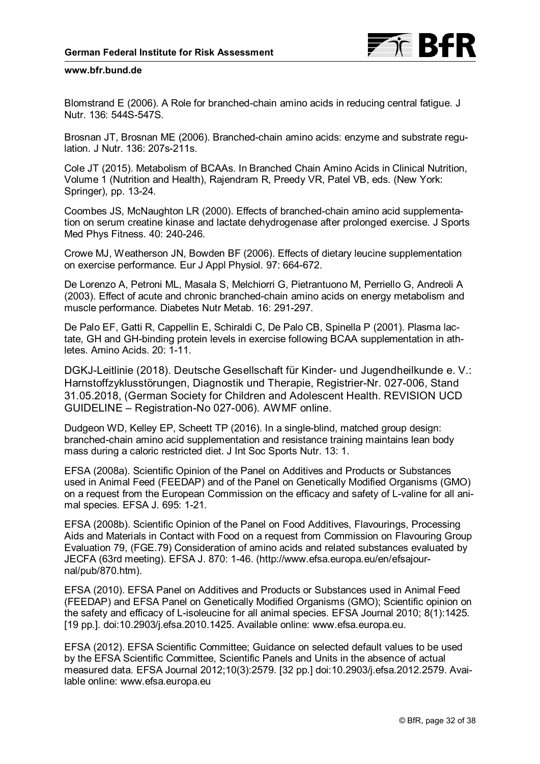Blomstrand E (2006). A Role for branched-chain amino acids in reducing central fatigue. J Nutr. 136: 544S-547S.

Brosnan JT, Brosnan ME (2006). Branched-chain amino acids: enzyme and substrate regulation. J Nutr. 136: 207s-211s.

Cole JT (2015). Metabolism of BCAAs. In Branched Chain Amino Acids in Clinical Nutrition, Volume 1 (Nutrition and Health), Rajendram R, Preedy VR, Patel VB, eds. (New York: Springer), pp. 13-24.

Coombes JS, McNaughton LR (2000). Effects of branched-chain amino acid supplementation on serum creatine kinase and lactate dehydrogenase after prolonged exercise. J Sports Med Phys Fitness. 40: 240-246.

Crowe MJ, Weatherson JN, Bowden BF (2006). Effects of dietary leucine supplementation on exercise performance. Eur J Appl Physiol. 97: 664-672.

De Lorenzo A, Petroni ML, Masala S, Melchiorri G, Pietrantuono M, Perriello G, Andreoli A (2003). Effect of acute and chronic branched-chain amino acids on energy metabolism and muscle performance. Diabetes Nutr Metab. 16: 291-297.

De Palo EF, Gatti R, Cappellin E, Schiraldi C, De Palo CB, Spinella P (2001). Plasma lactate, GH and GH-binding protein levels in exercise following BCAA supplementation in athletes. Amino Acids. 20: 1-11.

DGKJ-Leitlinie (2018). Deutsche Gesellschaft für Kinder- und Jugendheilkunde e. V.: Harnstoffzyklusstörungen, Diagnostik und Therapie, Registrier-Nr. 027-006, Stand 31.05.2018, (German Society for Children and Adolescent Health. REVISION UCD GUIDELINE – Registration-No 027-006). AWMF online.

Dudgeon WD, Kelley EP, Scheett TP (2016). In a single-blind, matched group design: branched-chain amino acid supplementation and resistance training maintains lean body mass during a caloric restricted diet. J Int Soc Sports Nutr. 13: 1.

EFSA (2008a). Scientific Opinion of the Panel on Additives and Products or Substances used in Animal Feed (FEEDAP) and of the Panel on Genetically Modified Organisms (GMO) on a request from the European Commission on the efficacy and safety of L-valine for all animal species. EFSA J. 695: 1-21.

EFSA (2008b). Scientific Opinion of the Panel on Food Additives, Flavourings, Processing Aids and Materials in Contact with Food on a request from Commission on Flavouring Group Evaluation 79, (FGE.79) Consideration of amino acids and related substances evaluated by JECFA (63rd meeting). EFSA J. 870: 1-46. (http://www.efsa.europa.eu/en/efsajournal/pub/870.htm).

EFSA (2010). EFSA Panel on Additives and Products or Substances used in Animal Feed (FEEDAP) and EFSA Panel on Genetically Modified Organisms (GMO); Scientific opinion on the safety and efficacy of L-isoleucine for all animal species. EFSA Journal 2010; 8(1):1425. [19 pp.]. doi:10.2903/j.efsa.2010.1425. Available online: www.efsa.europa.eu.

EFSA (2012). EFSA Scientific Committee; Guidance on selected default values to be used by the EFSA Scientific Committee, Scientific Panels and Units in the absence of actual measured data. EFSA Journal 2012;10(3):2579. [32 pp.] doi:10.2903/j.efsa.2012.2579. Available online: www.efsa.europa.eu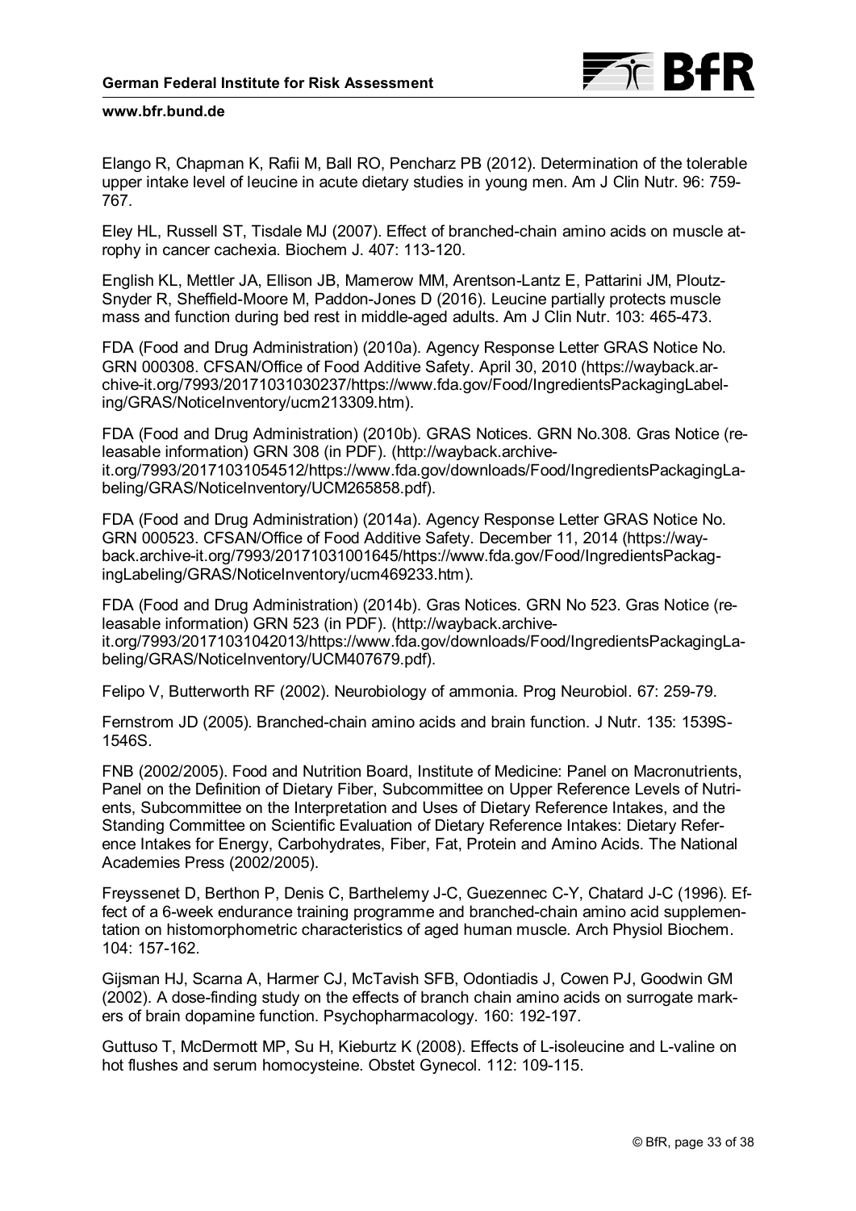Elango R, Chapman K, Rafii M, Ball RO, Pencharz PB (2012). Determination of the tolerable upper intake level of leucine in acute dietary studies in young men. Am J Clin Nutr. 96: 759-767.

Eley HL, Russell ST, Tisdale MJ (2007). Effect of branched-chain amino acids on muscle atrophy in cancer cachexia. Biochem J. 407: 113-120.

English KL, Mettler JA, Ellison JB, Mamerow MM, Arentson-Lantz E, Pattarini JM, Ploutz-Snyder R, Sheffield-Moore M, Paddon-Jones D (2016). Leucine partially protects muscle mass and function during bed rest in middle-aged adults. Am J Clin Nutr. 103: 465-473.

FDA (Food and Drug Administration) (2010a). Agency Response Letter GRAS Notice No. GRN 000308. CFSAN/Office of Food Additive Safety. April 30, 2010 (https://wayback.archive-it.org/7993/20171031030237/https://www.fda.gov/Food/IngredientsPackagingLabeling/GRAS/NoticeInventory/ucm213309.htm).

FDA (Food and Drug Administration) (2010b). GRAS Notices. GRN No.308. Gras Notice (releasable information) GRN 308 (in PDF). (http://wayback.archive-it.org/7993/20171031054512/https://www.fda.gov/downloads/Food/IngredientsPackagingLabeling/GRAS/NoticeInventory/UCM265858.pdf).

FDA (Food and Drug Administration) (2014a). Agency Response Letter GRAS Notice No. GRN 000523. CFSAN/Office of Food Additive Safety. December 11, 2014 (https://wayback.archive-it.org/7993/20171031001645/https://www.fda.gov/Food/IngredientsPackagingLabeling/GRAS/NoticeInventory/ucm469233.htm).

FDA (Food and Drug Administration) (2014b). Gras Notices. GRN No 523. Gras Notice (releasable information) GRN 523 (in PDF). (http://wayback.archive-it.org/7993/20171031042013/https://www.fda.gov/downloads/Food/IngredientsPackagingLabeling/GRAS/NoticeInventory/UCM407679.pdf).

Felipo V, Butterworth RF (2002). Neurobiology of ammonia. Prog Neurobiol. 67: 259-79.

Fernstrom JD (2005). Branched-chain amino acids and brain function. J Nutr. 135: 1539S-1546S.

FNB (2002/2005). Food and Nutrition Board, Institute of Medicine: Panel on Macronutrients, Panel on the Definition of Dietary Fiber, Subcommittee on Upper Reference Levels of Nutrients, Subcommittee on the Interpretation and Uses of Dietary Reference Intakes, and the Standing Committee on Scientific Evaluation of Dietary Reference Intakes: Dietary Reference Intakes for Energy, Carbohydrates, Fiber, Fat, Protein and Amino Acids. The National Academies Press (2002/2005).

Freyssenet D, Berthon P, Denis C, Barthelemy J-C, Guezennec C-Y, Chatard J-C (1996). Effect of a 6-week endurance training programme and branched-chain amino acid supplementation on histomorphometric characteristics of aged human muscle. Arch Physiol Biochem. 104: 157-162.

Gijsman HJ, Scarna A, Harmer CJ, McTavish SFB, Odontiadis J, Cowen PJ, Goodwin GM (2002). A dose-finding study on the effects of branch chain amino acids on surrogate markers of brain dopamine function. Psychopharmacology. 160: 192-197.

Guttuso T, McDermott MP, Su H, Kieburtz K (2008). Effects of L-isoleucine and L-valine on hot flushes and serum homocysteine. Obstet Gynecol. 112: 109-115.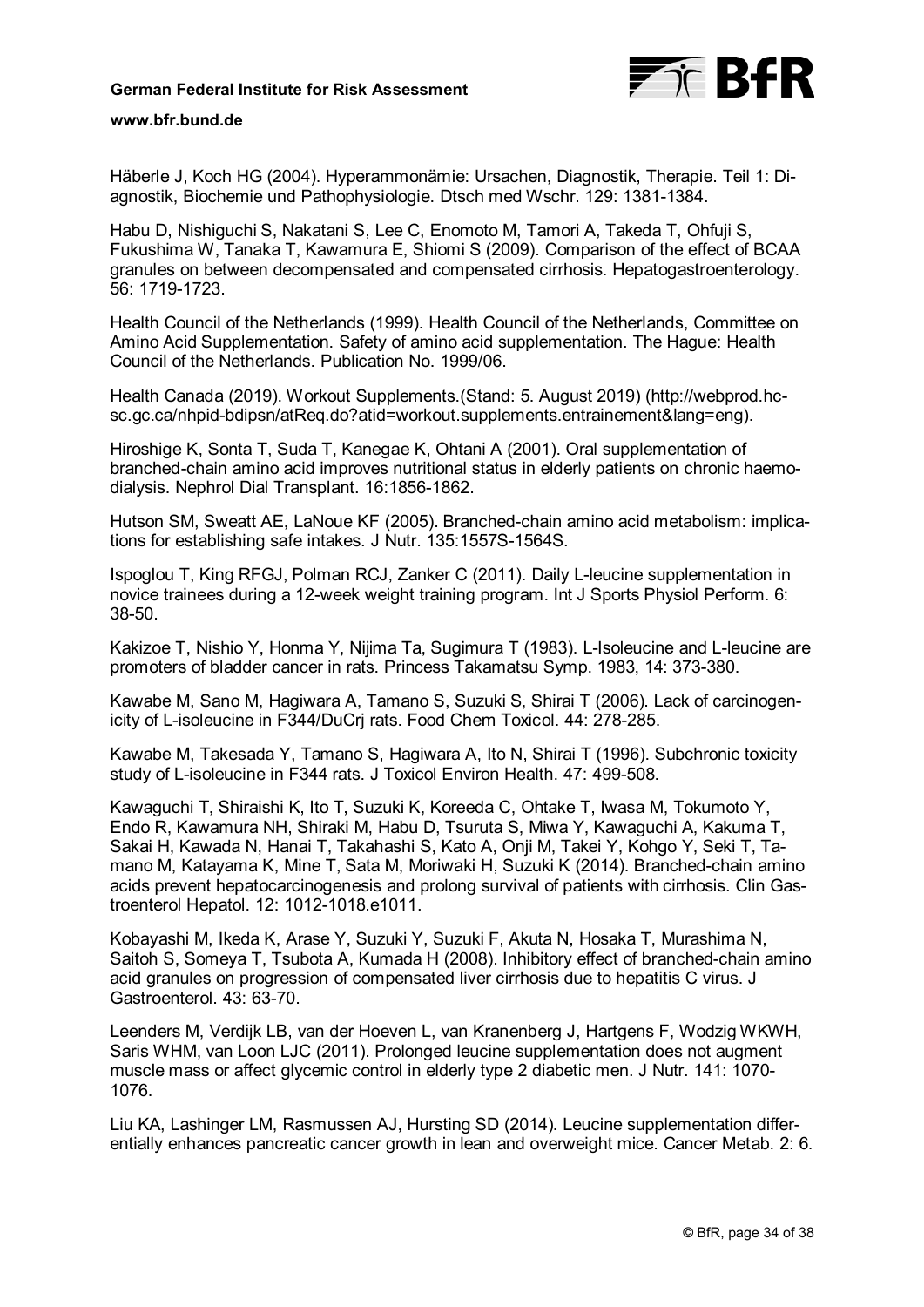Häberle J, Koch HG (2004). Hyperammonämie: Ursachen, Diagnostik, Therapie. Teil 1: Diagnostik, Biochemie und Pathophysiologie. Dtsch med Wschr. 129: 1381-1384.

Habu D, Nishiguchi S, Nakatani S, Lee C, Enomoto M, Tamori A, Takeda T, Ohfuji S, Fukushima W, Tanaka T, Kawamura E, Shiomi S (2009). Comparison of the effect of BCAA granules on between decompensated and compensated cirrhosis. Hepatogastroenterology. 56: 1719-1723.

Health Council of the Netherlands (1999). Health Council of the Netherlands, Committee on Amino Acid Supplementation. Safety of amino acid supplementation. The Hague: Health Council of the Netherlands. Publication No. 1999/06.

Health Canada (2019). Workout Supplements.(Stand: 5. August 2019) (http://webprod.hc-sc.gc.ca/nhpid-bdipsn/atReq.do?atid=workout.supplements.entrainement&lang=eng).

Hiroshige K, Sonta T, Suda T, Kanegae K, Ohtani A (2001). Oral supplementation of branched-chain amino acid improves nutritional status in elderly patients on chronic haemodialysis. Nephrol Dial Transplant. 16:1856-1862.

Hutson SM, Sweatt AE, LaNoue KF (2005). Branched-chain amino acid metabolism: implications for establishing safe intakes. J Nutr. 135:1557S-1564S.

Ispoglou T, King RFGJ, Polman RCJ, Zanker C (2011). Daily L-leucine supplementation in novice trainees during a 12-week weight training program. Int J Sports Physiol Perform. 6: 38-50.

Kakizoe T, Nishio Y, Honma Y, Nijima Ta, Sugimura T (1983). L-Isoleucine and L-leucine are promoters of bladder cancer in rats. Princess Takamatsu Symp. 1983, 14: 373-380.

Kawabe M, Sano M, Hagiwara A, Tamano S, Suzuki S, Shirai T (2006). Lack of carcinogenicity of L-isoleucine in F344/DuCrj rats. Food Chem Toxicol. 44: 278-285.

Kawabe M, Takesada Y, Tamano S, Hagiwara A, Ito N, Shirai T (1996). Subchronic toxicity study of L-isoleucine in F344 rats. J Toxicol Environ Health. 47: 499-508.

Kawaguchi T, Shiraishi K, Ito T, Suzuki K, Koreeda C, Ohtake T, Iwasa M, Tokumoto Y, Endo R, Kawamura NH, Shiraki M, Habu D, Tsuruta S, Miwa Y, Kawaguchi A, Kakuma T, Sakai H, Kawada N, Hanai T, Takahashi S, Kato A, Onji M, Takei Y, Kohgo Y, Seki T, Tamano M, Katayama K, Mine T, Sata M, Moriwaki H, Suzuki K (2014). Branched-chain amino acids prevent hepatocarcinogenesis and prolong survival of patients with cirrhosis. Clin Gastroenterol Hepatol. 12: 1012-1018.e1011.

Kobayashi M, Ikeda K, Arase Y, Suzuki Y, Suzuki F, Akuta N, Hosaka T, Murashima N, Saitoh S, Someya T, Tsubota A, Kumada H (2008). Inhibitory effect of branched-chain amino acid granules on progression of compensated liver cirrhosis due to hepatitis C virus. J Gastroenterol. 43: 63-70.

Leenders M, Verdijk LB, van der Hoeven L, van Kranenberg J, Hartgens F, Wodzig WKWH, Saris WHM, van Loon LJC (2011). Prolonged leucine supplementation does not augment muscle mass or affect glycemic control in elderly type 2 diabetic men. J Nutr. 141: 1070-1076.

Liu KA, Lashinger LM, Rasmussen AJ, Hursting SD (2014). Leucine supplementation differentially enhances pancreatic cancer growth in lean and overweight mice. Cancer Metab. 2: 6.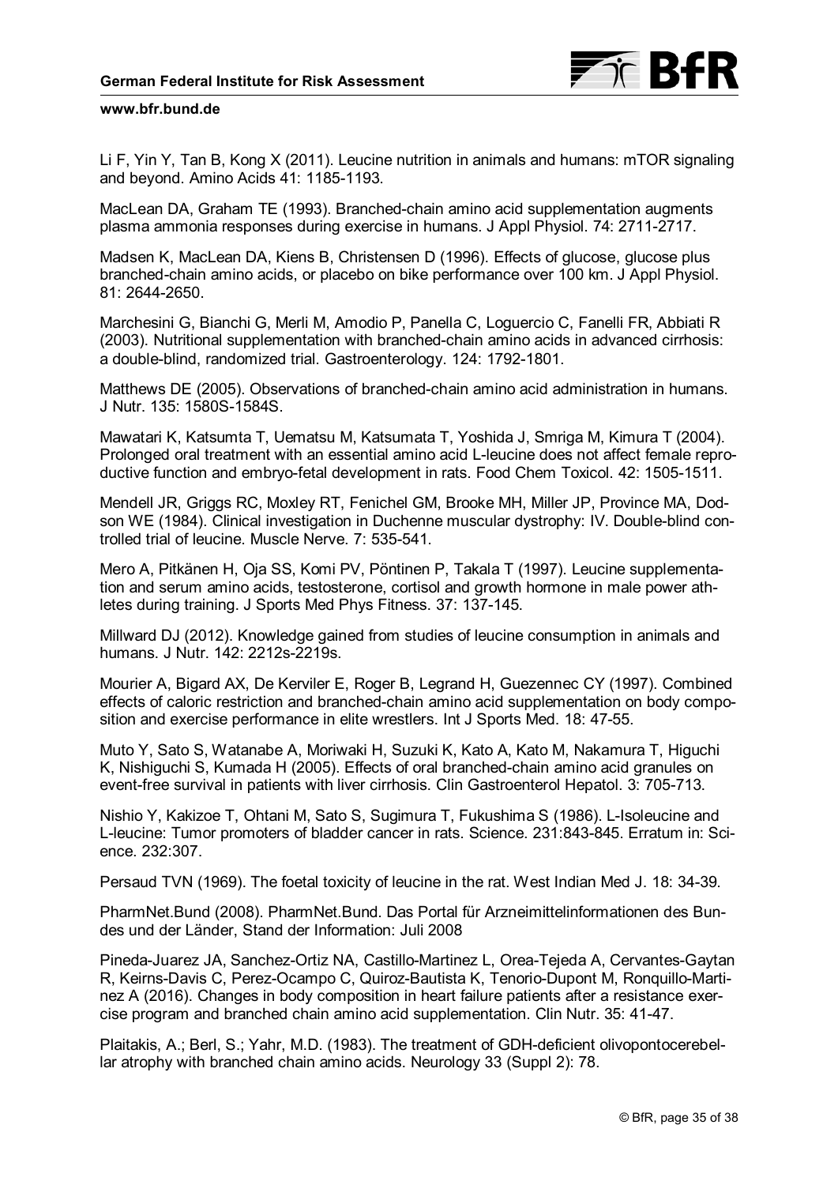Li F, Yin Y, Tan B, Kong X (2011). Leucine nutrition in animals and humans: mTOR signaling and beyond. Amino Acids 41: 1185-1193.

MacLean DA, Graham TE (1993). Branched-chain amino acid supplementation augments plasma ammonia responses during exercise in humans. J Appl Physiol. 74: 2711-2717.

Madsen K, MacLean DA, Kiens B, Christensen D (1996). Effects of glucose, glucose plus branched-chain amino acids, or placebo on bike performance over 100 km. J Appl Physiol. 81: 2644-2650.

Marchesini G, Bianchi G, Merli M, Amodio P, Panella C, Loguercio C, Fanelli FR, Abbiati R (2003). Nutritional supplementation with branched-chain amino acids in advanced cirrhosis: a double-blind, randomized trial. Gastroenterology. 124: 1792-1801.

Matthews DE (2005). Observations of branched-chain amino acid administration in humans. J Nutr. 135: 1580S-1584S.

Mawatari K, Katsumta T, Uematsu M, Katsumata T, Yoshida J, Smriga M, Kimura T (2004). Prolonged oral treatment with an essential amino acid L-leucine does not affect female reproductive function and embryo-fetal development in rats. Food Chem Toxicol. 42: 1505-1511.

Mendell JR, Griggs RC, Moxley RT, Fenichel GM, Brooke MH, Miller JP, Province MA, Dodson WE (1984). Clinical investigation in Duchenne muscular dystrophy: IV. Double-blind controlled trial of leucine. Muscle Nerve. 7: 535-541.

Mero A, Pitkänen H, Oja SS, Komi PV, Pöntinen P, Takala T (1997). Leucine supplementation and serum amino acids, testosterone, cortisol and growth hormone in male power athletes during training. J Sports Med Phys Fitness. 37: 137-145.

Millward DJ (2012). Knowledge gained from studies of leucine consumption in animals and humans. J Nutr. 142: 2212s-2219s.

Mourier A, Bigard AX, De Kerviler E, Roger B, Legrand H, Guezennec CY (1997). Combined effects of caloric restriction and branched-chain amino acid supplementation on body composition and exercise performance in elite wrestlers. Int J Sports Med. 18: 47-55.

Muto Y, Sato S, Watanabe A, Moriwaki H, Suzuki K, Kato A, Kato M, Nakamura T, Higuchi K, Nishiguchi S, Kumada H (2005). Effects of oral branched-chain amino acid granules on event-free survival in patients with liver cirrhosis. Clin Gastroenterol Hepatol. 3: 705-713.

Nishio Y, Kakizoe T, Ohtani M, Sato S, Sugimura T, Fukushima S (1986). L-Isoleucine and L-leucine: Tumor promoters of bladder cancer in rats. Science. 231:843-845. Erratum in: Science. 232:307.

Persaud TVN (1969). The foetal toxicity of leucine in the rat. West Indian Med J. 18: 34-39.

PharmNet.Bund (2008). PharmNet.Bund. Das Portal für Arzneimittelinformationen des Bundes und der Länder, Stand der Information: Juli 2008

Pineda-Juarez JA, Sanchez-Ortiz NA, Castillo-Martinez L, Orea-Tejeda A, Cervantes-Gaytan R, Keirns-Davis C, Perez-Ocampo C, Quiroz-Bautista K, Tenorio-Dupont M, Ronquillo-Martinez A (2016). Changes in body composition in heart failure patients after a resistance exercise program and branched chain amino acid supplementation. Clin Nutr. 35: 41-47.

Plaitakis, A.; Berl, S.; Yahr, M.D. (1983). The treatment of GDH-deficient olivopontocerebellar atrophy with branched chain amino acids. Neurology 33 (Suppl 2): 78.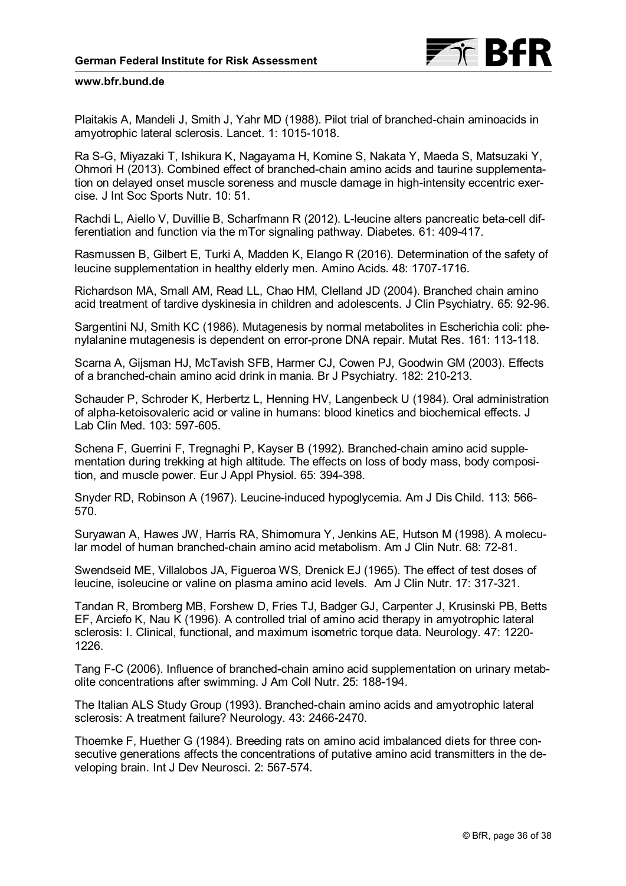Plaitakis A, Mandeli J, Smith J, Yahr MD (1988). Pilot trial of branched-chain aminoacids in amyotrophic lateral sclerosis. Lancet. 1: 1015-1018.

Ra S-G, Miyazaki T, Ishikura K, Nagayama H, Komine S, Nakata Y, Maeda S, Matsuzaki Y, Ohmori H (2013). Combined effect of branched-chain amino acids and taurine supplementation on delayed onset muscle soreness and muscle damage in high-intensity eccentric exercise. J Int Soc Sports Nutr. 10: 51.

Rachdi L, Aiello V, Duvillie B, Scharfmann R (2012). L-leucine alters pancreatic beta-cell differentiation and function via the mTor signaling pathway. Diabetes. 61: 409-417.

Rasmussen B, Gilbert E, Turki A, Madden K, Elango R (2016). Determination of the safety of leucine supplementation in healthy elderly men. Amino Acids. 48: 1707-1716.

Richardson MA, Small AM, Read LL, Chao HM, Clelland JD (2004). Branched chain amino acid treatment of tardive dyskinesia in children and adolescents. J Clin Psychiatry. 65: 92-96.

Sargentini NJ, Smith KC (1986). Mutagenesis by normal metabolites in Escherichia coli: phenylalanine mutagenesis is dependent on error-prone DNA repair. Mutat Res. 161: 113-118.

Scarna A, Gijsman HJ, McTavish SFB, Harmer CJ, Cowen PJ, Goodwin GM (2003). Effects of a branched-chain amino acid drink in mania. Br J Psychiatry. 182: 210-213.

Schauder P, Schroder K, Herbertz L, Henning HV, Langenbeck U (1984). Oral administration of alpha-ketoisovaleric acid or valine in humans: blood kinetics and biochemical effects. J Lab Clin Med. 103: 597-605.

Schena F, Guerrini F, Tregnaghi P, Kayser B (1992). Branched-chain amino acid supplementation during trekking at high altitude. The effects on loss of body mass, body composition, and muscle power. Eur J Appl Physiol. 65: 394-398.

Snyder RD, Robinson A (1967). Leucine-induced hypoglycemia. Am J Dis Child. 113: 566-570.

Suryawan A, Hawes JW, Harris RA, Shimomura Y, Jenkins AE, Hutson M (1998). A molecular model of human branched-chain amino acid metabolism. Am J Clin Nutr. 68: 72-81.

Swendseid ME, Villalobos JA, Figueroa WS, Drenick EJ (1965). The effect of test doses of leucine, isoleucine or valine on plasma amino acid levels. Am J Clin Nutr. 17: 317-321.

Tandan R, Bromberg MB, Forshew D, Fries TJ, Badger GJ, Carpenter J, Krusinski PB, Betts EF, Arciefo K, Nau K (1996). A controlled trial of amino acid therapy in amyotrophic lateral sclerosis: I. Clinical, functional, and maximum isometric torque data. Neurology. 47: 1220-1226.

Tang F-C (2006). Influence of branched-chain amino acid supplementation on urinary metabolite concentrations after swimming. J Am Coll Nutr. 25: 188-194.

The Italian ALS Study Group (1993). Branched-chain amino acids and amyotrophic lateral sclerosis: A treatment failure? Neurology. 43: 2466-2470.

Thoemke F, Huether G (1984). Breeding rats on amino acid imbalanced diets for three consecutive generations affects the concentrations of putative amino acid transmitters in the developing brain. Int J Dev Neurosci. 2: 567-574.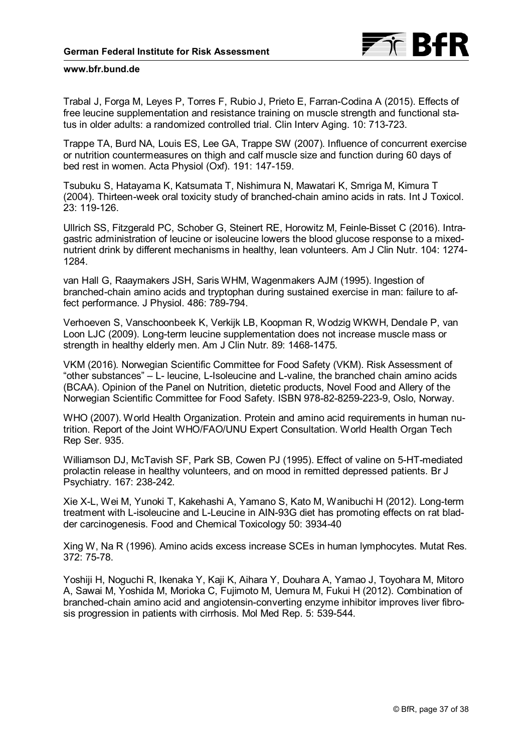Trabal J, Forga M, Leyes P, Torres F, Rubio J, Prieto E, Farran-Codina A (2015). Effects of free leucine supplementation and resistance training on muscle strength and functional status in older adults: a randomized controlled trial. Clin Interv Aging. 10: 713-723.

Trappe TA, Burd NA, Louis ES, Lee GA, Trappe SW (2007). Influence of concurrent exercise or nutrition countermeasures on thigh and calf muscle size and function during 60 days of bed rest in women. Acta Physiol (Oxf). 191: 147-159.

Tsubuku S, Hatayama K, Katsumata T, Nishimura N, Mawatari K, Smriga M, Kimura T (2004). Thirteen-week oral toxicity study of branched-chain amino acids in rats. Int J Toxicol. 23: 119-126.

Ullrich SS, Fitzgerald PC, Schober G, Steinert RE, Horowitz M, Feinle-Bisset C (2016). Intragastric administration of leucine or isoleucine lowers the blood glucose response to a mixed-nutrient drink by different mechanisms in healthy, lean volunteers. Am J Clin Nutr. 104: 1274-1284.

van Hall G, Raaymakers JSH, Saris WHM, Wagenmakers AJM (1995). Ingestion of branched-chain amino acids and tryptophan during sustained exercise in man: failure to affect performance. J Physiol. 486: 789-794.

Verhoeven S, Vanschoonbeek K, Verkijk LB, Koopman R, Wodzig WKWH, Dendale P, van Loon LJC (2009). Long-term leucine supplementation does not increase muscle mass or strength in healthy elderly men. Am J Clin Nutr. 89: 1468-1475.

VKM (2016). Norwegian Scientific Committee for Food Safety (VKM). Risk Assessment of "other substances" – L- leucine, L-Isoleucine and L-valine, the branched chain amino acids (BCAA). Opinion of the Panel on Nutrition, dietetic products, Novel Food and Allery of the Norwegian Scientific Committee for Food Safety. ISBN 978-82-8259-223-9, Oslo, Norway.

WHO (2007). World Health Organization. Protein and amino acid requirements in human nutrition. Report of the Joint WHO/FAO/UNU Expert Consultation. World Health Organ Tech Rep Ser. 935.

Williamson DJ, McTavish SF, Park SB, Cowen PJ (1995). Effect of valine on 5-HT-mediated prolactin release in healthy volunteers, and on mood in remitted depressed patients. Br J Psychiatry. 167: 238-242.

Xie X-L, Wei M, Yunoki T, Kakehashi A, Yamano S, Kato M, Wanibuchi H (2012). Long-term treatment with L-isoleucine and L-Leucine in AIN-93G diet has promoting effects on rat bladder carcinogenesis. Food and Chemical Toxicology 50: 3934-40

Xing W, Na R (1996). Amino acids excess increase SCEs in human lymphocytes. Mutat Res. 372: 75-78.

Yoshiji H, Noguchi R, Ikenaka Y, Kaji K, Aihara Y, Douhara A, Yamao J, Toyohara M, Mitoro A, Sawai M, Yoshida M, Morioka C, Fujimoto M, Uemura M, Fukui H (2012). Combination of branched-chain amino acid and angiotensin-converting enzyme inhibitor improves liver fibrosis progression in patients with cirrhosis. Mol Med Rep. 5: 539-544.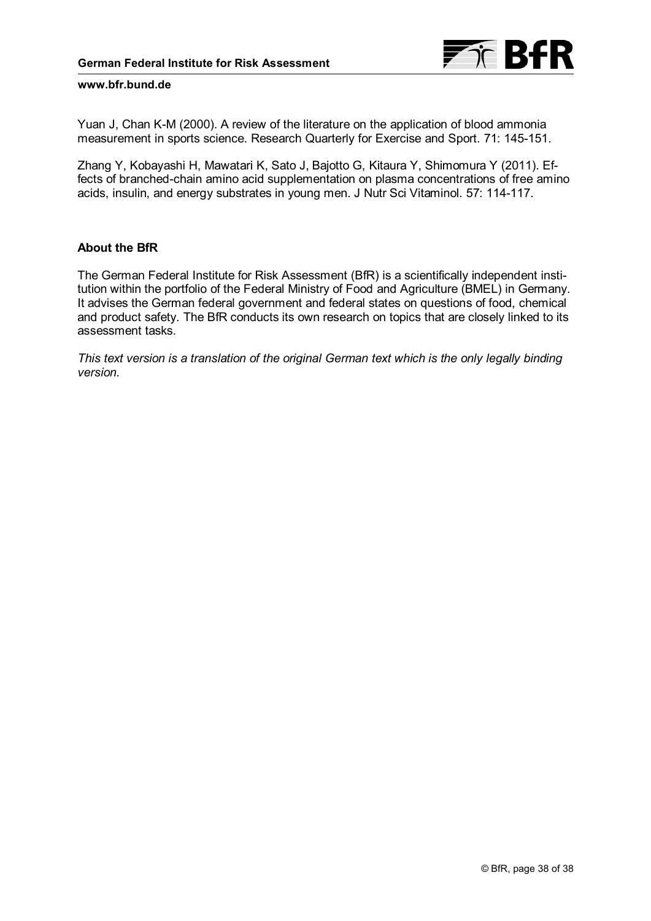Yuan J, Chan K-M (2000). A review of the literature on the application of blood ammonia measurement in sports science. Research Quarterly for Exercise and Sport. 71: 145-151.

Zhang Y, Kobayashi H, Mawatari K, Sato J, Bajotto G, Kitaura Y, Shimomura Y (2011). Effects of branched-chain amino acid supplementation on plasma concentrations of free amino acids, insulin, and energy substrates in young men. J Nutr Sci Vitaminol. 57: 114-117.

## About the BfR

The German Federal Institute for Risk Assessment (BfR) is a scientifically independent institution within the portfolio of the Federal Ministry of Food and Agriculture (BMEL) in Germany. It advises the German federal government and federal states on questions of food, chemical and product safety. The BfR conducts its own research on topics that are closely linked to its assessment tasks.

*This text version is a translation of the original German text which is the only legally binding version.*